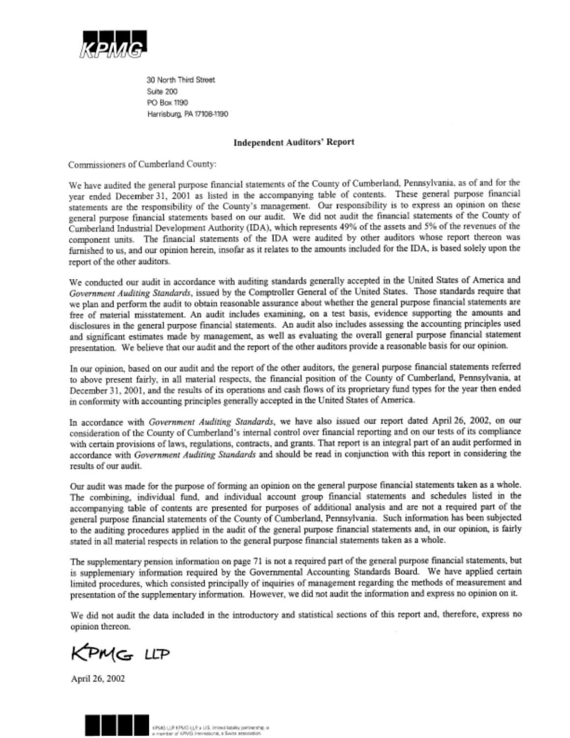KPMG

30 North Third Street
Suite 200
PO Box 1190
Harrisburg, PA 17108-1190

## Independent Auditors' Report

Commissioners of Cumberland County:

We have audited the general purpose financial statements of the County of Cumberland, Pennsylvania, as of and for the year ended December 31, 2001 as listed in the accompanying table of contents. These general purpose financial statements are the responsibility of the County's management. Our responsibility is to express an opinion on these general purpose financial statements based on our audit. We did not audit the financial statements of the County of Cumberland Industrial Development Authority (IDA), which represents 49% of the assets and 5% of the revenues of the component units. The financial statements of the IDA were audited by other auditors whose report thereon was furnished to us, and our opinion herein, insofar as it relates to the amounts included for the IDA, is based solely upon the report of the other auditors.

We conducted our audit in accordance with auditing standards generally accepted in the United States of America and *Government Auditing Standards*, issued by the Comptroller General of the United States. Those standards require that we plan and perform the audit to obtain reasonable assurance about whether the general purpose financial statements are free of material misstatement. An audit includes examining, on a test basis, evidence supporting the amounts and disclosures in the general purpose financial statements. An audit also includes assessing the accounting principles used and significant estimates made by management, as well as evaluating the overall general purpose financial statement presentation. We believe that our audit and the report of the other auditors provide a reasonable basis for our opinion.

In our opinion, based on our audit and the report of the other auditors, the general purpose financial statements referred to above present fairly, in all material respects, the financial position of the County of Cumberland, Pennsylvania, at December 31, 2001, and the results of its operations and cash flows of its proprietary fund types for the year then ended in conformity with accounting principles generally accepted in the United States of America.

In accordance with *Government Auditing Standards*, we have also issued our report dated April 26, 2002, on our consideration of the County of Cumberland's internal control over financial reporting and on our tests of its compliance with certain provisions of laws, regulations, contracts, and grants. That report is an integral part of an audit performed in accordance with *Government Auditing Standards* and should be read in conjunction with this report in considering the results of our audit.

Our audit was made for the purpose of forming an opinion on the general purpose financial statements taken as a whole. The combining, individual fund, and individual account group financial statements and schedules listed in the accompanying table of contents are presented for purposes of additional analysis and are not a required part of the general purpose financial statements of the County of Cumberland, Pennsylvania. Such information has been subjected to the auditing procedures applied in the audit of the general purpose financial statements and, in our opinion, is fairly stated in all material respects in relation to the general purpose financial statements taken as a whole.

The supplementary pension information on page 71 is not a required part of the general purpose financial statements, but is supplementary information required by the Governmental Accounting Standards Board. We have applied certain limited procedures, which consisted principally of inquiries of management regarding the methods of measurement and presentation of the supplementary information. However, we did not audit the information and express no opinion on it.

We did not audit the data included in the introductory and statistical sections of this report and, therefore, express no opinion thereon.

KPMG LLP

April 26, 2002

KPMG LLP KPMG LLP a U.S. limited liability partnership, is a member of KPMG International, a Swiss association.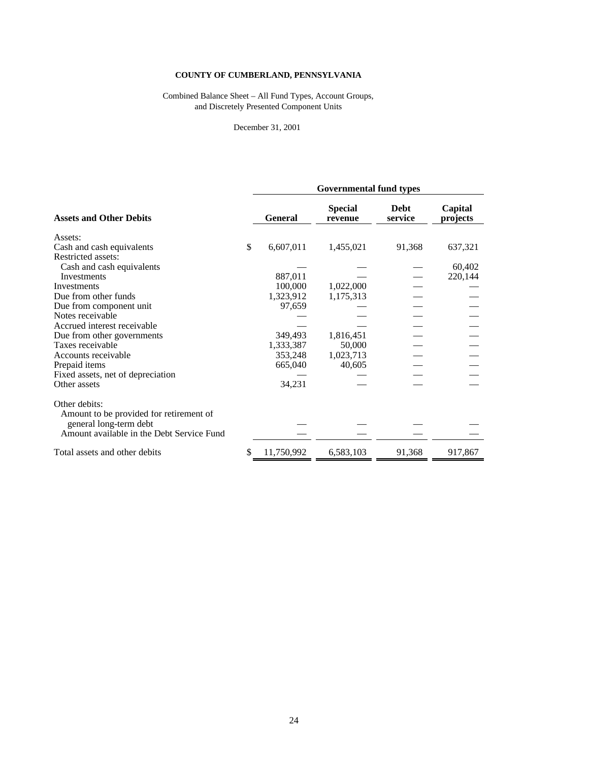**COUNTY OF CUMBERLAND, PENNSYLVANIA**

Combined Balance Sheet – All Fund Types, Account Groups, and Discretely Presented Component Units

December 31, 2001

| | Governmental fund types | | | |
|---|---|---|---|---|
| **Assets and Other Debits** | **General** | **Special revenue** | **Debt service** | **Capital projects** |
| Assets: | | | | |
| Cash and cash equivalents | $ 6,607,011 | 1,455,021 | 91,368 | 637,321 |
| Restricted assets: | | | | |
| Cash and cash equivalents | — | — | — | 60,402 |
| Investments | 887,011 | — | — | 220,144 |
| Investments | 100,000 | 1,022,000 | — | — |
| Due from other funds | 1,323,912 | 1,175,313 | — | — |
| Due from component unit | 97,659 | — | — | — |
| Notes receivable | — | — | — | — |
| Accrued interest receivable | — | — | — | — |
| Due from other governments | 349,493 | 1,816,451 | — | — |
| Taxes receivable | 1,333,387 | 50,000 | — | — |
| Accounts receivable | 353,248 | 1,023,713 | — | — |
| Prepaid items | 665,040 | 40,605 | — | — |
| Fixed assets, net of depreciation | — | — | — | — |
| Other assets | 34,231 | — | — | — |
| Other debits: | | | | |
| Amount to be provided for retirement of general long-term debt | — | — | — | — |
| Amount available in the Debt Service Fund | — | — | — | — |
| Total assets and other debits | $ 11,750,992 | 6,583,103 | 91,368 | 917,867 |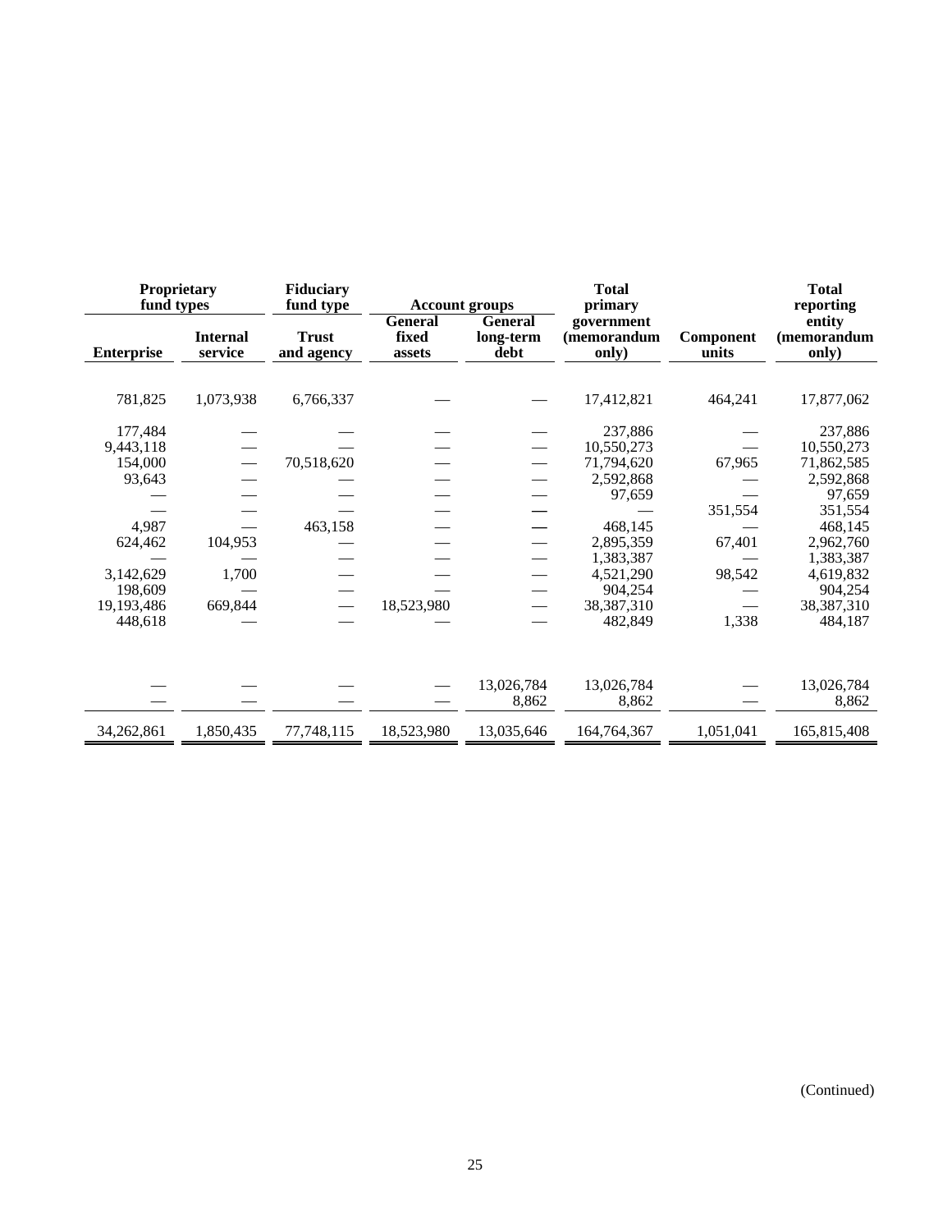| Proprietary fund types | | Fiduciary fund type | Account groups | | Total primary | | Total reporting |
|---|---|---|---|---|---|---|---|
| Enterprise | Internal service | Trust and agency | General fixed assets | General long-term debt | government (memorandum only) | Component units | entity (memorandum only) |
| 781,825 | 1,073,938 | 6,766,337 | — | — | 17,412,821 | 464,241 | 17,877,062 |
| 177,484 | — | — | — | — | 237,886 | — | 237,886 |
| 9,443,118 | — | — | — | — | 10,550,273 | — | 10,550,273 |
| 154,000 | — | 70,518,620 | — | — | 71,794,620 | 67,965 | 71,862,585 |
| 93,643 | — | — | — | — | 2,592,868 | — | 2,592,868 |
| — | — | — | — | — | 97,659 | — | 97,659 |
| — | — | — | — | — | — | 351,554 | 351,554 |
| 4,987 | — | 463,158 | — | — | 468,145 | — | 468,145 |
| 624,462 | 104,953 | — | — | — | 2,895,359 | 67,401 | 2,962,760 |
| — | — | — | — | — | 1,383,387 | — | 1,383,387 |
| 3,142,629 | 1,700 | — | — | — | 4,521,290 | 98,542 | 4,619,832 |
| 198,609 | — | — | — | — | 904,254 | — | 904,254 |
| 19,193,486 | 669,844 | — | 18,523,980 | — | 38,387,310 | — | 38,387,310 |
| 448,618 | — | — | — | — | 482,849 | 1,338 | 484,187 |
| — | — | — | — | 13,026,784 | 13,026,784 | — | 13,026,784 |
| — | — | — | — | 8,862 | 8,862 | — | 8,862 |
| 34,262,861 | 1,850,435 | 77,748,115 | 18,523,980 | 13,035,646 | 164,764,367 | 1,051,041 | 165,815,408 |

(Continued)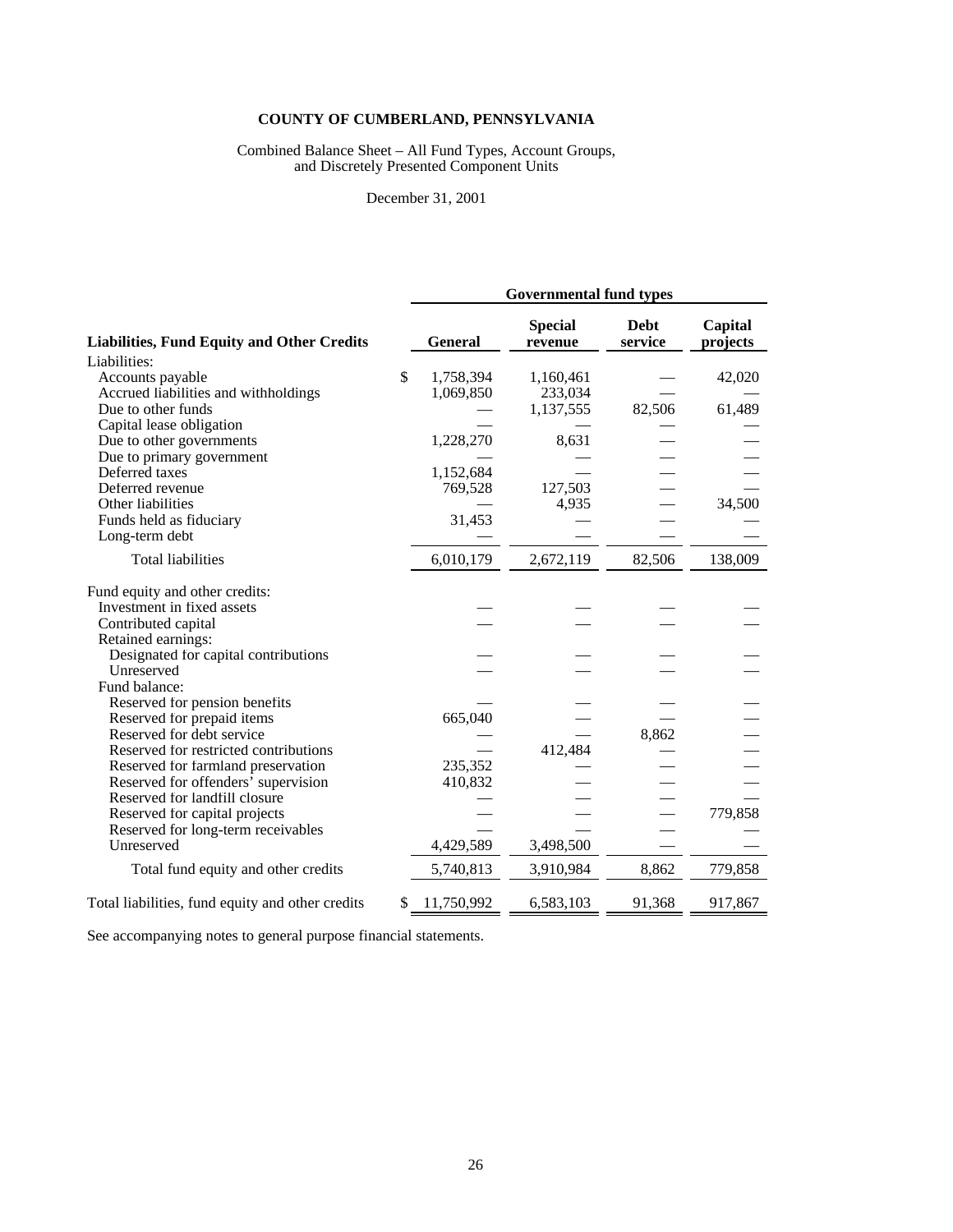**COUNTY OF CUMBERLAND, PENNSYLVANIA**

Combined Balance Sheet – All Fund Types, Account Groups, and Discretely Presented Component Units

December 31, 2001

| | Governmental fund types | | | |
|---|---|---|---|---|
| **Liabilities, Fund Equity and Other Credits** | **General** | **Special revenue** | **Debt service** | **Capital projects** |
| Liabilities: | | | | |
| Accounts payable | $ 1,758,394 | 1,160,461 | — | 42,020 |
| Accrued liabilities and withholdings | 1,069,850 | 233,034 | — | — |
| Due to other funds | — | 1,137,555 | 82,506 | 61,489 |
| Capital lease obligation | — | — | — | — |
| Due to other governments | 1,228,270 | 8,631 | — | — |
| Due to primary government | — | — | — | — |
| Deferred taxes | 1,152,684 | — | — | — |
| Deferred revenue | 769,528 | 127,503 | — | — |
| Other liabilities | — | 4,935 | — | 34,500 |
| Funds held as fiduciary | 31,453 | — | — | — |
| Long-term debt | — | — | — | — |
| Total liabilities | 6,010,179 | 2,672,119 | 82,506 | 138,009 |
| Fund equity and other credits: | | | | |
| Investment in fixed assets | — | — | — | — |
| Contributed capital | — | — | — | — |
| Retained earnings: | | | | |
| Designated for capital contributions | — | — | — | — |
| Unreserved | — | — | — | — |
| Fund balance: | | | | |
| Reserved for pension benefits | — | — | — | — |
| Reserved for prepaid items | 665,040 | — | — | — |
| Reserved for debt service | — | — | 8,862 | — |
| Reserved for restricted contributions | — | 412,484 | — | — |
| Reserved for farmland preservation | 235,352 | — | — | — |
| Reserved for offenders' supervision | 410,832 | — | — | — |
| Reserved for landfill closure | — | — | — | — |
| Reserved for capital projects | — | — | — | 779,858 |
| Reserved for long-term receivables | — | — | — | — |
| Unreserved | 4,429,589 | 3,498,500 | — | — |
| Total fund equity and other credits | 5,740,813 | 3,910,984 | 8,862 | 779,858 |
| Total liabilities, fund equity and other credits | $ 11,750,992 | 6,583,103 | 91,368 | 917,867 |

See accompanying notes to general purpose financial statements.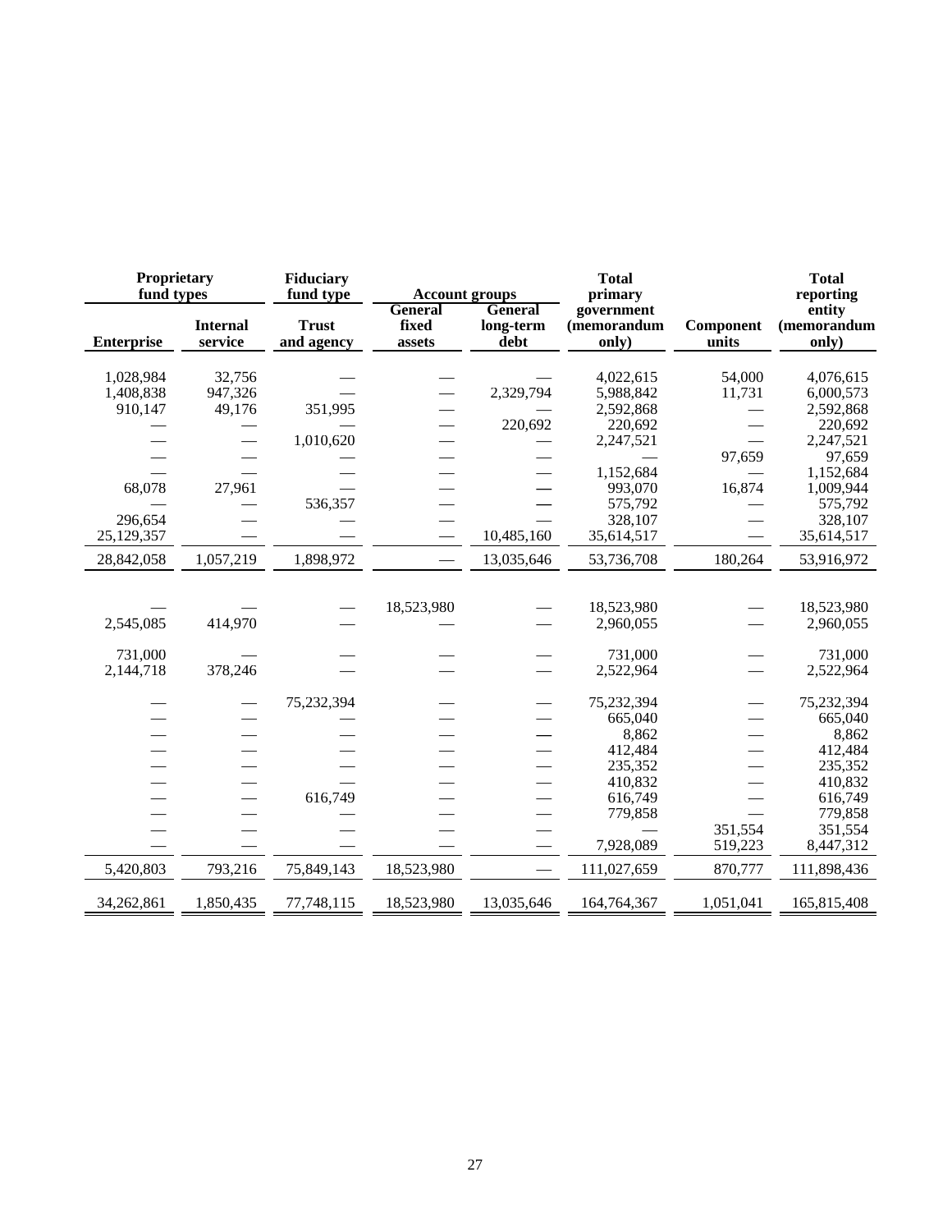| Proprietary fund types | | Fiduciary fund type | Account groups | | Total primary government (memorandum only) | Component units | Total reporting entity (memorandum only) |
|---|---|---|---|---|---|---|---|
| Enterprise | Internal service | Trust and agency | General fixed assets | General long-term debt | | | |
| 1,028,984 | 32,756 | — | — | — | 4,022,615 | 54,000 | 4,076,615 |
| 1,408,838 | 947,326 | — | — | 2,329,794 | 5,988,842 | 11,731 | 6,000,573 |
| 910,147 | 49,176 | 351,995 | — | — | 2,592,868 | — | 2,592,868 |
| — | — | — | — | 220,692 | 220,692 | — | 220,692 |
| — | — | 1,010,620 | — | — | 2,247,521 | — | 2,247,521 |
| — | — | — | — | — | — | 97,659 | 97,659 |
| — | — | — | — | — | 1,152,684 | — | 1,152,684 |
| 68,078 | 27,961 | — | — | — | 993,070 | 16,874 | 1,009,944 |
| — | — | 536,357 | — | — | 575,792 | — | 575,792 |
| 296,654 | — | — | — | — | 328,107 | — | 328,107 |
| 25,129,357 | — | — | — | 10,485,160 | 35,614,517 | — | 35,614,517 |
| 28,842,058 | 1,057,219 | 1,898,972 | — | 13,035,646 | 53,736,708 | 180,264 | 53,916,972 |
| | | | | | | | |
| — | — | — | 18,523,980 | — | 18,523,980 | — | 18,523,980 |
| 2,545,085 | 414,970 | — | — | — | 2,960,055 | — | 2,960,055 |
| 731,000 | — | — | — | — | 731,000 | — | 731,000 |
| 2,144,718 | 378,246 | — | — | — | 2,522,964 | — | 2,522,964 |
| — | — | 75,232,394 | — | — | 75,232,394 | — | 75,232,394 |
| — | — | — | — | — | 665,040 | — | 665,040 |
| — | — | — | — | — | 8,862 | — | 8,862 |
| — | — | — | — | — | 412,484 | — | 412,484 |
| — | — | — | — | — | 235,352 | — | 235,352 |
| — | — | — | — | — | 410,832 | — | 410,832 |
| — | — | 616,749 | — | — | 616,749 | — | 616,749 |
| — | — | — | — | — | 779,858 | — | 779,858 |
| — | — | — | — | — | — | 351,554 | 351,554 |
| — | — | — | — | — | 7,928,089 | 519,223 | 8,447,312 |
| 5,420,803 | 793,216 | 75,849,143 | 18,523,980 | — | 111,027,659 | 870,777 | 111,898,436 |
| 34,262,861 | 1,850,435 | 77,748,115 | 18,523,980 | 13,035,646 | 164,764,367 | 1,051,041 | 165,815,408 |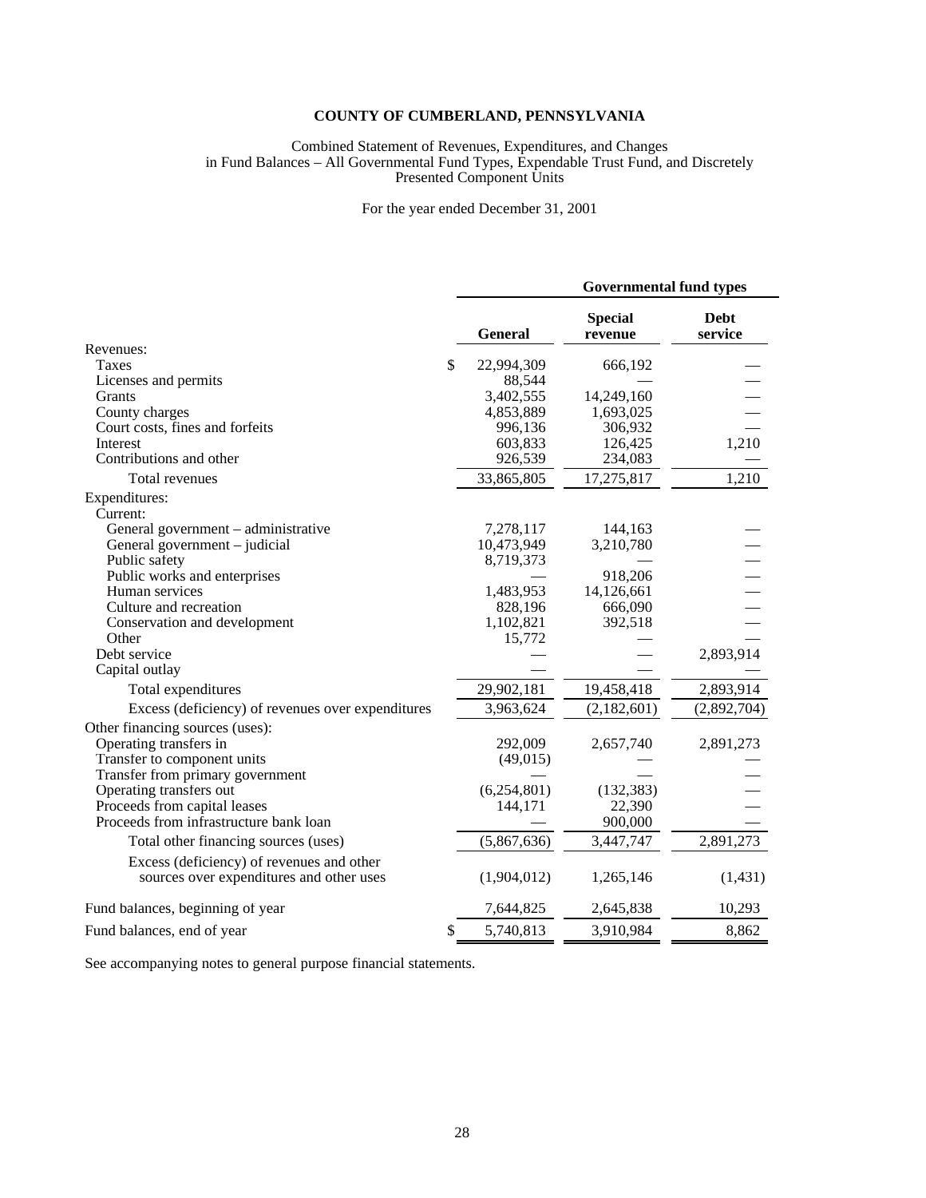# COUNTY OF CUMBERLAND, PENNSYLVANIA

Combined Statement of Revenues, Expenditures, and Changes in Fund Balances – All Governmental Fund Types, Expendable Trust Fund, and Discretely Presented Component Units

For the year ended December 31, 2001

| | Governmental fund types | | |
|---|---|---|---|
| | **General** | **Special revenue** | **Debt service** |
| Revenues: | | | |
| Taxes | $ 22,994,309 | 666,192 | — |
| Licenses and permits | 88,544 | — | — |
| Grants | 3,402,555 | 14,249,160 | — |
| County charges | 4,853,889 | 1,693,025 | — |
| Court costs, fines and forfeits | 996,136 | 306,932 | — |
| Interest | 603,833 | 126,425 | 1,210 |
| Contributions and other | 926,539 | 234,083 | — |
| Total revenues | 33,865,805 | 17,275,817 | 1,210 |
| Expenditures: | | | |
| Current: | | | |
| General government – administrative | 7,278,117 | 144,163 | — |
| General government – judicial | 10,473,949 | 3,210,780 | — |
| Public safety | 8,719,373 | — | — |
| Public works and enterprises | — | 918,206 | — |
| Human services | 1,483,953 | 14,126,661 | — |
| Culture and recreation | 828,196 | 666,090 | — |
| Conservation and development | 1,102,821 | 392,518 | — |
| Other | 15,772 | — | — |
| Debt service | — | — | 2,893,914 |
| Capital outlay | — | — | — |
| Total expenditures | 29,902,181 | 19,458,418 | 2,893,914 |
| Excess (deficiency) of revenues over expenditures | 3,963,624 | (2,182,601) | (2,892,704) |
| Other financing sources (uses): | | | |
| Operating transfers in | 292,009 | 2,657,740 | 2,891,273 |
| Transfer to component units | (49,015) | — | — |
| Transfer from primary government | — | — | — |
| Operating transfers out | (6,254,801) | (132,383) | — |
| Proceeds from capital leases | 144,171 | 22,390 | — |
| Proceeds from infrastructure bank loan | — | 900,000 | — |
| Total other financing sources (uses) | (5,867,636) | 3,447,747 | 2,891,273 |
| Excess (deficiency) of revenues and other sources over expenditures and other uses | (1,904,012) | 1,265,146 | (1,431) |
| Fund balances, beginning of year | 7,644,825 | 2,645,838 | 10,293 |
| Fund balances, end of year | $ 5,740,813 | 3,910,984 | 8,862 |

See accompanying notes to general purpose financial statements.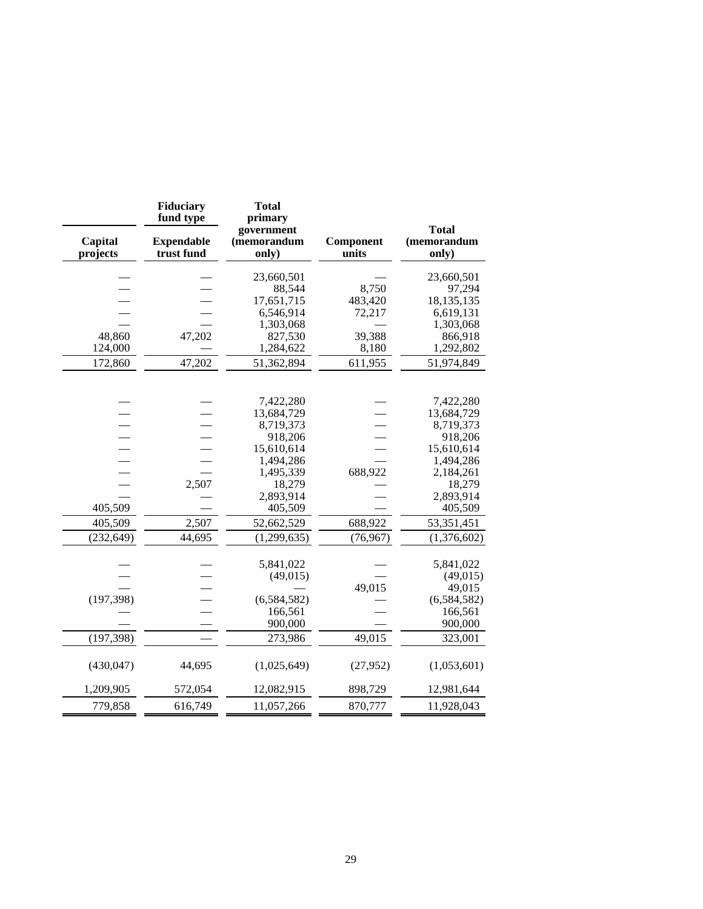| Capital projects | Fiduciary fund type: Expendable trust fund | Total primary government (memorandum only) | Component units | Total (memorandum only) |
|---|---|---|---|---|
| — | — | 23,660,501 | — | 23,660,501 |
| — | — | 88,544 | 8,750 | 97,294 |
| — | — | 17,651,715 | 483,420 | 18,135,135 |
| — | — | 6,546,914 | 72,217 | 6,619,131 |
| — | — | 1,303,068 | — | 1,303,068 |
| 48,860 | 47,202 | 827,530 | 39,388 | 866,918 |
| 124,000 | — | 1,284,622 | 8,180 | 1,292,802 |
| 172,860 | 47,202 | 51,362,894 | 611,955 | 51,974,849 |
| | | | | |
| — | — | 7,422,280 | — | 7,422,280 |
| — | — | 13,684,729 | — | 13,684,729 |
| — | — | 8,719,373 | — | 8,719,373 |
| — | — | 918,206 | — | 918,206 |
| — | — | 15,610,614 | — | 15,610,614 |
| — | — | 1,494,286 | — | 1,494,286 |
| — | — | 1,495,339 | 688,922 | 2,184,261 |
| — | 2,507 | 18,279 | — | 18,279 |
| — | — | 2,893,914 | — | 2,893,914 |
| 405,509 | — | 405,509 | — | 405,509 |
| 405,509 | 2,507 | 52,662,529 | 688,922 | 53,351,451 |
| (232,649) | 44,695 | (1,299,635) | (76,967) | (1,376,602) |
| | | | | |
| — | — | 5,841,022 | — | 5,841,022 |
| — | — | (49,015) | — | (49,015) |
| — | — | — | 49,015 | 49,015 |
| (197,398) | — | (6,584,582) | — | (6,584,582) |
| — | — | 166,561 | — | 166,561 |
| — | — | 900,000 | — | 900,000 |
| (197,398) | — | 273,986 | 49,015 | 323,001 |
| | | | | |
| (430,047) | 44,695 | (1,025,649) | (27,952) | (1,053,601) |
| | | | | |
| 1,209,905 | 572,054 | 12,082,915 | 898,729 | 12,981,644 |
| 779,858 | 616,749 | 11,057,266 | 870,777 | 11,928,043 |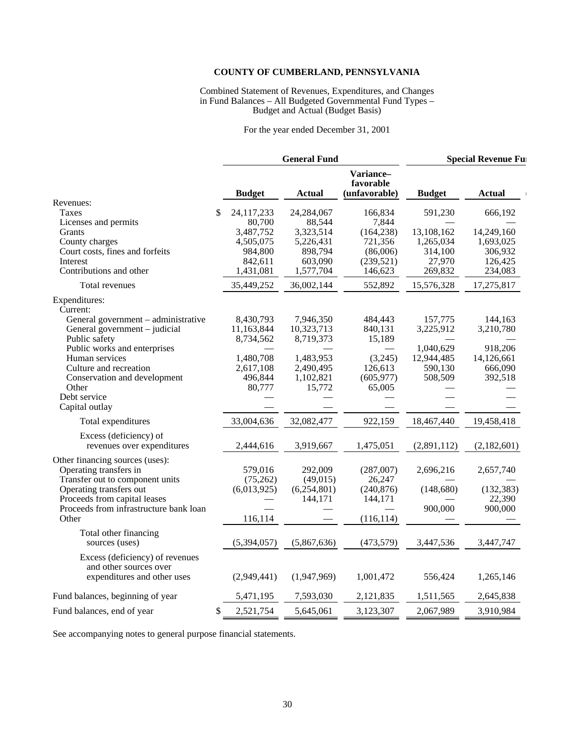**COUNTY OF CUMBERLAND, PENNSYLVANIA**

Combined Statement of Revenues, Expenditures, and Changes in Fund Balances – All Budgeted Governmental Fund Types – Budget and Actual (Budget Basis)

For the year ended December 31, 2001

| | General Fund | | | Special Revenue Fu | |
|---|---|---|---|---|---|
| | **Budget** | **Actual** | **Variance– favorable (unfavorable)** | **Budget** | **Actual** |
| Revenues: | | | | | |
| Taxes | $ 24,117,233 | 24,284,067 | 166,834 | 591,230 | 666,192 |
| Licenses and permits | 80,700 | 88,544 | 7,844 | — | — |
| Grants | 3,487,752 | 3,323,514 | (164,238) | 13,108,162 | 14,249,160 |
| County charges | 4,505,075 | 5,226,431 | 721,356 | 1,265,034 | 1,693,025 |
| Court costs, fines and forfeits | 984,800 | 898,794 | (86,006) | 314,100 | 306,932 |
| Interest | 842,611 | 603,090 | (239,521) | 27,970 | 126,425 |
| Contributions and other | 1,431,081 | 1,577,704 | 146,623 | 269,832 | 234,083 |
| Total revenues | 35,449,252 | 36,002,144 | 552,892 | 15,576,328 | 17,275,817 |
| Expenditures: | | | | | |
| Current: | | | | | |
| General government – administrative | 8,430,793 | 7,946,350 | 484,443 | 157,775 | 144,163 |
| General government – judicial | 11,163,844 | 10,323,713 | 840,131 | 3,225,912 | 3,210,780 |
| Public safety | 8,734,562 | 8,719,373 | 15,189 | — | — |
| Public works and enterprises | — | — | — | 1,040,629 | 918,206 |
| Human services | 1,480,708 | 1,483,953 | (3,245) | 12,944,485 | 14,126,661 |
| Culture and recreation | 2,617,108 | 2,490,495 | 126,613 | 590,130 | 666,090 |
| Conservation and development | 496,844 | 1,102,821 | (605,977) | 508,509 | 392,518 |
| Other | 80,777 | 15,772 | 65,005 | — | — |
| Debt service | — | — | — | — | — |
| Capital outlay | — | — | — | — | — |
| Total expenditures | 33,004,636 | 32,082,477 | 922,159 | 18,467,440 | 19,458,418 |
| Excess (deficiency) of revenues over expenditures | 2,444,616 | 3,919,667 | 1,475,051 | (2,891,112) | (2,182,601) |
| Other financing sources (uses): | | | | | |
| Operating transfers in | 579,016 | 292,009 | (287,007) | 2,696,216 | 2,657,740 |
| Transfer out to component units | (75,262) | (49,015) | 26,247 | — | — |
| Operating transfers out | (6,013,925) | (6,254,801) | (240,876) | (148,680) | (132,383) |
| Proceeds from capital leases | — | 144,171 | 144,171 | — | 22,390 |
| Proceeds from infrastructure bank loan | — | — | — | 900,000 | 900,000 |
| Other | 116,114 | — | (116,114) | — | — |
| Total other financing sources (uses) | (5,394,057) | (5,867,636) | (473,579) | 3,447,536 | 3,447,747 |
| Excess (deficiency) of revenues and other sources over expenditures and other uses | (2,949,441) | (1,947,969) | 1,001,472 | 556,424 | 1,265,146 |
| Fund balances, beginning of year | 5,471,195 | 7,593,030 | 2,121,835 | 1,511,565 | 2,645,838 |
| Fund balances, end of year | $ 2,521,754 | 5,645,061 | 3,123,307 | 2,067,989 | 3,910,984 |

See accompanying notes to general purpose financial statements.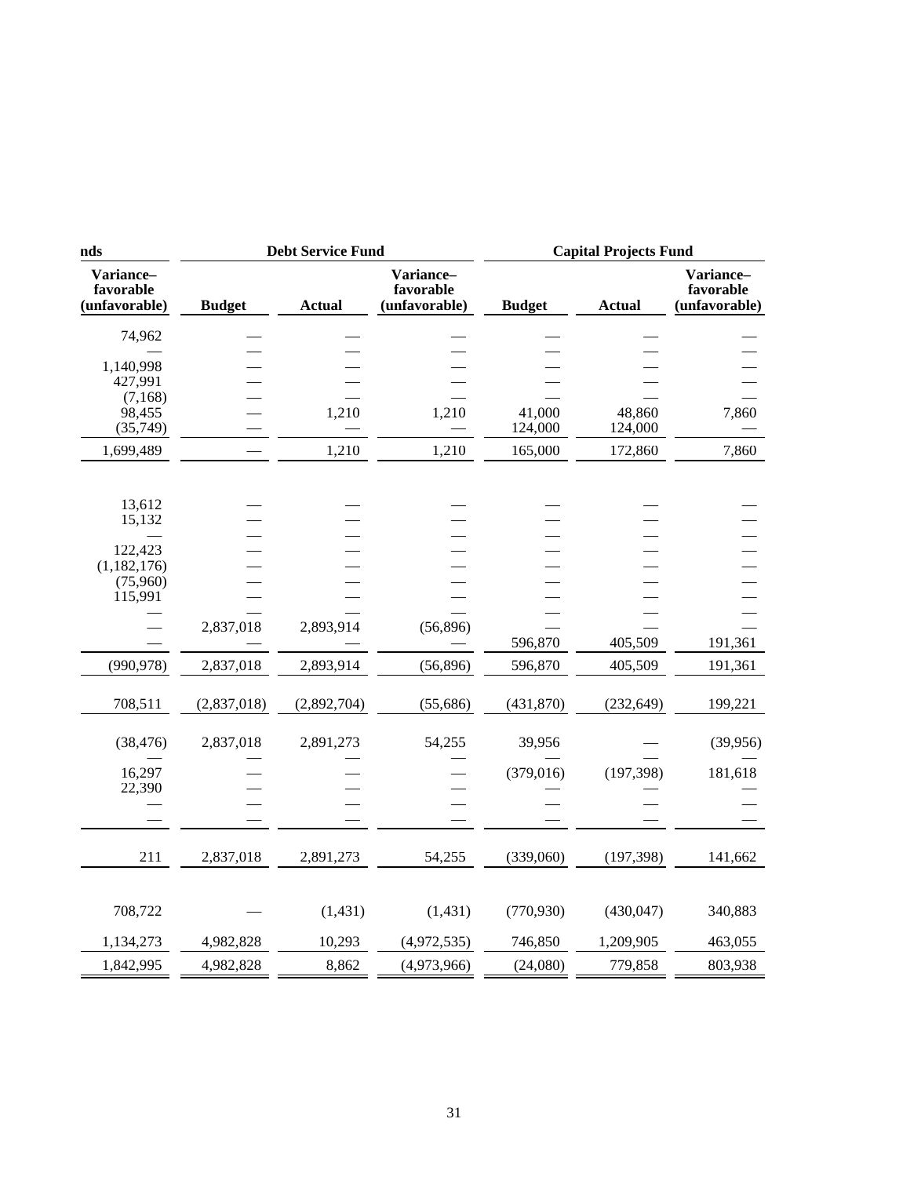| nds | Debt Service Fund | | | Capital Projects Fund | | |
|---|---|---|---|---|---|---|
| Variance– favorable (unfavorable) | Budget | Actual | Variance– favorable (unfavorable) | Budget | Actual | Variance– favorable (unfavorable) |
| 74,962 | — | — | — | — | — | — |
| — | — | — | — | — | — | — |
| 1,140,998 | — | — | — | — | — | — |
| 427,991 | — | — | — | — | — | — |
| (7,168) | — | — | — | — | — | — |
| 98,455 | — | 1,210 | 1,210 | 41,000 | 48,860 | 7,860 |
| (35,749) | — | — | — | 124,000 | 124,000 | — |
| 1,699,489 | — | 1,210 | 1,210 | 165,000 | 172,860 | 7,860 |
| | | | | | | |
| 13,612 | — | — | — | — | — | — |
| 15,132 | — | — | — | — | — | — |
| — | — | — | — | — | — | — |
| 122,423 | — | — | — | — | — | — |
| (1,182,176) | — | — | — | — | — | — |
| (75,960) | — | — | — | — | — | — |
| 115,991 | — | — | — | — | — | — |
| — | — | — | — | — | — | — |
| — | 2,837,018 | 2,893,914 | (56,896) | — | — | — |
| — | — | — | — | 596,870 | 405,509 | 191,361 |
| (990,978) | 2,837,018 | 2,893,914 | (56,896) | 596,870 | 405,509 | 191,361 |
| 708,511 | (2,837,018) | (2,892,704) | (55,686) | (431,870) | (232,649) | 199,221 |
| (38,476) | 2,837,018 | 2,891,273 | 54,255 | 39,956 | — | (39,956) |
| — | — | — | — | — | — | — |
| 16,297 | — | — | — | (379,016) | (197,398) | 181,618 |
| 22,390 | — | — | — | — | — | — |
| — | — | — | — | — | — | — |
| — | — | — | — | — | — | — |
| 211 | 2,837,018 | 2,891,273 | 54,255 | (339,060) | (197,398) | 141,662 |
| 708,722 | — | (1,431) | (1,431) | (770,930) | (430,047) | 340,883 |
| 1,134,273 | 4,982,828 | 10,293 | (4,972,535) | 746,850 | 1,209,905 | 463,055 |
| 1,842,995 | 4,982,828 | 8,862 | (4,973,966) | (24,080) | 779,858 | 803,938 |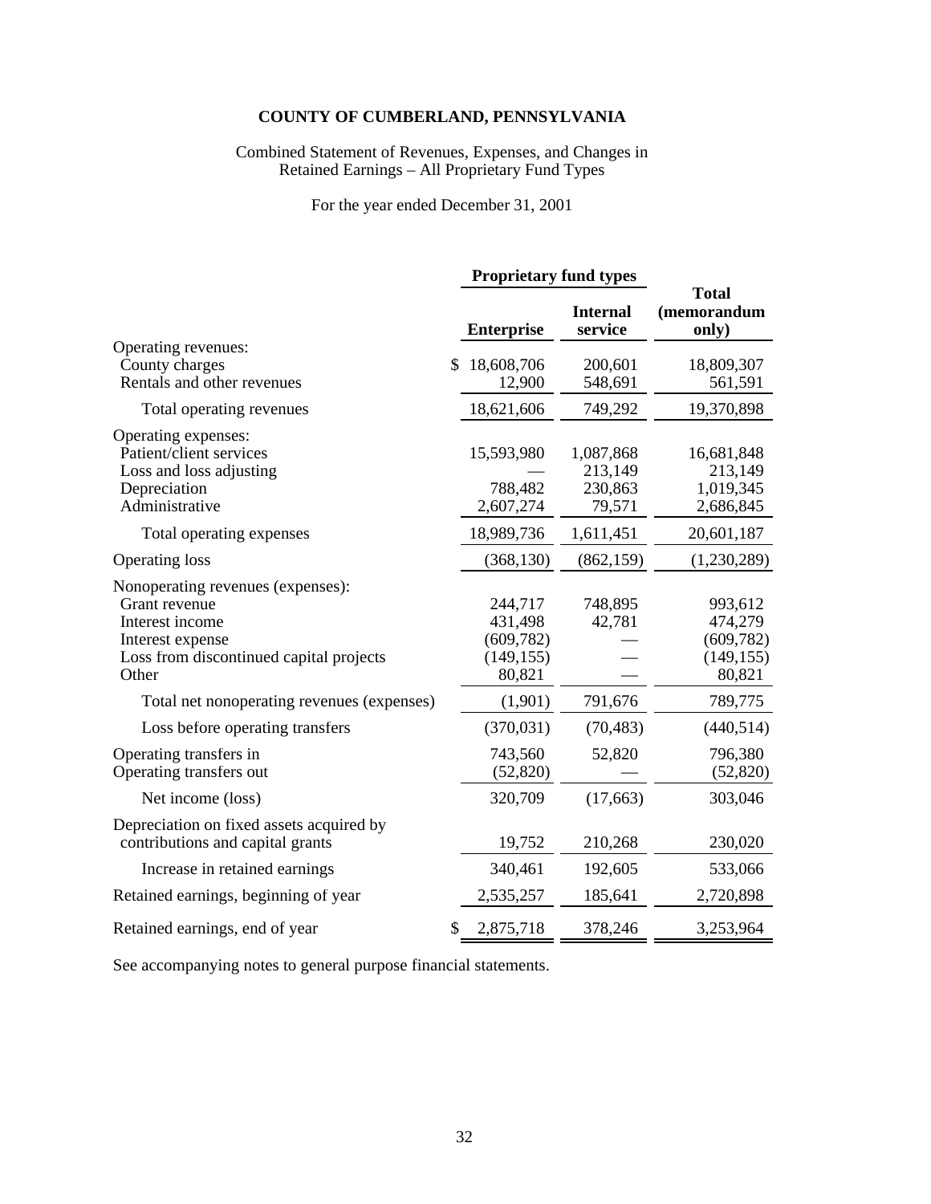# COUNTY OF CUMBERLAND, PENNSYLVANIA

Combined Statement of Revenues, Expenses, and Changes in Retained Earnings – All Proprietary Fund Types

For the year ended December 31, 2001

| | Proprietary fund types | | |
|---|---|---|---|
| | Enterprise | Internal service | Total (memorandum only) |
| Operating revenues: | | | |
| County charges | $ 18,608,706 | 200,601 | 18,809,307 |
| Rentals and other revenues | 12,900 | 548,691 | 561,591 |
| Total operating revenues | 18,621,606 | 749,292 | 19,370,898 |
| Operating expenses: | | | |
| Patient/client services | 15,593,980 | 1,087,868 | 16,681,848 |
| Loss and loss adjusting | — | 213,149 | 213,149 |
| Depreciation | 788,482 | 230,863 | 1,019,345 |
| Administrative | 2,607,274 | 79,571 | 2,686,845 |
| Total operating expenses | 18,989,736 | 1,611,451 | 20,601,187 |
| Operating loss | (368,130) | (862,159) | (1,230,289) |
| Nonoperating revenues (expenses): | | | |
| Grant revenue | 244,717 | 748,895 | 993,612 |
| Interest income | 431,498 | 42,781 | 474,279 |
| Interest expense | (609,782) | — | (609,782) |
| Loss from discontinued capital projects | (149,155) | — | (149,155) |
| Other | 80,821 | — | 80,821 |
| Total net nonoperating revenues (expenses) | (1,901) | 791,676 | 789,775 |
| Loss before operating transfers | (370,031) | (70,483) | (440,514) |
| Operating transfers in | 743,560 | 52,820 | 796,380 |
| Operating transfers out | (52,820) | — | (52,820) |
| Net income (loss) | 320,709 | (17,663) | 303,046 |
| Depreciation on fixed assets acquired by contributions and capital grants | 19,752 | 210,268 | 230,020 |
| Increase in retained earnings | 340,461 | 192,605 | 533,066 |
| Retained earnings, beginning of year | 2,535,257 | 185,641 | 2,720,898 |
| Retained earnings, end of year | $ 2,875,718 | 378,246 | 3,253,964 |

See accompanying notes to general purpose financial statements.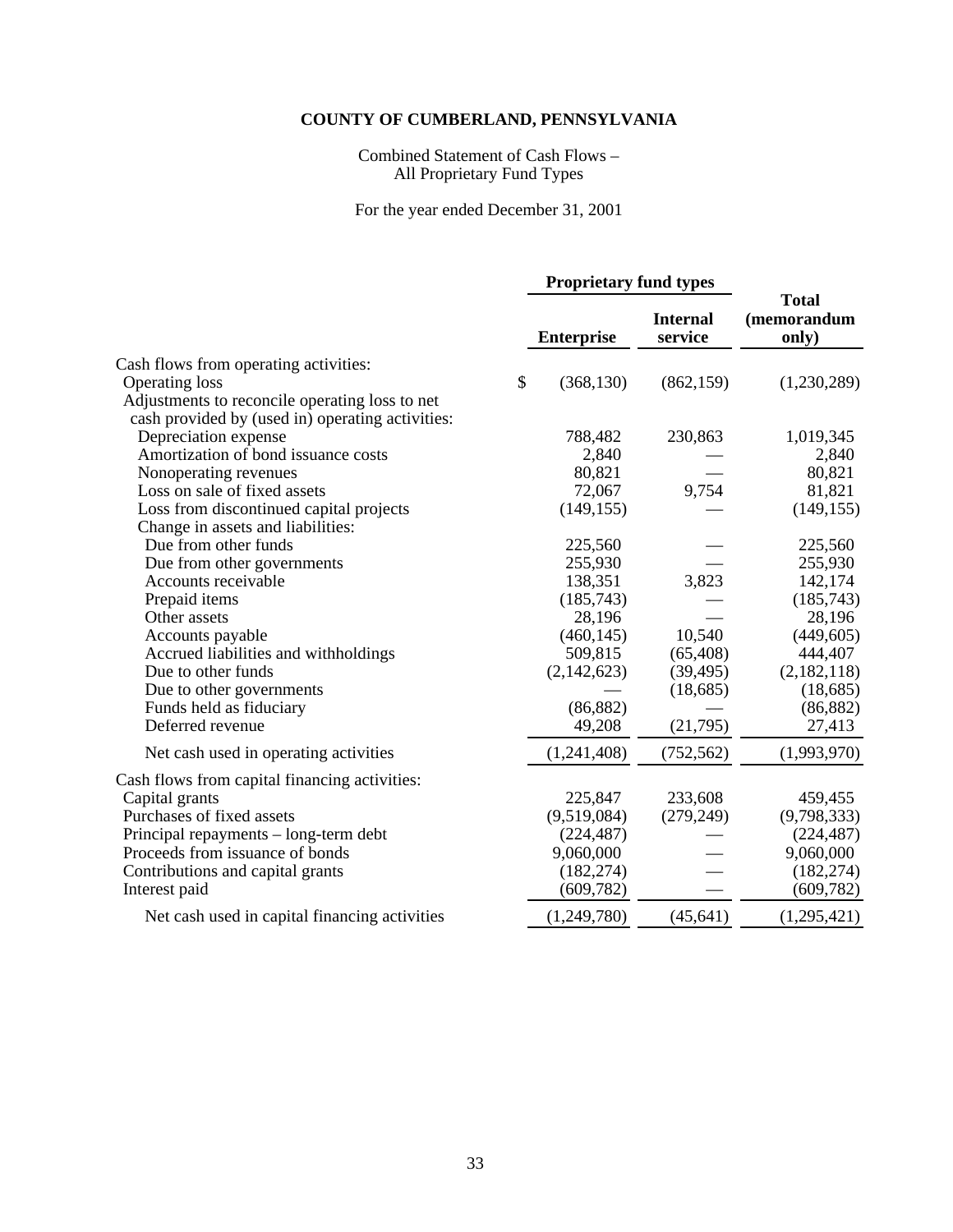# COUNTY OF CUMBERLAND, PENNSYLVANIA

Combined Statement of Cash Flows –
All Proprietary Fund Types

For the year ended December 31, 2001

| | Proprietary fund types | | Total (memorandum only) |
|---|---|---|---|
| | Enterprise | Internal service | |
| Cash flows from operating activities: | | | |
| Operating loss | $ (368,130) | (862,159) | (1,230,289) |
| Adjustments to reconcile operating loss to net cash provided by (used in) operating activities: | | | |
| Depreciation expense | 788,482 | 230,863 | 1,019,345 |
| Amortization of bond issuance costs | 2,840 | — | 2,840 |
| Nonoperating revenues | 80,821 | — | 80,821 |
| Loss on sale of fixed assets | 72,067 | 9,754 | 81,821 |
| Loss from discontinued capital projects | (149,155) | — | (149,155) |
| Change in assets and liabilities: | | | |
| Due from other funds | 225,560 | — | 225,560 |
| Due from other governments | 255,930 | — | 255,930 |
| Accounts receivable | 138,351 | 3,823 | 142,174 |
| Prepaid items | (185,743) | — | (185,743) |
| Other assets | 28,196 | — | 28,196 |
| Accounts payable | (460,145) | 10,540 | (449,605) |
| Accrued liabilities and withholdings | 509,815 | (65,408) | 444,407 |
| Due to other funds | (2,142,623) | (39,495) | (2,182,118) |
| Due to other governments | — | (18,685) | (18,685) |
| Funds held as fiduciary | (86,882) | — | (86,882) |
| Deferred revenue | 49,208 | (21,795) | 27,413 |
| Net cash used in operating activities | (1,241,408) | (752,562) | (1,993,970) |
| Cash flows from capital financing activities: | | | |
| Capital grants | 225,847 | 233,608 | 459,455 |
| Purchases of fixed assets | (9,519,084) | (279,249) | (9,798,333) |
| Principal repayments – long-term debt | (224,487) | — | (224,487) |
| Proceeds from issuance of bonds | 9,060,000 | — | 9,060,000 |
| Contributions and capital grants | (182,274) | — | (182,274) |
| Interest paid | (609,782) | — | (609,782) |
| Net cash used in capital financing activities | (1,249,780) | (45,641) | (1,295,421) |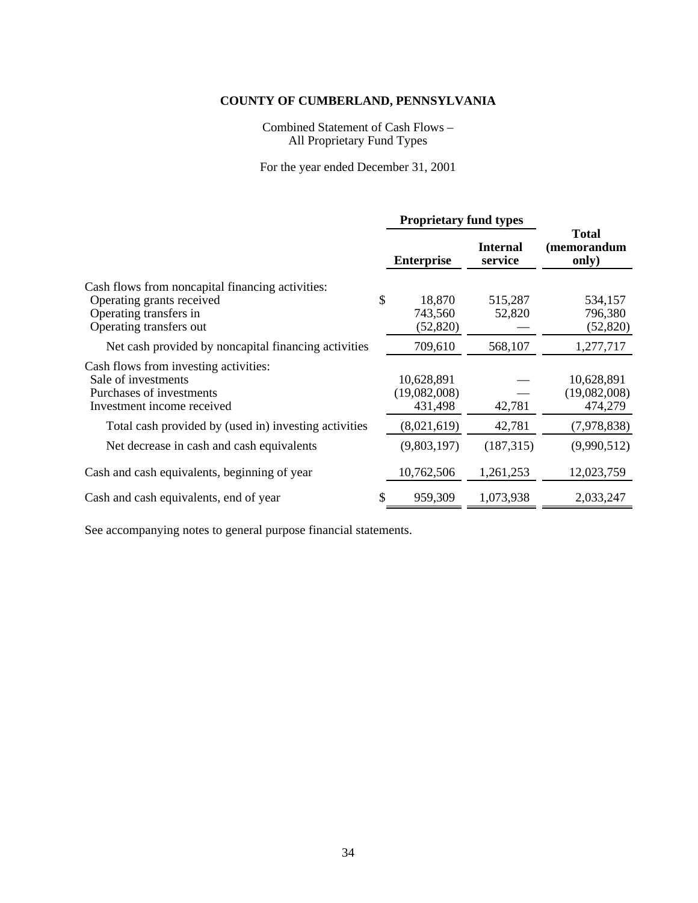**COUNTY OF CUMBERLAND, PENNSYLVANIA**

Combined Statement of Cash Flows –
All Proprietary Fund Types

For the year ended December 31, 2001

| | Proprietary fund types | | Total (memorandum only) |
|---|---|---|---|
| | Enterprise | Internal service | |
| Cash flows from noncapital financing activities: | | | |
| Operating grants received | $ 18,870 | 515,287 | 534,157 |
| Operating transfers in | 743,560 | 52,820 | 796,380 |
| Operating transfers out | (52,820) | — | (52,820) |
| Net cash provided by noncapital financing activities | 709,610 | 568,107 | 1,277,717 |
| Cash flows from investing activities: | | | |
| Sale of investments | 10,628,891 | — | 10,628,891 |
| Purchases of investments | (19,082,008) | — | (19,082,008) |
| Investment income received | 431,498 | 42,781 | 474,279 |
| Total cash provided by (used in) investing activities | (8,021,619) | 42,781 | (7,978,838) |
| Net decrease in cash and cash equivalents | (9,803,197) | (187,315) | (9,990,512) |
| Cash and cash equivalents, beginning of year | 10,762,506 | 1,261,253 | 12,023,759 |
| Cash and cash equivalents, end of year | $ 959,309 | 1,073,938 | 2,033,247 |

See accompanying notes to general purpose financial statements.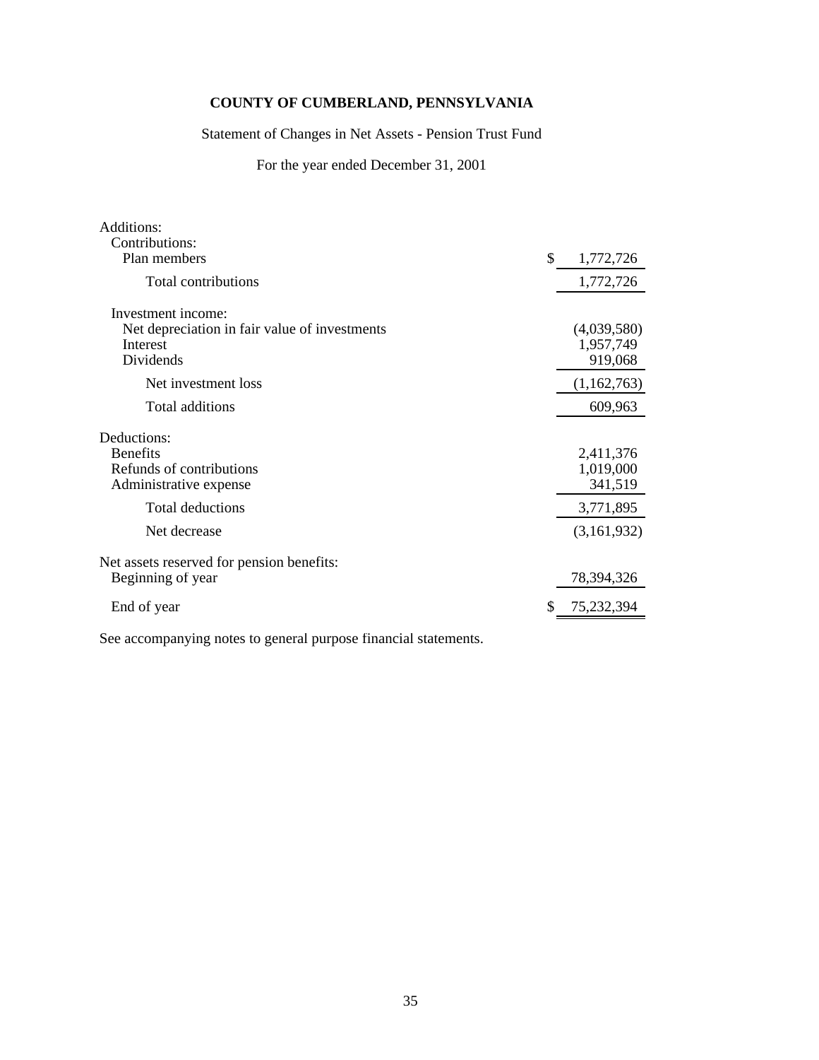# COUNTY OF CUMBERLAND, PENNSYLVANIA

Statement of Changes in Net Assets - Pension Trust Fund

For the year ended December 31, 2001

| | |
|---|---|
| Additions: | |
| Contributions: | |
| Plan members | $ 1,772,726 |
| Total contributions | 1,772,726 |
| Investment income: | |
| Net depreciation in fair value of investments | (4,039,580) |
| Interest | 1,957,749 |
| Dividends | 919,068 |
| Net investment loss | (1,162,763) |
| Total additions | 609,963 |
| Deductions: | |
| Benefits | 2,411,376 |
| Refunds of contributions | 1,019,000 |
| Administrative expense | 341,519 |
| Total deductions | 3,771,895 |
| Net decrease | (3,161,932) |
| Net assets reserved for pension benefits: | |
| Beginning of year | 78,394,326 |
| End of year | $ 75,232,394 |

See accompanying notes to general purpose financial statements.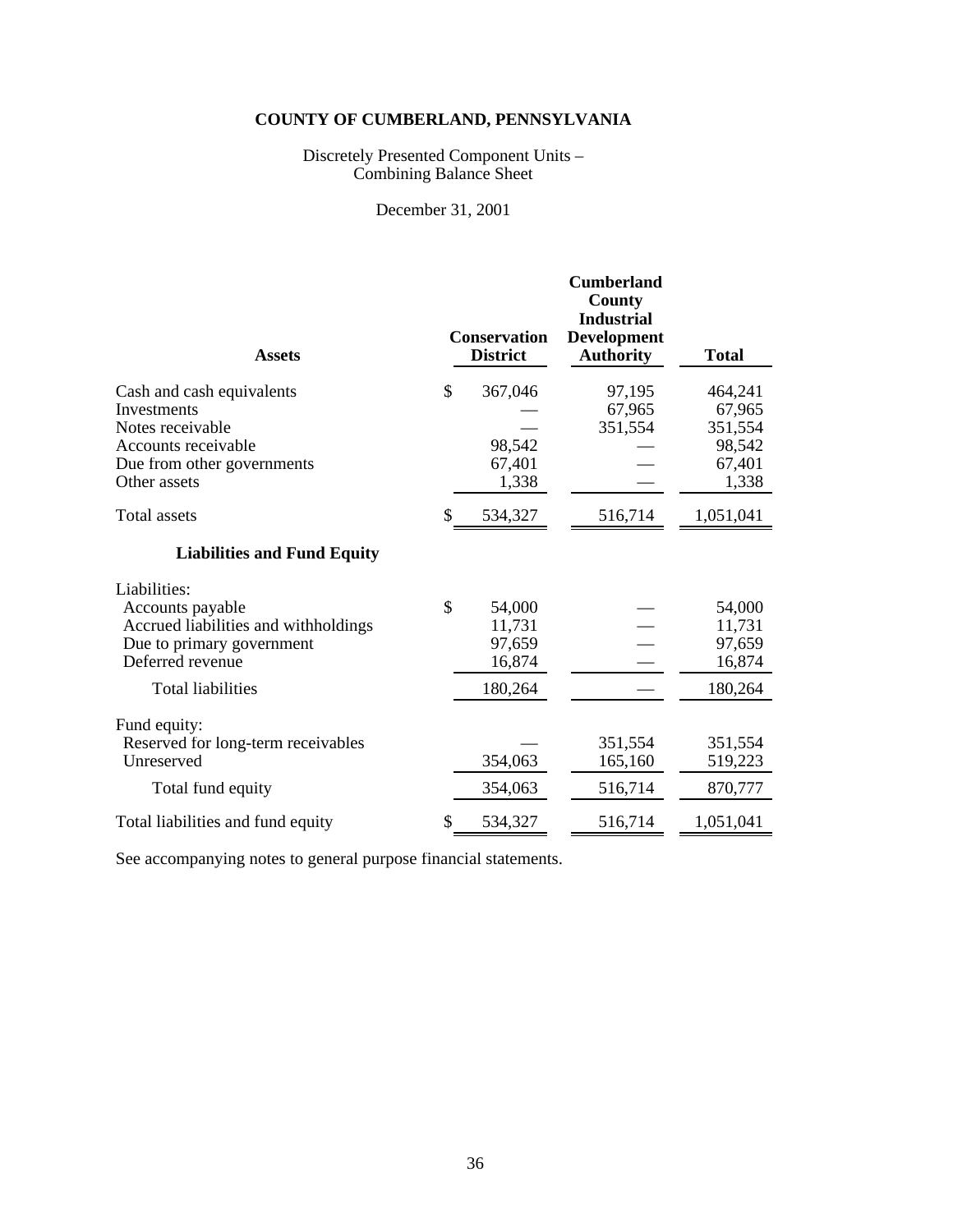# COUNTY OF CUMBERLAND, PENNSYLVANIA

Discretely Presented Component Units –
Combining Balance Sheet

December 31, 2001

| Assets | Conservation District | Cumberland County Industrial Development Authority | Total |
|---|---|---|---|
| Cash and cash equivalents | $ 367,046 | 97,195 | 464,241 |
| Investments | — | 67,965 | 67,965 |
| Notes receivable | — | 351,554 | 351,554 |
| Accounts receivable | 98,542 | — | 98,542 |
| Due from other governments | 67,401 | — | 67,401 |
| Other assets | 1,338 | — | 1,338 |
| Total assets | $ 534,327 | 516,714 | 1,051,041 |
| **Liabilities and Fund Equity** | | | |
| Liabilities: | | | |
| Accounts payable | $ 54,000 | — | 54,000 |
| Accrued liabilities and withholdings | 11,731 | — | 11,731 |
| Due to primary government | 97,659 | — | 97,659 |
| Deferred revenue | 16,874 | — | 16,874 |
| Total liabilities | 180,264 | — | 180,264 |
| Fund equity: | | | |
| Reserved for long-term receivables | — | 351,554 | 351,554 |
| Unreserved | 354,063 | 165,160 | 519,223 |
| Total fund equity | 354,063 | 516,714 | 870,777 |
| Total liabilities and fund equity | $ 534,327 | 516,714 | 1,051,041 |

See accompanying notes to general purpose financial statements.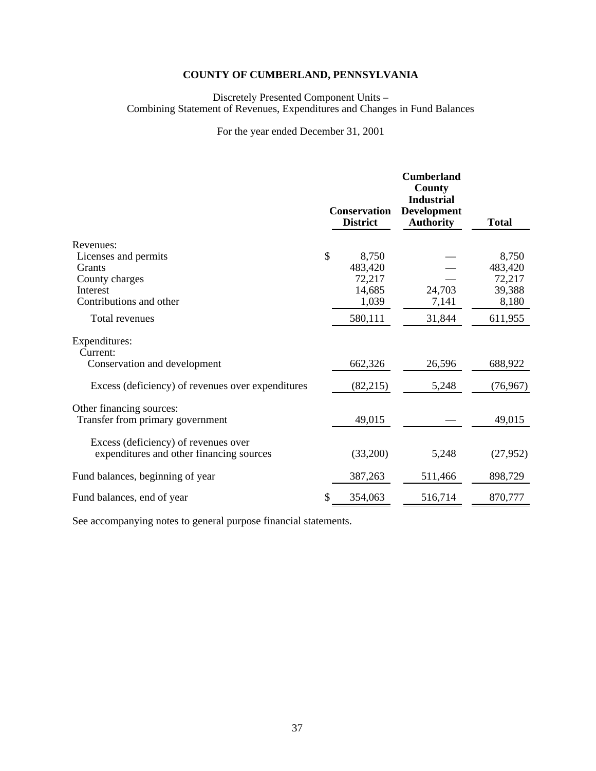**COUNTY OF CUMBERLAND, PENNSYLVANIA**

Discretely Presented Component Units –
Combining Statement of Revenues, Expenditures and Changes in Fund Balances

For the year ended December 31, 2001

| | Conservation District | Cumberland County Industrial Development Authority | Total |
|---|---|---|---|
| Revenues: | | | |
| Licenses and permits | $ 8,750 | — | 8,750 |
| Grants | 483,420 | — | 483,420 |
| County charges | 72,217 | — | 72,217 |
| Interest | 14,685 | 24,703 | 39,388 |
| Contributions and other | 1,039 | 7,141 | 8,180 |
| Total revenues | 580,111 | 31,844 | 611,955 |
| Expenditures: | | | |
| Current: | | | |
| Conservation and development | 662,326 | 26,596 | 688,922 |
| Excess (deficiency) of revenues over expenditures | (82,215) | 5,248 | (76,967) |
| Other financing sources: | | | |
| Transfer from primary government | 49,015 | — | 49,015 |
| Excess (deficiency) of revenues over expenditures and other financing sources | (33,200) | 5,248 | (27,952) |
| Fund balances, beginning of year | 387,263 | 511,466 | 898,729 |
| Fund balances, end of year | $ 354,063 | 516,714 | 870,777 |

See accompanying notes to general purpose financial statements.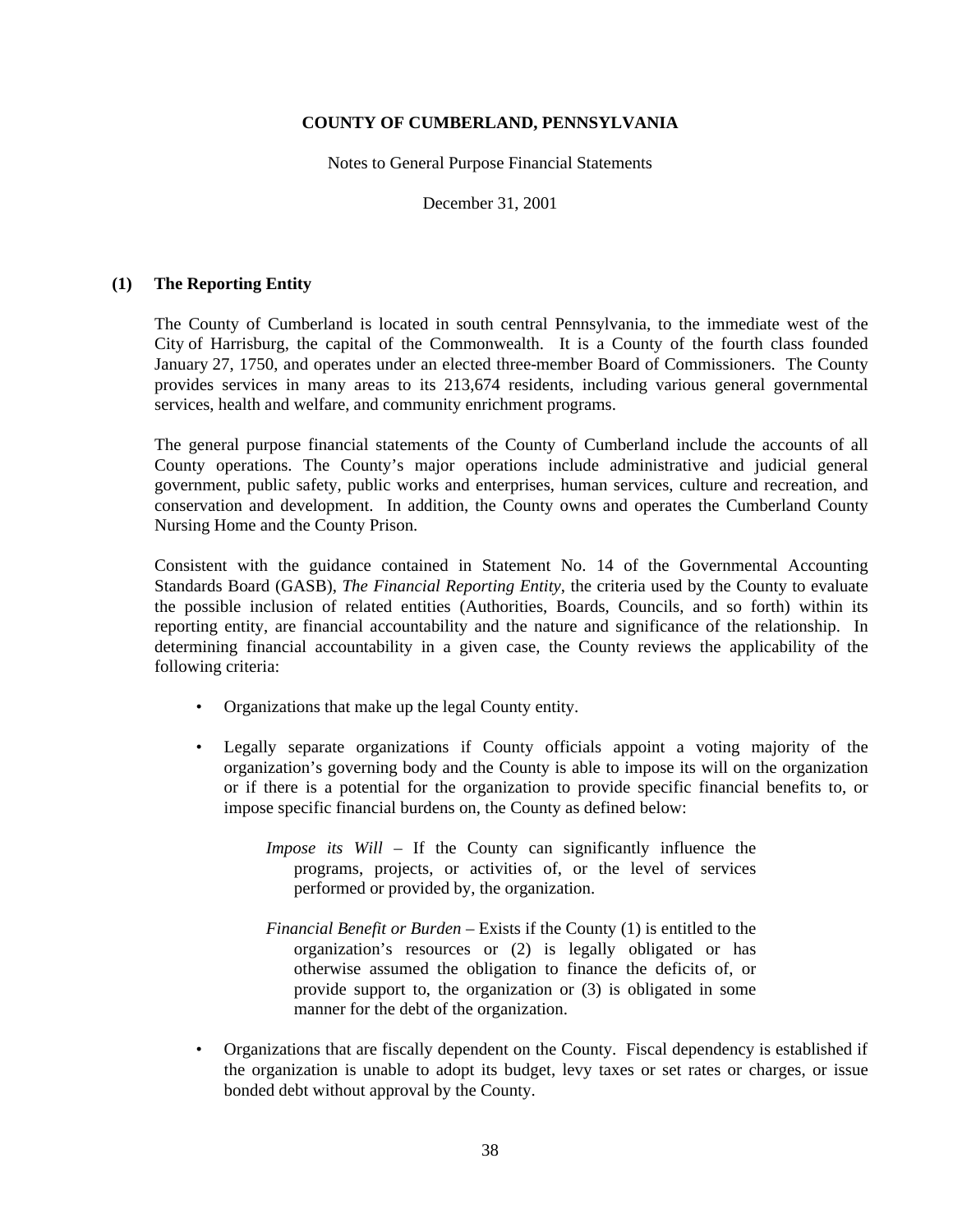# COUNTY OF CUMBERLAND, PENNSYLVANIA

Notes to General Purpose Financial Statements

December 31, 2001

## (1) The Reporting Entity

The County of Cumberland is located in south central Pennsylvania, to the immediate west of the City of Harrisburg, the capital of the Commonwealth. It is a County of the fourth class founded January 27, 1750, and operates under an elected three-member Board of Commissioners. The County provides services in many areas to its 213,674 residents, including various general governmental services, health and welfare, and community enrichment programs.

The general purpose financial statements of the County of Cumberland include the accounts of all County operations. The County's major operations include administrative and judicial general government, public safety, public works and enterprises, human services, culture and recreation, and conservation and development. In addition, the County owns and operates the Cumberland County Nursing Home and the County Prison.

Consistent with the guidance contained in Statement No. 14 of the Governmental Accounting Standards Board (GASB), *The Financial Reporting Entity*, the criteria used by the County to evaluate the possible inclusion of related entities (Authorities, Boards, Councils, and so forth) within its reporting entity, are financial accountability and the nature and significance of the relationship. In determining financial accountability in a given case, the County reviews the applicability of the following criteria:

- Organizations that make up the legal County entity.
- Legally separate organizations if County officials appoint a voting majority of the organization's governing body and the County is able to impose its will on the organization or if there is a potential for the organization to provide specific financial benefits to, or impose specific financial burdens on, the County as defined below:

  *Impose its Will* – If the County can significantly influence the programs, projects, or activities of, or the level of services performed or provided by, the organization.

  *Financial Benefit or Burden* – Exists if the County (1) is entitled to the organization's resources or (2) is legally obligated or has otherwise assumed the obligation to finance the deficits of, or provide support to, the organization or (3) is obligated in some manner for the debt of the organization.

- Organizations that are fiscally dependent on the County. Fiscal dependency is established if the organization is unable to adopt its budget, levy taxes or set rates or charges, or issue bonded debt without approval by the County.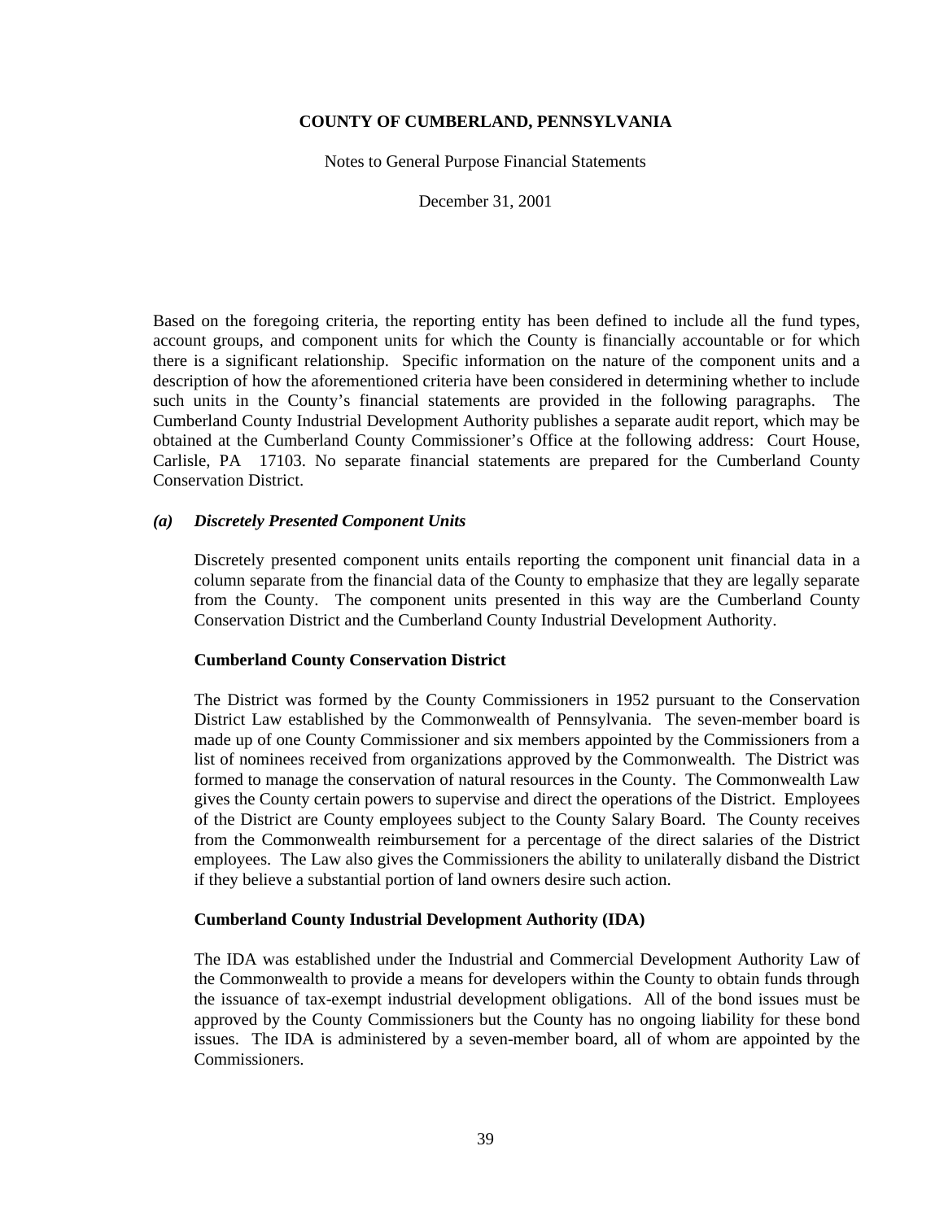Based on the foregoing criteria, the reporting entity has been defined to include all the fund types, account groups, and component units for which the County is financially accountable or for which there is a significant relationship. Specific information on the nature of the component units and a description of how the aforementioned criteria have been considered in determining whether to include such units in the County's financial statements are provided in the following paragraphs. The Cumberland County Industrial Development Authority publishes a separate audit report, which may be obtained at the Cumberland County Commissioner's Office at the following address: Court House, Carlisle, PA 17103. No separate financial statements are prepared for the Cumberland County Conservation District.

### *(a) Discretely Presented Component Units*

Discretely presented component units entails reporting the component unit financial data in a column separate from the financial data of the County to emphasize that they are legally separate from the County. The component units presented in this way are the Cumberland County Conservation District and the Cumberland County Industrial Development Authority.

**Cumberland County Conservation District**

The District was formed by the County Commissioners in 1952 pursuant to the Conservation District Law established by the Commonwealth of Pennsylvania. The seven-member board is made up of one County Commissioner and six members appointed by the Commissioners from a list of nominees received from organizations approved by the Commonwealth. The District was formed to manage the conservation of natural resources in the County. The Commonwealth Law gives the County certain powers to supervise and direct the operations of the District. Employees of the District are County employees subject to the County Salary Board. The County receives from the Commonwealth reimbursement for a percentage of the direct salaries of the District employees. The Law also gives the Commissioners the ability to unilaterally disband the District if they believe a substantial portion of land owners desire such action.

**Cumberland County Industrial Development Authority (IDA)**

The IDA was established under the Industrial and Commercial Development Authority Law of the Commonwealth to provide a means for developers within the County to obtain funds through the issuance of tax-exempt industrial development obligations. All of the bond issues must be approved by the County Commissioners but the County has no ongoing liability for these bond issues. The IDA is administered by a seven-member board, all of whom are appointed by the Commissioners.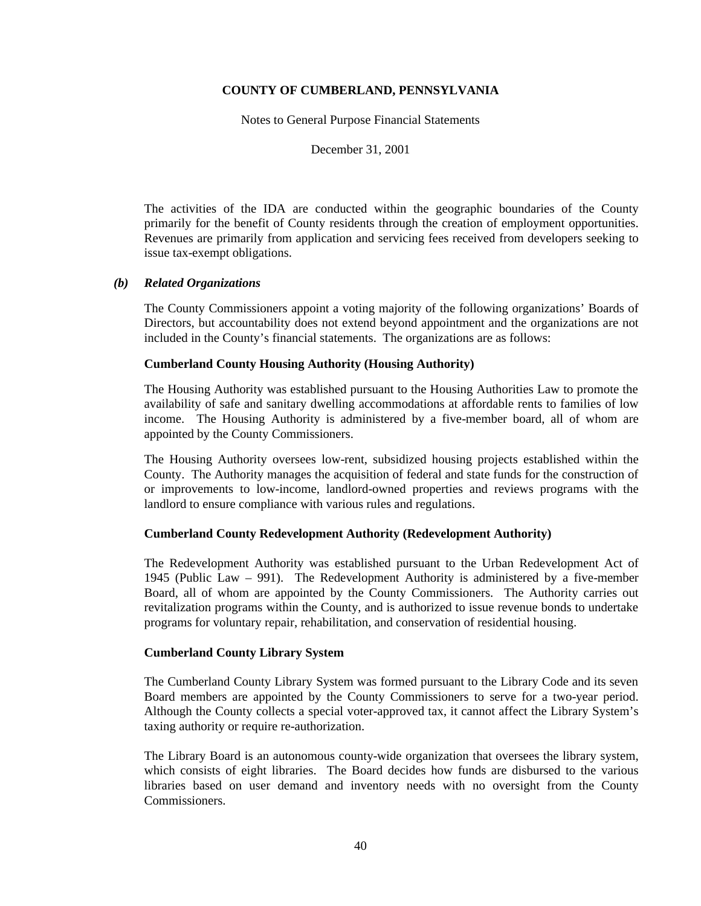The activities of the IDA are conducted within the geographic boundaries of the County primarily for the benefit of County residents through the creation of employment opportunities. Revenues are primarily from application and servicing fees received from developers seeking to issue tax-exempt obligations.

### *(b) Related Organizations*

The County Commissioners appoint a voting majority of the following organizations' Boards of Directors, but accountability does not extend beyond appointment and the organizations are not included in the County's financial statements. The organizations are as follows:

**Cumberland County Housing Authority (Housing Authority)**

The Housing Authority was established pursuant to the Housing Authorities Law to promote the availability of safe and sanitary dwelling accommodations at affordable rents to families of low income. The Housing Authority is administered by a five-member board, all of whom are appointed by the County Commissioners.

The Housing Authority oversees low-rent, subsidized housing projects established within the County. The Authority manages the acquisition of federal and state funds for the construction of or improvements to low-income, landlord-owned properties and reviews programs with the landlord to ensure compliance with various rules and regulations.

**Cumberland County Redevelopment Authority (Redevelopment Authority)**

The Redevelopment Authority was established pursuant to the Urban Redevelopment Act of 1945 (Public Law – 991). The Redevelopment Authority is administered by a five-member Board, all of whom are appointed by the County Commissioners. The Authority carries out revitalization programs within the County, and is authorized to issue revenue bonds to undertake programs for voluntary repair, rehabilitation, and conservation of residential housing.

**Cumberland County Library System**

The Cumberland County Library System was formed pursuant to the Library Code and its seven Board members are appointed by the County Commissioners to serve for a two-year period. Although the County collects a special voter-approved tax, it cannot affect the Library System's taxing authority or require re-authorization.

The Library Board is an autonomous county-wide organization that oversees the library system, which consists of eight libraries. The Board decides how funds are disbursed to the various libraries based on user demand and inventory needs with no oversight from the County Commissioners.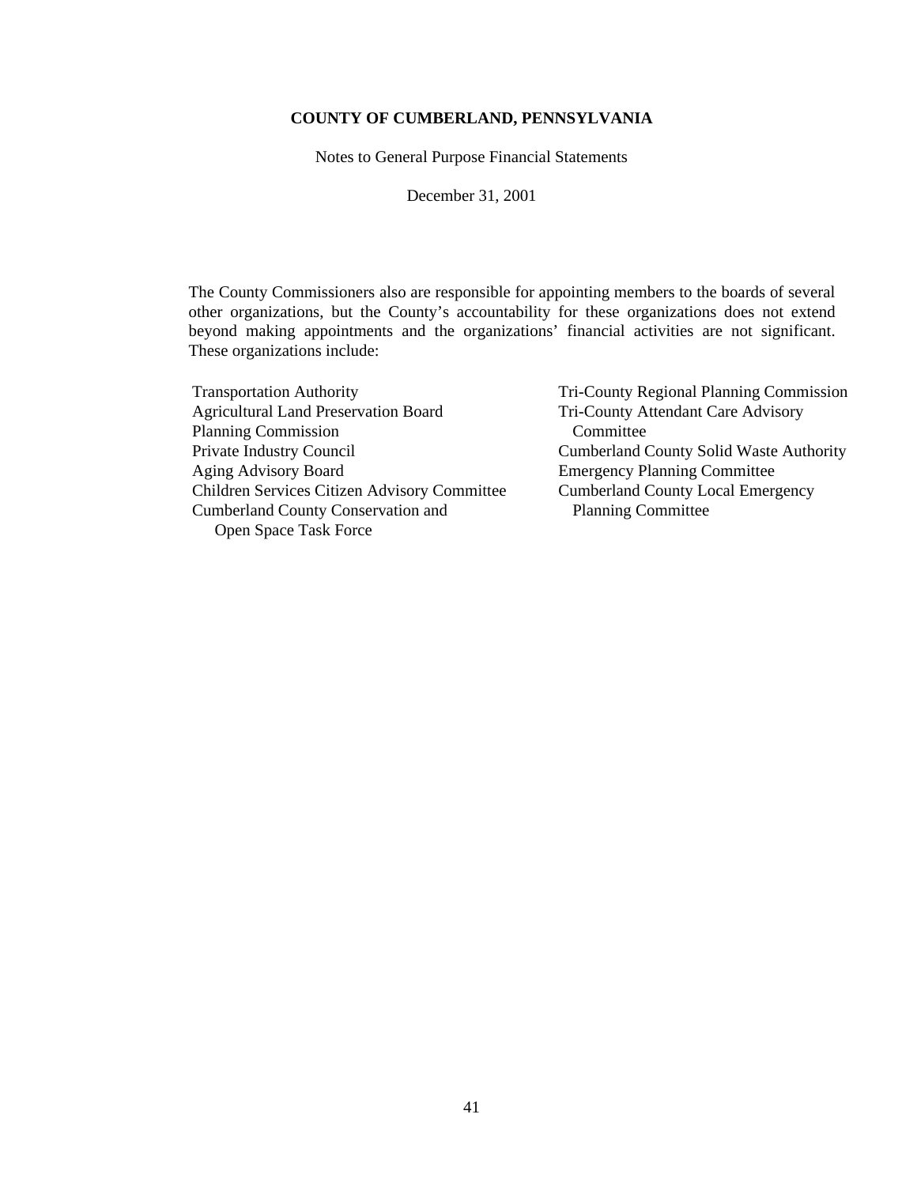The County Commissioners also are responsible for appointing members to the boards of several other organizations, but the County's accountability for these organizations does not extend beyond making appointments and the organizations' financial activities are not significant. These organizations include:

- Transportation Authority
- Agricultural Land Preservation Board
- Planning Commission
- Private Industry Council
- Aging Advisory Board
- Children Services Citizen Advisory Committee
- Cumberland County Conservation and Open Space Task Force
- Tri-County Regional Planning Commission
- Tri-County Attendant Care Advisory Committee
- Cumberland County Solid Waste Authority
- Emergency Planning Committee
- Cumberland County Local Emergency Planning Committee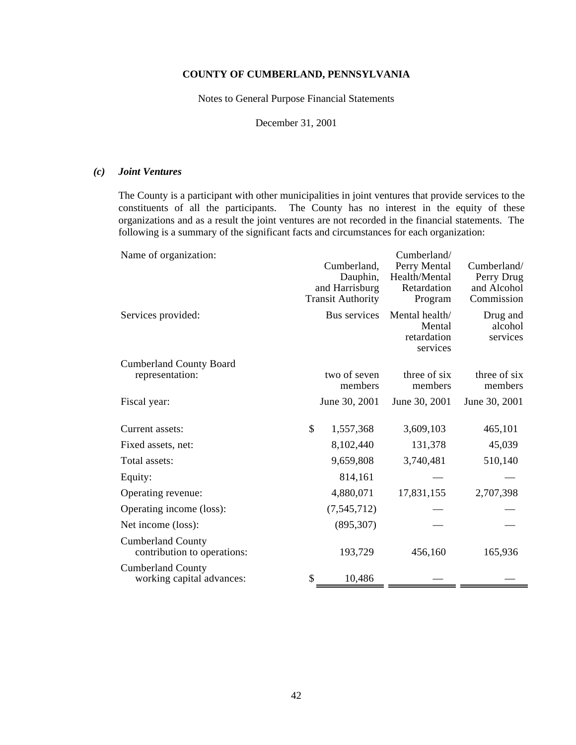# COUNTY OF CUMBERLAND, PENNSYLVANIA

Notes to General Purpose Financial Statements

December 31, 2001

### *(c) Joint Ventures*

The County is a participant with other municipalities in joint ventures that provide services to the constituents of all the participants. The County has no interest in the equity of these organizations and as a result the joint ventures are not recorded in the financial statements. The following is a summary of the significant facts and circumstances for each organization:

| Name of organization: | Cumberland, Dauphin, and Harrisburg Transit Authority | Cumberland/ Perry Mental Health/Mental Retardation Program | Cumberland/ Perry Drug and Alcohol Commission |
|---|---|---|---|
| Services provided: | Bus services | Mental health/ Mental retardation services | Drug and alcohol services |
| Cumberland County Board representation: | two of seven members | three of six members | three of six members |
| Fiscal year: | June 30, 2001 | June 30, 2001 | June 30, 2001 |
| Current assets: | $ 1,557,368 | 3,609,103 | 465,101 |
| Fixed assets, net: | 8,102,440 | 131,378 | 45,039 |
| Total assets: | 9,659,808 | 3,740,481 | 510,140 |
| Equity: | 814,161 | — | — |
| Operating revenue: | 4,880,071 | 17,831,155 | 2,707,398 |
| Operating income (loss): | (7,545,712) | — | — |
| Net income (loss): | (895,307) | — | — |
| Cumberland County contribution to operations: | 193,729 | 456,160 | 165,936 |
| Cumberland County working capital advances: | $ 10,486 | — | — |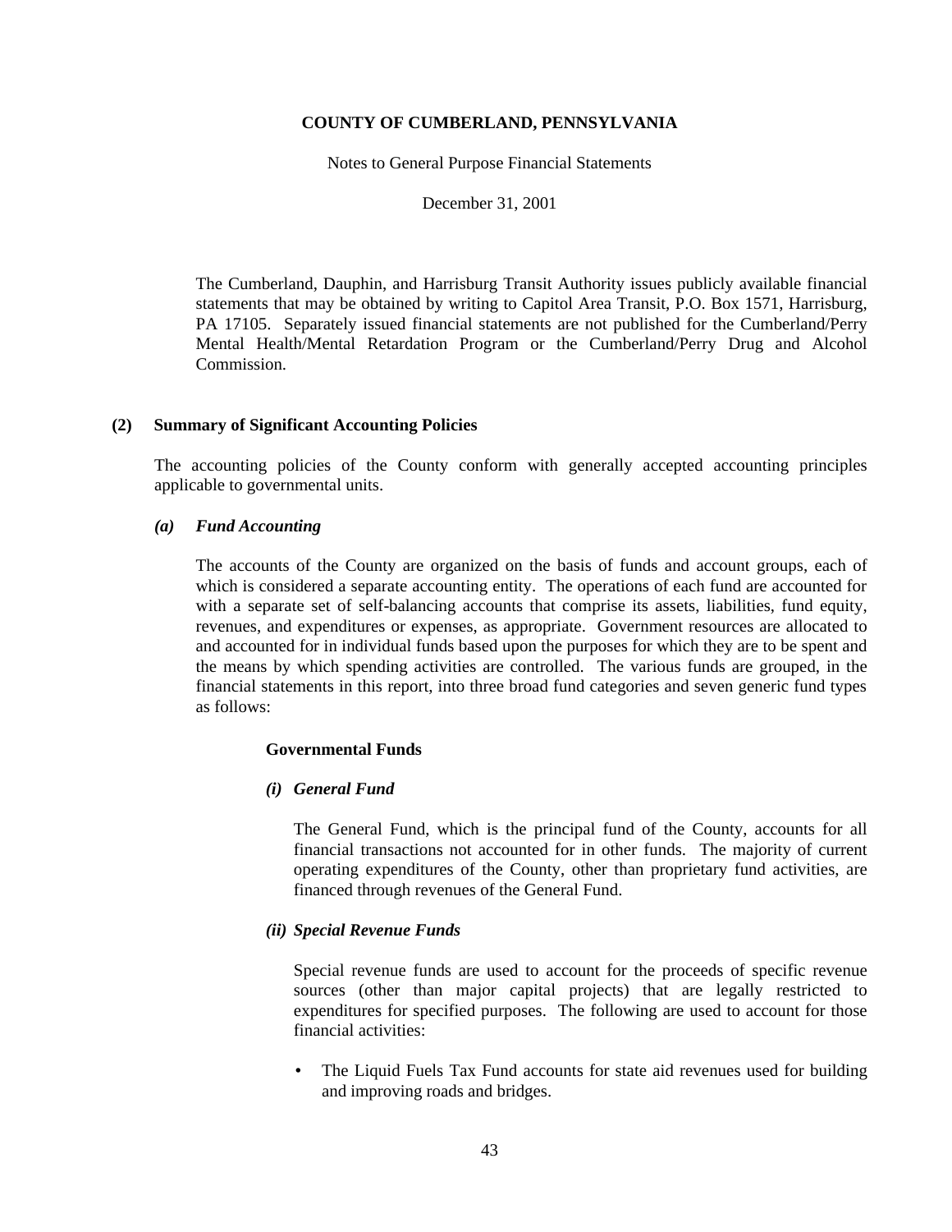The Cumberland, Dauphin, and Harrisburg Transit Authority issues publicly available financial statements that may be obtained by writing to Capitol Area Transit, P.O. Box 1571, Harrisburg, PA 17105. Separately issued financial statements are not published for the Cumberland/Perry Mental Health/Mental Retardation Program or the Cumberland/Perry Drug and Alcohol Commission.

## (2) Summary of Significant Accounting Policies

The accounting policies of the County conform with generally accepted accounting principles applicable to governmental units.

### *(a) Fund Accounting*

The accounts of the County are organized on the basis of funds and account groups, each of which is considered a separate accounting entity. The operations of each fund are accounted for with a separate set of self-balancing accounts that comprise its assets, liabilities, fund equity, revenues, and expenditures or expenses, as appropriate. Government resources are allocated to and accounted for in individual funds based upon the purposes for which they are to be spent and the means by which spending activities are controlled. The various funds are grouped, in the financial statements in this report, into three broad fund categories and seven generic fund types as follows:

**Governmental Funds**

***(i) General Fund***

The General Fund, which is the principal fund of the County, accounts for all financial transactions not accounted for in other funds. The majority of current operating expenditures of the County, other than proprietary fund activities, are financed through revenues of the General Fund.

***(ii) Special Revenue Funds***

Special revenue funds are used to account for the proceeds of specific revenue sources (other than major capital projects) that are legally restricted to expenditures for specified purposes. The following are used to account for those financial activities:

- The Liquid Fuels Tax Fund accounts for state aid revenues used for building and improving roads and bridges.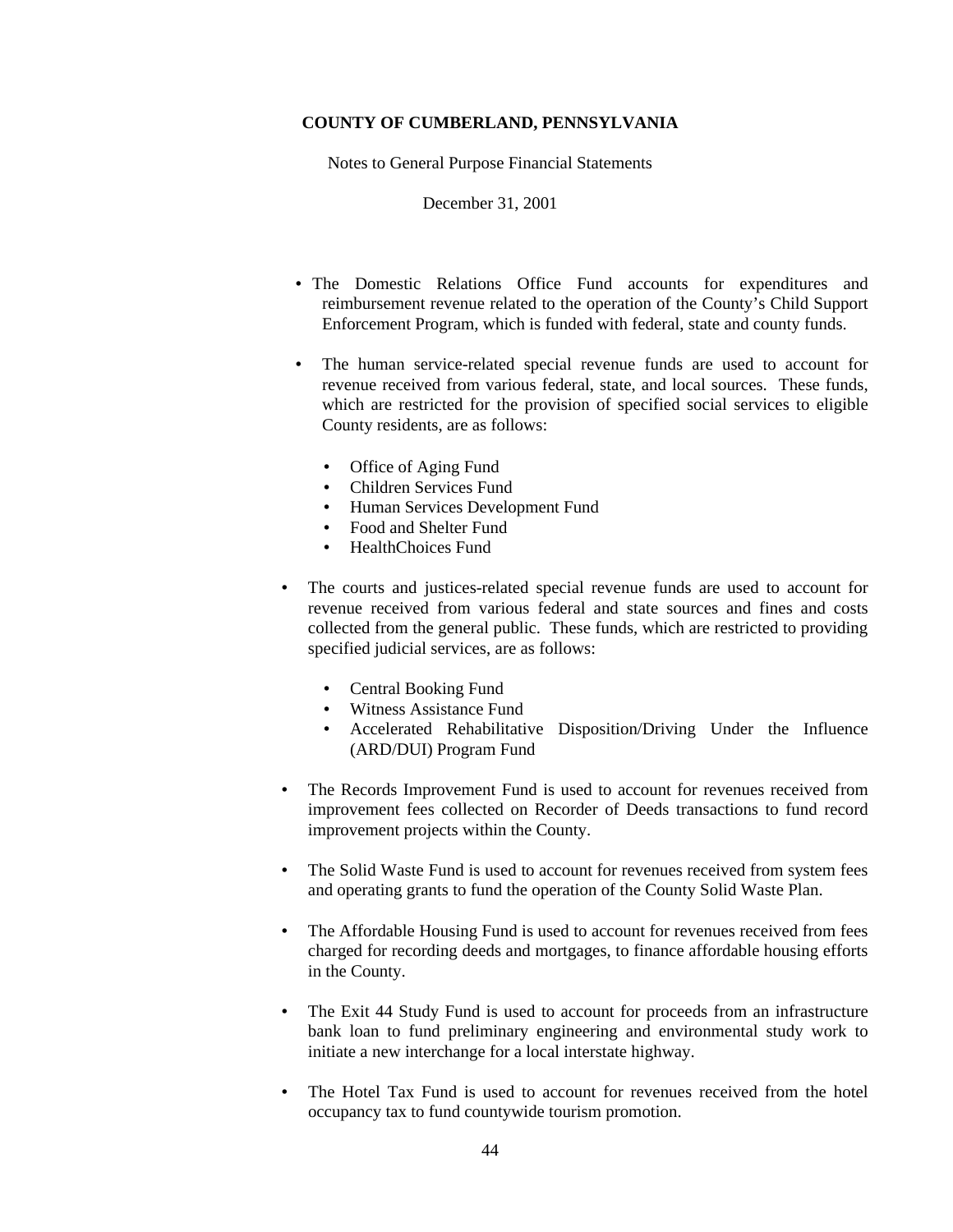- The Domestic Relations Office Fund accounts for expenditures and reimbursement revenue related to the operation of the County's Child Support Enforcement Program, which is funded with federal, state and county funds.

- The human service-related special revenue funds are used to account for revenue received from various federal, state, and local sources. These funds, which are restricted for the provision of specified social services to eligible County residents, are as follows:

  - Office of Aging Fund
  - Children Services Fund
  - Human Services Development Fund
  - Food and Shelter Fund
  - HealthChoices Fund

- The courts and justices-related special revenue funds are used to account for revenue received from various federal and state sources and fines and costs collected from the general public. These funds, which are restricted to providing specified judicial services, are as follows:

  - Central Booking Fund
  - Witness Assistance Fund
  - Accelerated Rehabilitative Disposition/Driving Under the Influence (ARD/DUI) Program Fund

- The Records Improvement Fund is used to account for revenues received from improvement fees collected on Recorder of Deeds transactions to fund record improvement projects within the County.

- The Solid Waste Fund is used to account for revenues received from system fees and operating grants to fund the operation of the County Solid Waste Plan.

- The Affordable Housing Fund is used to account for revenues received from fees charged for recording deeds and mortgages, to finance affordable housing efforts in the County.

- The Exit 44 Study Fund is used to account for proceeds from an infrastructure bank loan to fund preliminary engineering and environmental study work to initiate a new interchange for a local interstate highway.

- The Hotel Tax Fund is used to account for revenues received from the hotel occupancy tax to fund countywide tourism promotion.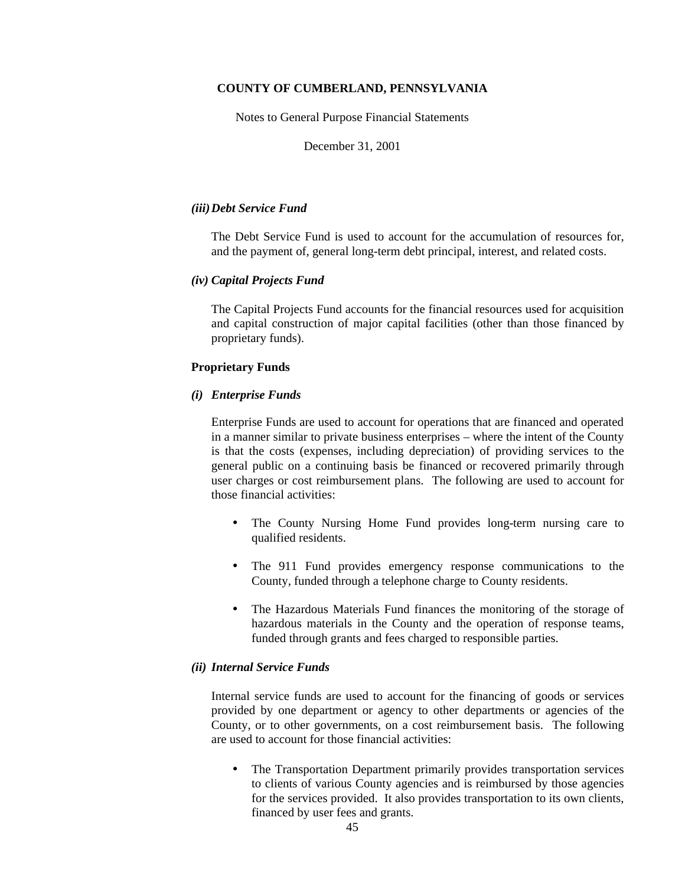#### *(iii) Debt Service Fund*

The Debt Service Fund is used to account for the accumulation of resources for, and the payment of, general long-term debt principal, interest, and related costs.

#### *(iv) Capital Projects Fund*

The Capital Projects Fund accounts for the financial resources used for acquisition and capital construction of major capital facilities (other than those financed by proprietary funds).

### Proprietary Funds

#### *(i) Enterprise Funds*

Enterprise Funds are used to account for operations that are financed and operated in a manner similar to private business enterprises – where the intent of the County is that the costs (expenses, including depreciation) of providing services to the general public on a continuing basis be financed or recovered primarily through user charges or cost reimbursement plans. The following are used to account for those financial activities:

- The County Nursing Home Fund provides long-term nursing care to qualified residents.
- The 911 Fund provides emergency response communications to the County, funded through a telephone charge to County residents.
- The Hazardous Materials Fund finances the monitoring of the storage of hazardous materials in the County and the operation of response teams, funded through grants and fees charged to responsible parties.

#### *(ii) Internal Service Funds*

Internal service funds are used to account for the financing of goods or services provided by one department or agency to other departments or agencies of the County, or to other governments, on a cost reimbursement basis. The following are used to account for those financial activities:

- The Transportation Department primarily provides transportation services to clients of various County agencies and is reimbursed by those agencies for the services provided. It also provides transportation to its own clients, financed by user fees and grants.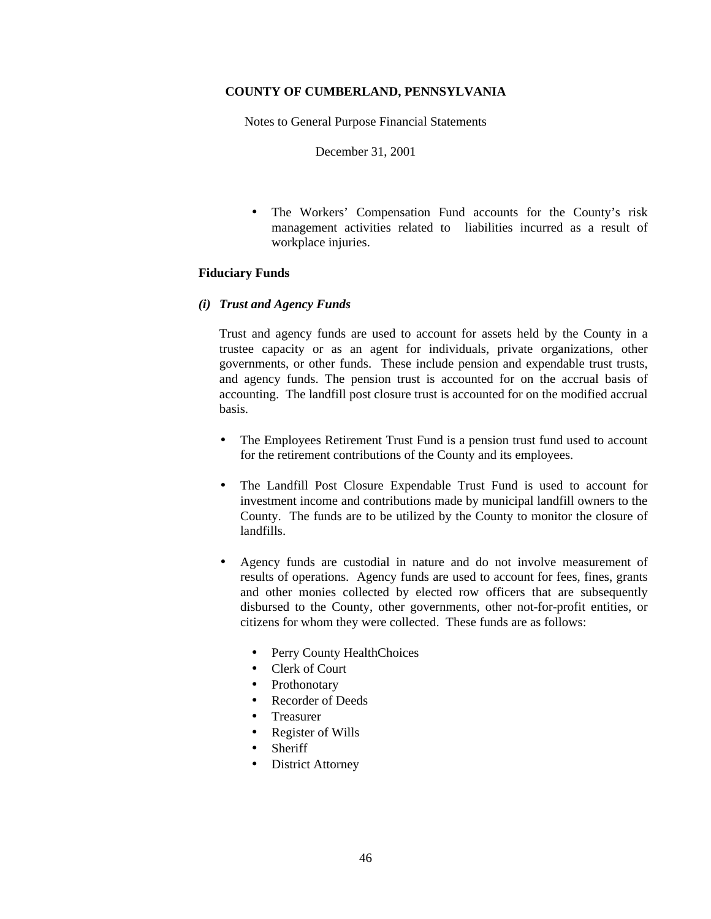- The Workers' Compensation Fund accounts for the County's risk management activities related to liabilities incurred as a result of workplace injuries.

**Fiduciary Funds**

***(i) Trust and Agency Funds***

Trust and agency funds are used to account for assets held by the County in a trustee capacity or as an agent for individuals, private organizations, other governments, or other funds. These include pension and expendable trust trusts, and agency funds. The pension trust is accounted for on the accrual basis of accounting. The landfill post closure trust is accounted for on the modified accrual basis.

- The Employees Retirement Trust Fund is a pension trust fund used to account for the retirement contributions of the County and its employees.

- The Landfill Post Closure Expendable Trust Fund is used to account for investment income and contributions made by municipal landfill owners to the County. The funds are to be utilized by the County to monitor the closure of landfills.

- Agency funds are custodial in nature and do not involve measurement of results of operations. Agency funds are used to account for fees, fines, grants and other monies collected by elected row officers that are subsequently disbursed to the County, other governments, other not-for-profit entities, or citizens for whom they were collected. These funds are as follows:

  - Perry County HealthChoices
  - Clerk of Court
  - Prothonotary
  - Recorder of Deeds
  - Treasurer
  - Register of Wills
  - Sheriff
  - District Attorney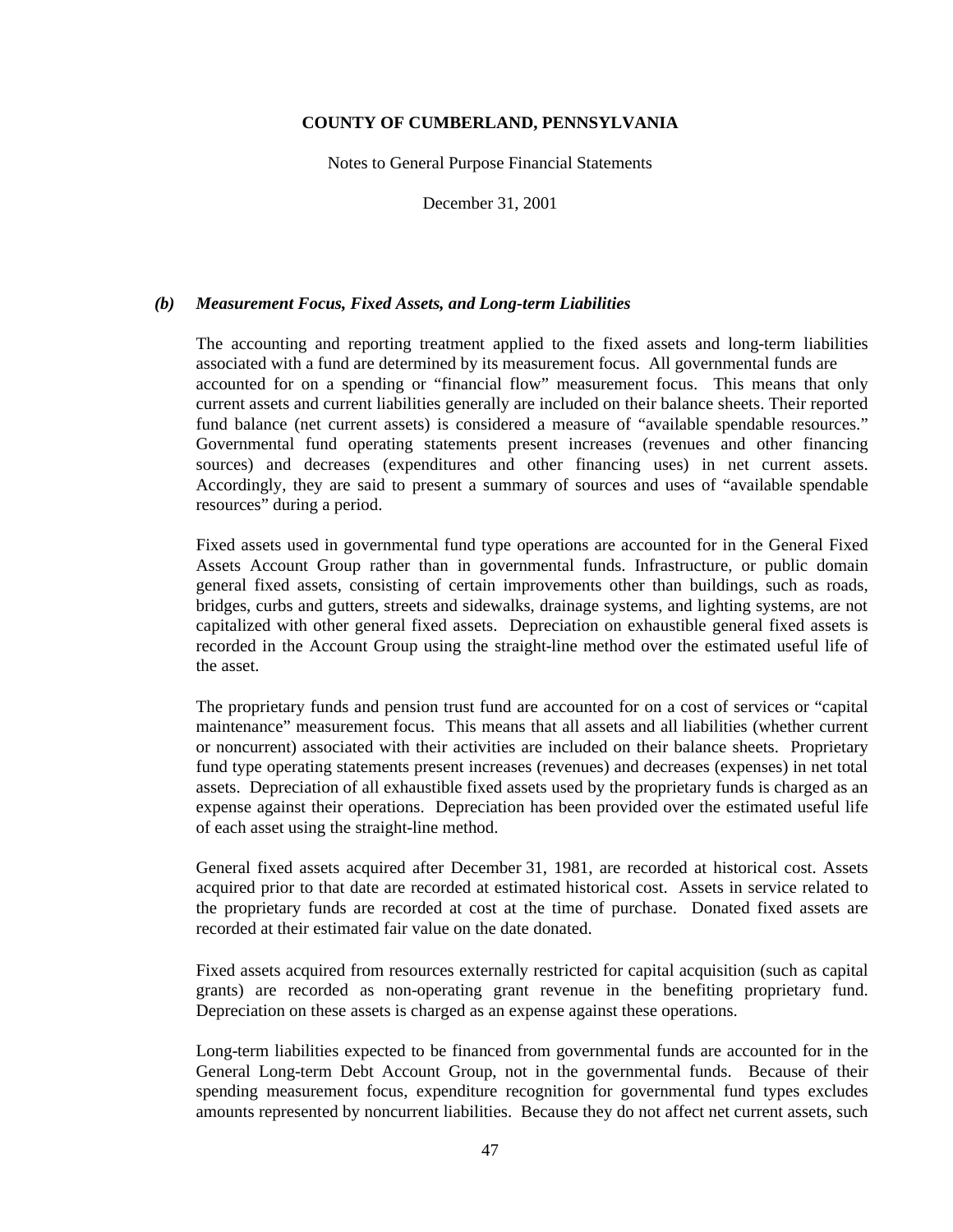### *(b) Measurement Focus, Fixed Assets, and Long-term Liabilities*

The accounting and reporting treatment applied to the fixed assets and long-term liabilities associated with a fund are determined by its measurement focus. All governmental funds are accounted for on a spending or "financial flow" measurement focus. This means that only current assets and current liabilities generally are included on their balance sheets. Their reported fund balance (net current assets) is considered a measure of "available spendable resources." Governmental fund operating statements present increases (revenues and other financing sources) and decreases (expenditures and other financing uses) in net current assets. Accordingly, they are said to present a summary of sources and uses of "available spendable resources" during a period.

Fixed assets used in governmental fund type operations are accounted for in the General Fixed Assets Account Group rather than in governmental funds. Infrastructure, or public domain general fixed assets, consisting of certain improvements other than buildings, such as roads, bridges, curbs and gutters, streets and sidewalks, drainage systems, and lighting systems, are not capitalized with other general fixed assets. Depreciation on exhaustible general fixed assets is recorded in the Account Group using the straight-line method over the estimated useful life of the asset.

The proprietary funds and pension trust fund are accounted for on a cost of services or "capital maintenance" measurement focus. This means that all assets and all liabilities (whether current or noncurrent) associated with their activities are included on their balance sheets. Proprietary fund type operating statements present increases (revenues) and decreases (expenses) in net total assets. Depreciation of all exhaustible fixed assets used by the proprietary funds is charged as an expense against their operations. Depreciation has been provided over the estimated useful life of each asset using the straight-line method.

General fixed assets acquired after December 31, 1981, are recorded at historical cost. Assets acquired prior to that date are recorded at estimated historical cost. Assets in service related to the proprietary funds are recorded at cost at the time of purchase. Donated fixed assets are recorded at their estimated fair value on the date donated.

Fixed assets acquired from resources externally restricted for capital acquisition (such as capital grants) are recorded as non-operating grant revenue in the benefiting proprietary fund. Depreciation on these assets is charged as an expense against these operations.

Long-term liabilities expected to be financed from governmental funds are accounted for in the General Long-term Debt Account Group, not in the governmental funds. Because of their spending measurement focus, expenditure recognition for governmental fund types excludes amounts represented by noncurrent liabilities. Because they do not affect net current assets, such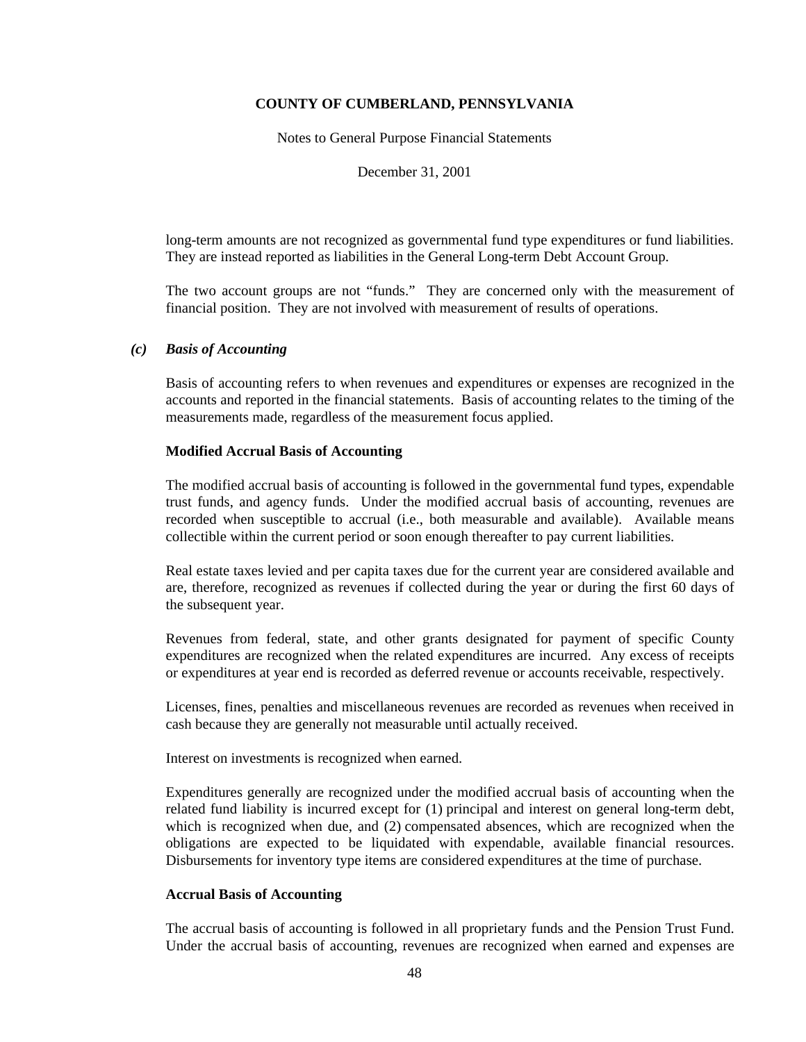long-term amounts are not recognized as governmental fund type expenditures or fund liabilities. They are instead reported as liabilities in the General Long-term Debt Account Group.

The two account groups are not “funds.” They are concerned only with the measurement of financial position. They are not involved with measurement of results of operations.

### *(c) Basis of Accounting*

Basis of accounting refers to when revenues and expenditures or expenses are recognized in the accounts and reported in the financial statements. Basis of accounting relates to the timing of the measurements made, regardless of the measurement focus applied.

**Modified Accrual Basis of Accounting**

The modified accrual basis of accounting is followed in the governmental fund types, expendable trust funds, and agency funds. Under the modified accrual basis of accounting, revenues are recorded when susceptible to accrual (i.e., both measurable and available). Available means collectible within the current period or soon enough thereafter to pay current liabilities.

Real estate taxes levied and per capita taxes due for the current year are considered available and are, therefore, recognized as revenues if collected during the year or during the first 60 days of the subsequent year.

Revenues from federal, state, and other grants designated for payment of specific County expenditures are recognized when the related expenditures are incurred. Any excess of receipts or expenditures at year end is recorded as deferred revenue or accounts receivable, respectively.

Licenses, fines, penalties and miscellaneous revenues are recorded as revenues when received in cash because they are generally not measurable until actually received.

Interest on investments is recognized when earned.

Expenditures generally are recognized under the modified accrual basis of accounting when the related fund liability is incurred except for (1) principal and interest on general long-term debt, which is recognized when due, and (2) compensated absences, which are recognized when the obligations are expected to be liquidated with expendable, available financial resources. Disbursements for inventory type items are considered expenditures at the time of purchase.

**Accrual Basis of Accounting**

The accrual basis of accounting is followed in all proprietary funds and the Pension Trust Fund. Under the accrual basis of accounting, revenues are recognized when earned and expenses are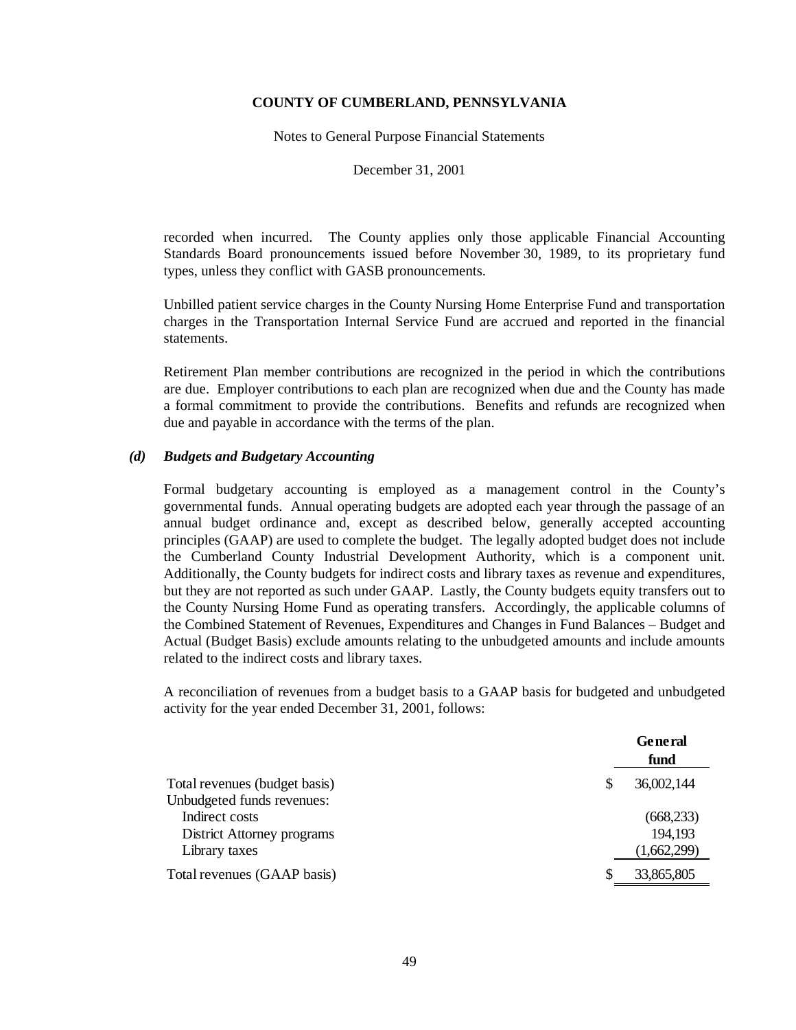recorded when incurred. The County applies only those applicable Financial Accounting Standards Board pronouncements issued before November 30, 1989, to its proprietary fund types, unless they conflict with GASB pronouncements.

Unbilled patient service charges in the County Nursing Home Enterprise Fund and transportation charges in the Transportation Internal Service Fund are accrued and reported in the financial statements.

Retirement Plan member contributions are recognized in the period in which the contributions are due. Employer contributions to each plan are recognized when due and the County has made a formal commitment to provide the contributions. Benefits and refunds are recognized when due and payable in accordance with the terms of the plan.

### *(d) Budgets and Budgetary Accounting*

Formal budgetary accounting is employed as a management control in the County's governmental funds. Annual operating budgets are adopted each year through the passage of an annual budget ordinance and, except as described below, generally accepted accounting principles (GAAP) are used to complete the budget. The legally adopted budget does not include the Cumberland County Industrial Development Authority, which is a component unit. Additionally, the County budgets for indirect costs and library taxes as revenue and expenditures, but they are not reported as such under GAAP. Lastly, the County budgets equity transfers out to the County Nursing Home Fund as operating transfers. Accordingly, the applicable columns of the Combined Statement of Revenues, Expenditures and Changes in Fund Balances – Budget and Actual (Budget Basis) exclude amounts relating to the unbudgeted amounts and include amounts related to the indirect costs and library taxes.

A reconciliation of revenues from a budget basis to a GAAP basis for budgeted and unbudgeted activity for the year ended December 31, 2001, follows:

| | **General fund** |
|---|---|
| Total revenues (budget basis) | $ 36,002,144 |
| Unbudgeted funds revenues: | |
| Indirect costs | (668,233) |
| District Attorney programs | 194,193 |
| Library taxes | (1,662,299) |
| Total revenues (GAAP basis) | $ 33,865,805 |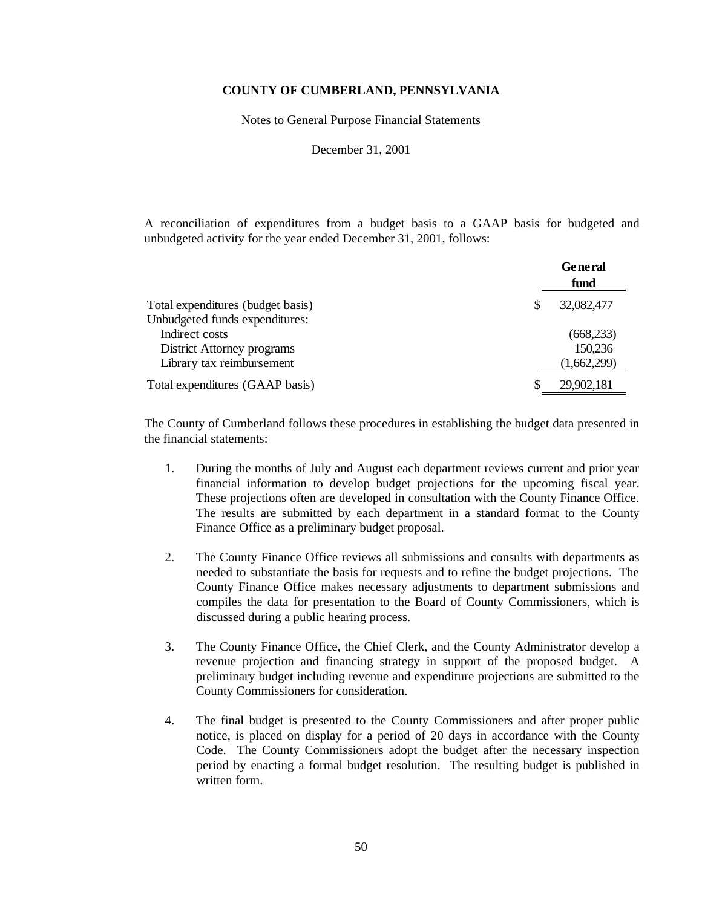**COUNTY OF CUMBERLAND, PENNSYLVANIA**

Notes to General Purpose Financial Statements

December 31, 2001

A reconciliation of expenditures from a budget basis to a GAAP basis for budgeted and unbudgeted activity for the year ended December 31, 2001, follows:

| | General fund |
|---|---|
| Total expenditures (budget basis) | $ 32,082,477 |
| Unbudgeted funds expenditures: | |
| Indirect costs | (668,233) |
| District Attorney programs | 150,236 |
| Library tax reimbursement | (1,662,299) |
| Total expenditures (GAAP basis) | $ 29,902,181 |

The County of Cumberland follows these procedures in establishing the budget data presented in the financial statements:

1. During the months of July and August each department reviews current and prior year financial information to develop budget projections for the upcoming fiscal year. These projections often are developed in consultation with the County Finance Office. The results are submitted by each department in a standard format to the County Finance Office as a preliminary budget proposal.

2. The County Finance Office reviews all submissions and consults with departments as needed to substantiate the basis for requests and to refine the budget projections. The County Finance Office makes necessary adjustments to department submissions and compiles the data for presentation to the Board of County Commissioners, which is discussed during a public hearing process.

3. The County Finance Office, the Chief Clerk, and the County Administrator develop a revenue projection and financing strategy in support of the proposed budget. A preliminary budget including revenue and expenditure projections are submitted to the County Commissioners for consideration.

4. The final budget is presented to the County Commissioners and after proper public notice, is placed on display for a period of 20 days in accordance with the County Code. The County Commissioners adopt the budget after the necessary inspection period by enacting a formal budget resolution. The resulting budget is published in written form.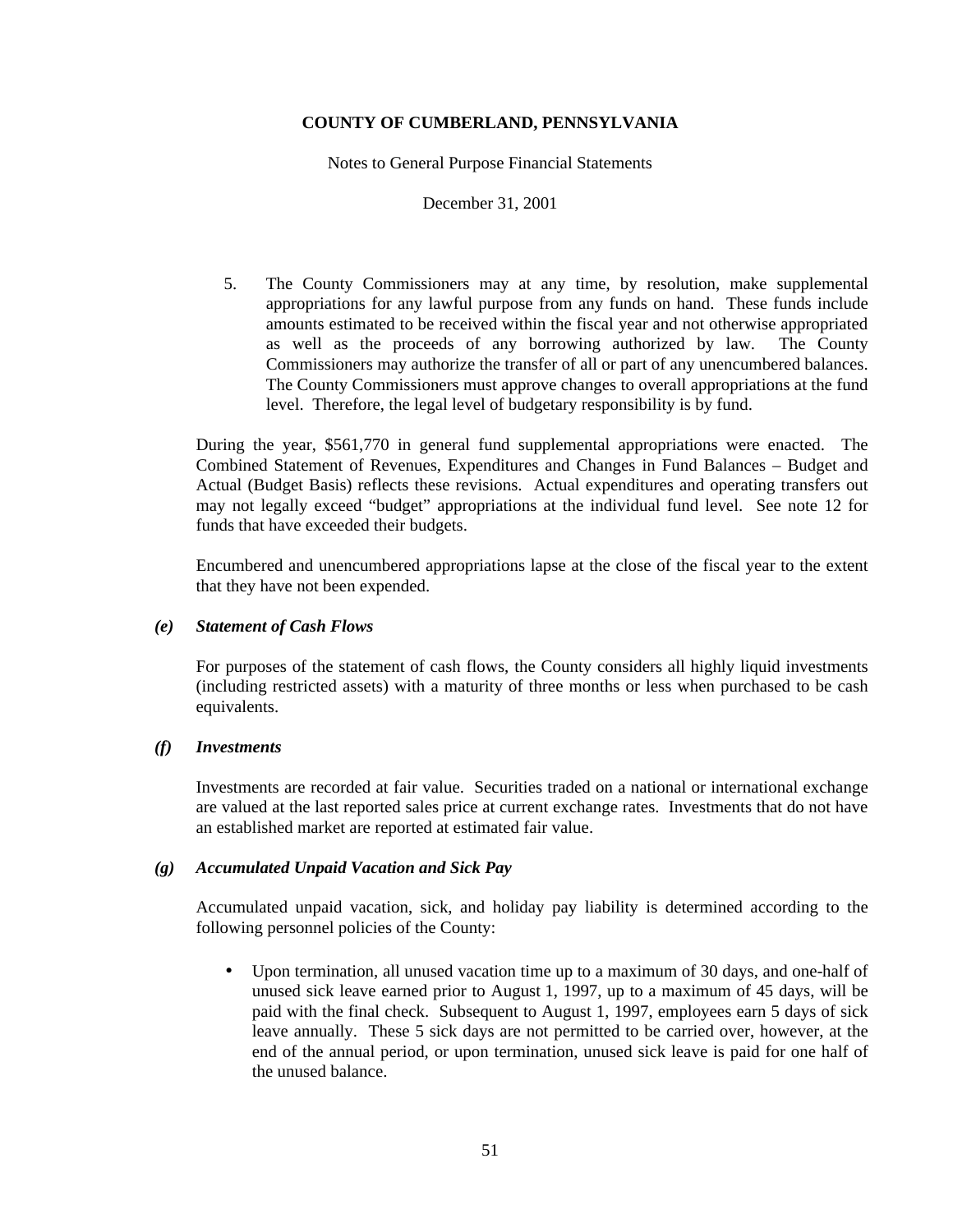5. The County Commissioners may at any time, by resolution, make supplemental appropriations for any lawful purpose from any funds on hand. These funds include amounts estimated to be received within the fiscal year and not otherwise appropriated as well as the proceeds of any borrowing authorized by law. The County Commissioners may authorize the transfer of all or part of any unencumbered balances. The County Commissioners must approve changes to overall appropriations at the fund level. Therefore, the legal level of budgetary responsibility is by fund.

During the year, $561,770 in general fund supplemental appropriations were enacted. The Combined Statement of Revenues, Expenditures and Changes in Fund Balances – Budget and Actual (Budget Basis) reflects these revisions. Actual expenditures and operating transfers out may not legally exceed "budget" appropriations at the individual fund level. See note 12 for funds that have exceeded their budgets.

Encumbered and unencumbered appropriations lapse at the close of the fiscal year to the extent that they have not been expended.

### *(e) Statement of Cash Flows*

For purposes of the statement of cash flows, the County considers all highly liquid investments (including restricted assets) with a maturity of three months or less when purchased to be cash equivalents.

### *(f) Investments*

Investments are recorded at fair value. Securities traded on a national or international exchange are valued at the last reported sales price at current exchange rates. Investments that do not have an established market are reported at estimated fair value.

### *(g) Accumulated Unpaid Vacation and Sick Pay*

Accumulated unpaid vacation, sick, and holiday pay liability is determined according to the following personnel policies of the County:

- Upon termination, all unused vacation time up to a maximum of 30 days, and one-half of unused sick leave earned prior to August 1, 1997, up to a maximum of 45 days, will be paid with the final check. Subsequent to August 1, 1997, employees earn 5 days of sick leave annually. These 5 sick days are not permitted to be carried over, however, at the end of the annual period, or upon termination, unused sick leave is paid for one half of the unused balance.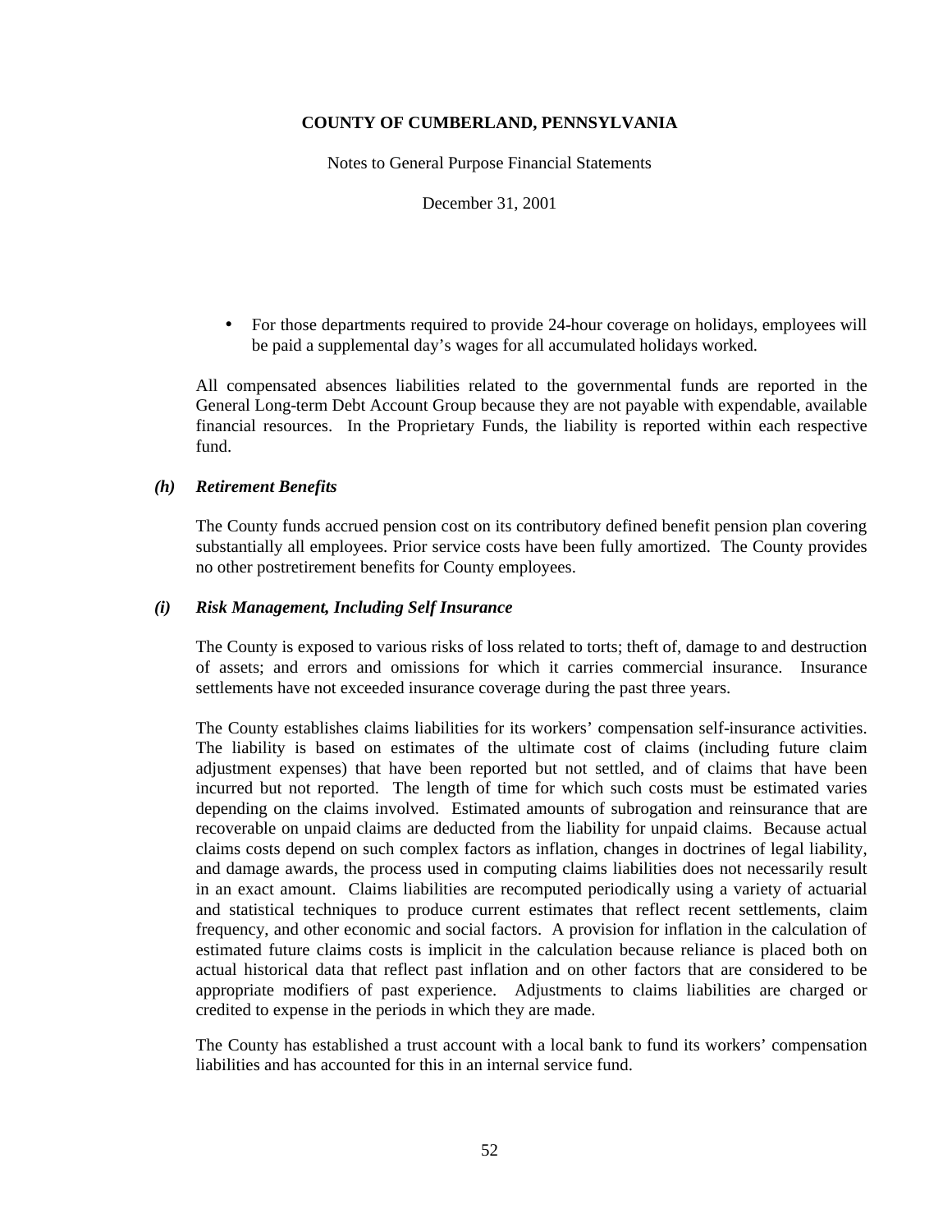- For those departments required to provide 24-hour coverage on holidays, employees will be paid a supplemental day's wages for all accumulated holidays worked.

All compensated absences liabilities related to the governmental funds are reported in the General Long-term Debt Account Group because they are not payable with expendable, available financial resources. In the Proprietary Funds, the liability is reported within each respective fund.

### *(h) Retirement Benefits*

The County funds accrued pension cost on its contributory defined benefit pension plan covering substantially all employees. Prior service costs have been fully amortized. The County provides no other postretirement benefits for County employees.

### *(i) Risk Management, Including Self Insurance*

The County is exposed to various risks of loss related to torts; theft of, damage to and destruction of assets; and errors and omissions for which it carries commercial insurance. Insurance settlements have not exceeded insurance coverage during the past three years.

The County establishes claims liabilities for its workers' compensation self-insurance activities. The liability is based on estimates of the ultimate cost of claims (including future claim adjustment expenses) that have been reported but not settled, and of claims that have been incurred but not reported. The length of time for which such costs must be estimated varies depending on the claims involved. Estimated amounts of subrogation and reinsurance that are recoverable on unpaid claims are deducted from the liability for unpaid claims. Because actual claims costs depend on such complex factors as inflation, changes in doctrines of legal liability, and damage awards, the process used in computing claims liabilities does not necessarily result in an exact amount. Claims liabilities are recomputed periodically using a variety of actuarial and statistical techniques to produce current estimates that reflect recent settlements, claim frequency, and other economic and social factors. A provision for inflation in the calculation of estimated future claims costs is implicit in the calculation because reliance is placed both on actual historical data that reflect past inflation and on other factors that are considered to be appropriate modifiers of past experience. Adjustments to claims liabilities are charged or credited to expense in the periods in which they are made.

The County has established a trust account with a local bank to fund its workers' compensation liabilities and has accounted for this in an internal service fund.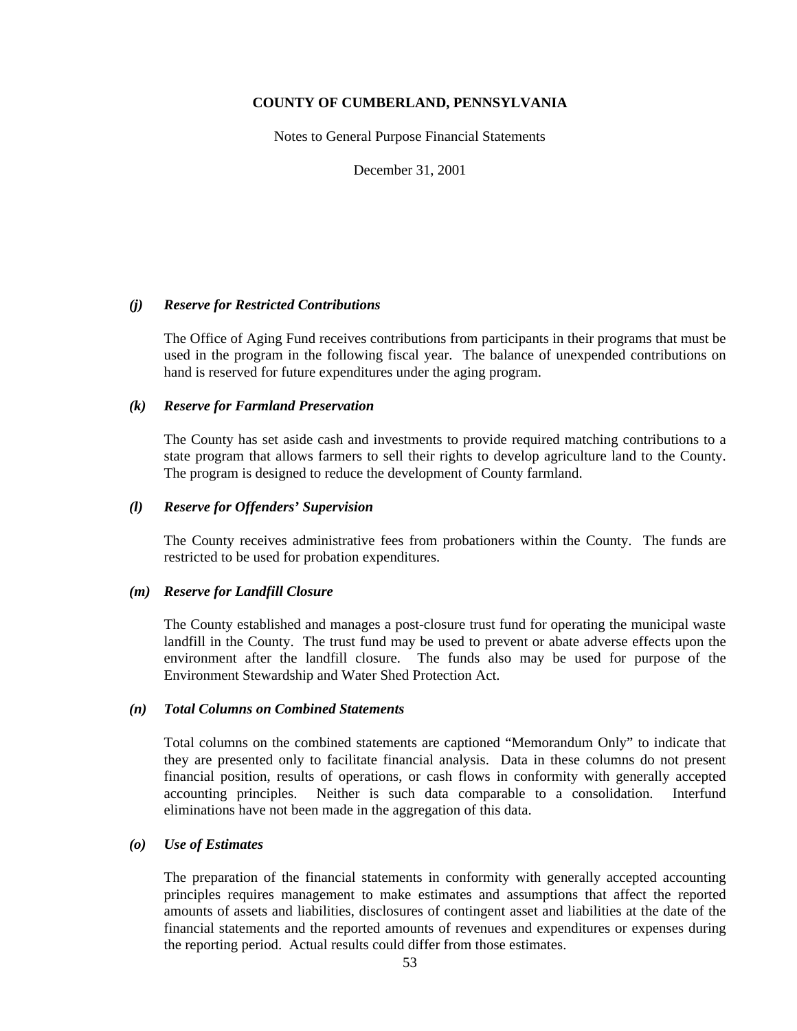***(j) Reserve for Restricted Contributions***

The Office of Aging Fund receives contributions from participants in their programs that must be used in the program in the following fiscal year. The balance of unexpended contributions on hand is reserved for future expenditures under the aging program.

***(k) Reserve for Farmland Preservation***

The County has set aside cash and investments to provide required matching contributions to a state program that allows farmers to sell their rights to develop agriculture land to the County. The program is designed to reduce the development of County farmland.

***(l) Reserve for Offenders' Supervision***

The County receives administrative fees from probationers within the County. The funds are restricted to be used for probation expenditures.

***(m) Reserve for Landfill Closure***

The County established and manages a post-closure trust fund for operating the municipal waste landfill in the County. The trust fund may be used to prevent or abate adverse effects upon the environment after the landfill closure. The funds also may be used for purpose of the Environment Stewardship and Water Shed Protection Act.

***(n) Total Columns on Combined Statements***

Total columns on the combined statements are captioned "Memorandum Only" to indicate that they are presented only to facilitate financial analysis. Data in these columns do not present financial position, results of operations, or cash flows in conformity with generally accepted accounting principles. Neither is such data comparable to a consolidation. Interfund eliminations have not been made in the aggregation of this data.

***(o) Use of Estimates***

The preparation of the financial statements in conformity with generally accepted accounting principles requires management to make estimates and assumptions that affect the reported amounts of assets and liabilities, disclosures of contingent asset and liabilities at the date of the financial statements and the reported amounts of revenues and expenditures or expenses during the reporting period. Actual results could differ from those estimates.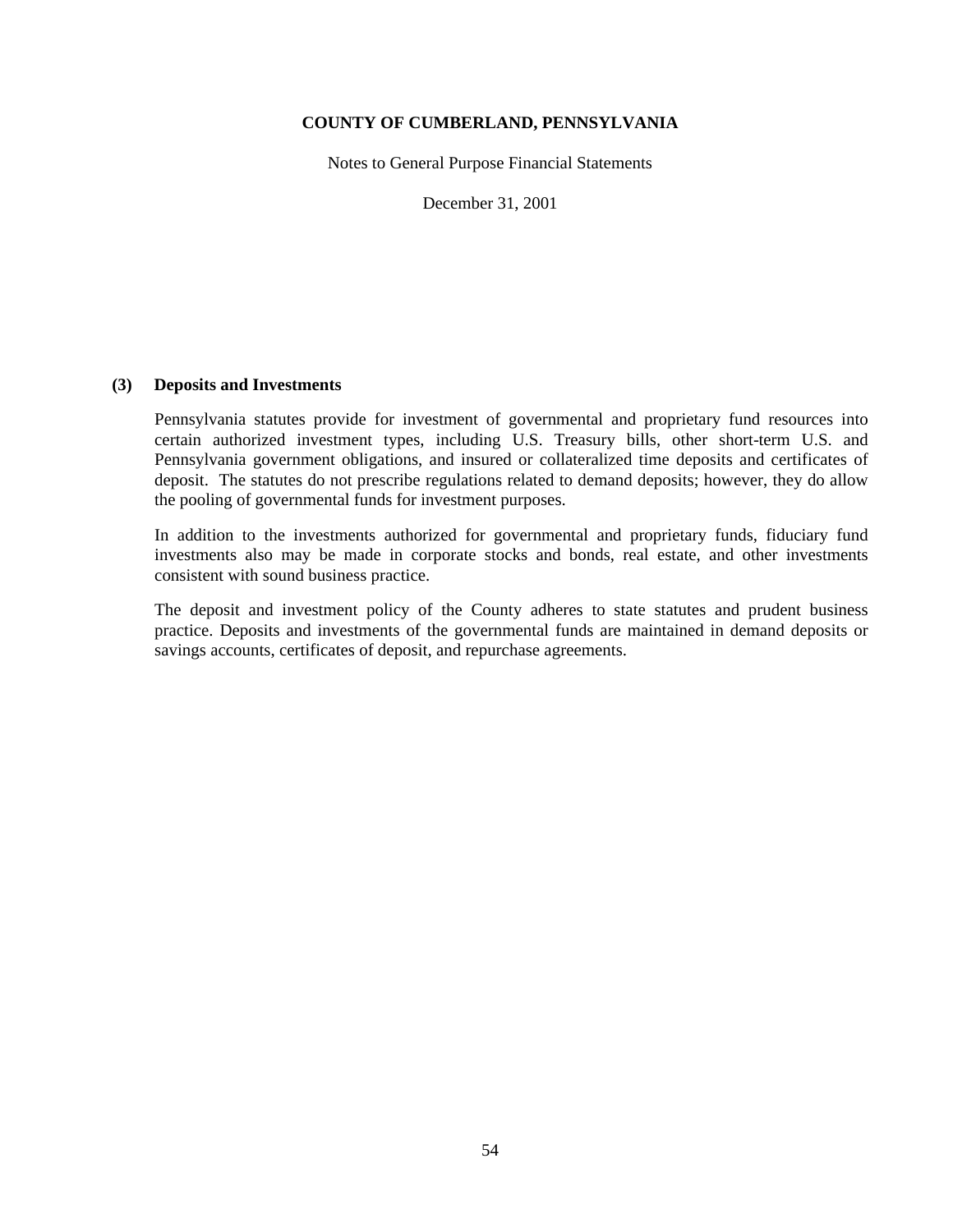### (3) Deposits and Investments

Pennsylvania statutes provide for investment of governmental and proprietary fund resources into certain authorized investment types, including U.S. Treasury bills, other short-term U.S. and Pennsylvania government obligations, and insured or collateralized time deposits and certificates of deposit. The statutes do not prescribe regulations related to demand deposits; however, they do allow the pooling of governmental funds for investment purposes.

In addition to the investments authorized for governmental and proprietary funds, fiduciary fund investments also may be made in corporate stocks and bonds, real estate, and other investments consistent with sound business practice.

The deposit and investment policy of the County adheres to state statutes and prudent business practice. Deposits and investments of the governmental funds are maintained in demand deposits or savings accounts, certificates of deposit, and repurchase agreements.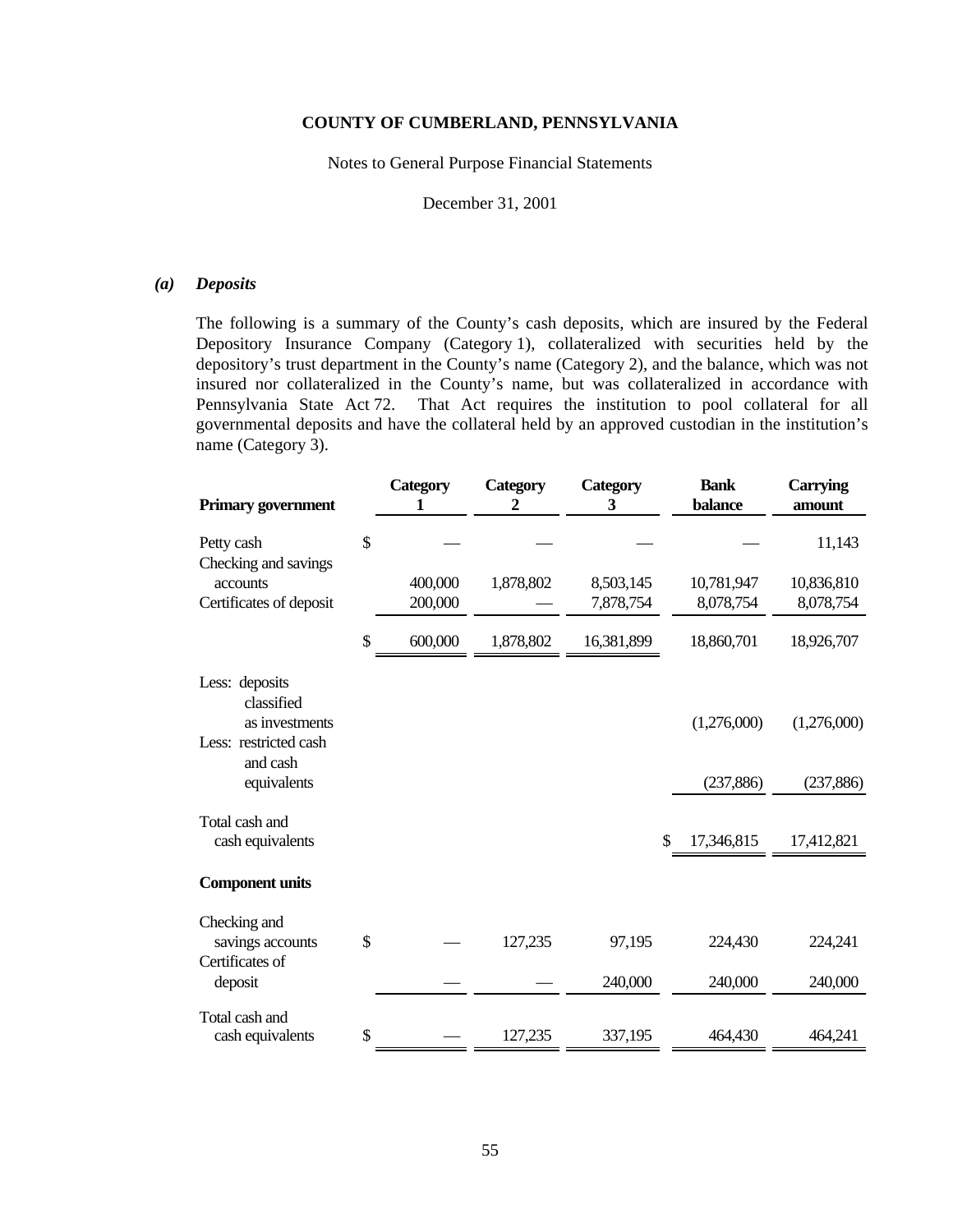**COUNTY OF CUMBERLAND, PENNSYLVANIA**

Notes to General Purpose Financial Statements

December 31, 2001

### *(a) Deposits*

The following is a summary of the County's cash deposits, which are insured by the Federal Depository Insurance Company (Category 1), collateralized with securities held by the depository's trust department in the County's name (Category 2), and the balance, which was not insured nor collateralized in the County's name, but was collateralized in accordance with Pennsylvania State Act 72. That Act requires the institution to pool collateral for all governmental deposits and have the collateral held by an approved custodian in the institution's name (Category 3).

| **Primary government** | **Category 1** | **Category 2** | **Category 3** | **Bank balance** | **Carrying amount** |
|---|---|---|---|---|---|
| Petty cash | $ — | — | — | — | 11,143 |
| Checking and savings accounts | 400,000 | 1,878,802 | 8,503,145 | 10,781,947 | 10,836,810 |
| Certificates of deposit | 200,000 | — | 7,878,754 | 8,078,754 | 8,078,754 |
| | $ 600,000 | 1,878,802 | 16,381,899 | 18,860,701 | 18,926,707 |
| Less: deposits classified as investments | | | | (1,276,000) | (1,276,000) |
| Less: restricted cash and cash equivalents | | | | (237,886) | (237,886) |
| Total cash and cash equivalents | | | | $ 17,346,815 | 17,412,821 |
| **Component units** | | | | | |
| Checking and savings accounts | $ — | 127,235 | 97,195 | 224,430 | 224,241 |
| Certificates of deposit | — | — | 240,000 | 240,000 | 240,000 |
| Total cash and cash equivalents | $ — | 127,235 | 337,195 | 464,430 | 464,241 |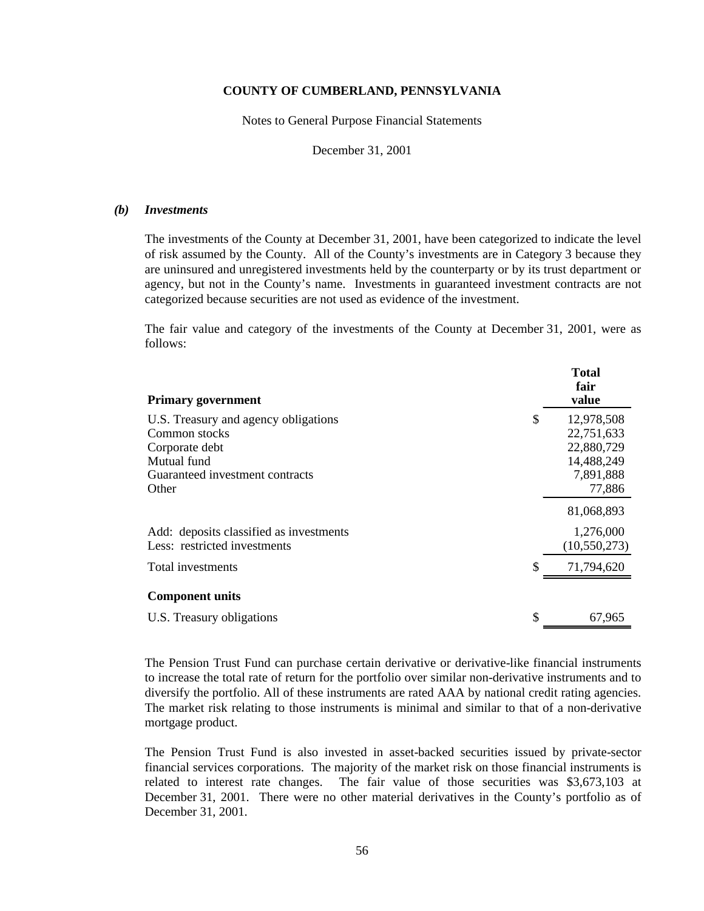### *(b) Investments*

The investments of the County at December 31, 2001, have been categorized to indicate the level of risk assumed by the County. All of the County's investments are in Category 3 because they are uninsured and unregistered investments held by the counterparty or by its trust department or agency, but not in the County's name. Investments in guaranteed investment contracts are not categorized because securities are not used as evidence of the investment.

The fair value and category of the investments of the County at December 31, 2001, were as follows:

| **Primary government** | | **Total fair value** |
|---|---|---|
| U.S. Treasury and agency obligations | $ | 12,978,508 |
| Common stocks | | 22,751,633 |
| Corporate debt | | 22,880,729 |
| Mutual fund | | 14,488,249 |
| Guaranteed investment contracts | | 7,891,888 |
| Other | | 77,886 |
| | | 81,068,893 |
| Add: deposits classified as investments | | 1,276,000 |
| Less: restricted investments | | (10,550,273) |
| Total investments | $ | 71,794,620 |
| **Component units** | | |
| U.S. Treasury obligations | $ | 67,965 |

The Pension Trust Fund can purchase certain derivative or derivative-like financial instruments to increase the total rate of return for the portfolio over similar non-derivative instruments and to diversify the portfolio. All of these instruments are rated AAA by national credit rating agencies. The market risk relating to those instruments is minimal and similar to that of a non-derivative mortgage product.

The Pension Trust Fund is also invested in asset-backed securities issued by private-sector financial services corporations. The majority of the market risk on those financial instruments is related to interest rate changes. The fair value of those securities was $3,673,103 at December 31, 2001. There were no other material derivatives in the County's portfolio as of December 31, 2001.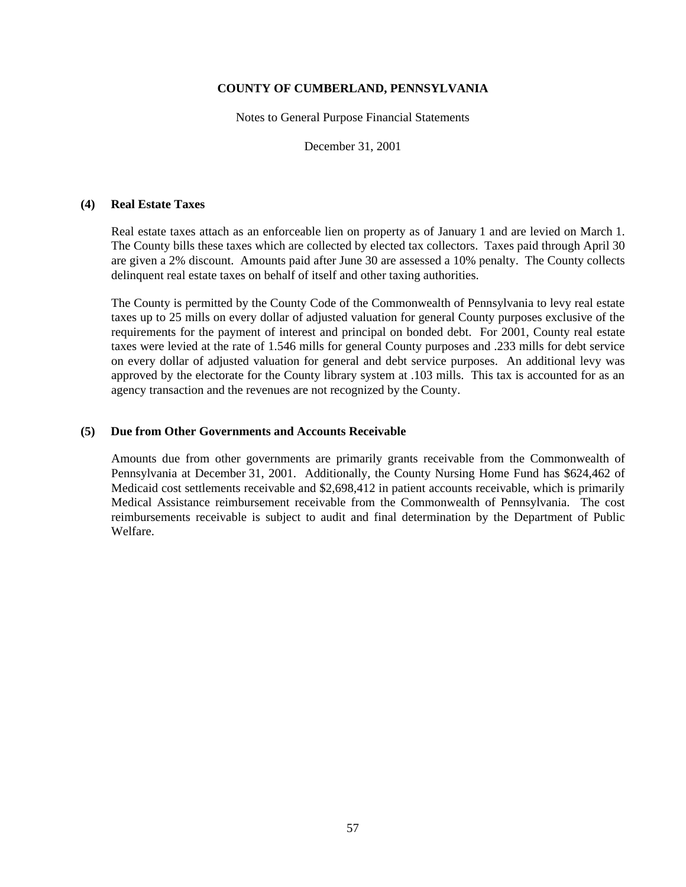# COUNTY OF CUMBERLAND, PENNSYLVANIA

Notes to General Purpose Financial Statements

December 31, 2001

## (4) Real Estate Taxes

Real estate taxes attach as an enforceable lien on property as of January 1 and are levied on March 1. The County bills these taxes which are collected by elected tax collectors. Taxes paid through April 30 are given a 2% discount. Amounts paid after June 30 are assessed a 10% penalty. The County collects delinquent real estate taxes on behalf of itself and other taxing authorities.

The County is permitted by the County Code of the Commonwealth of Pennsylvania to levy real estate taxes up to 25 mills on every dollar of adjusted valuation for general County purposes exclusive of the requirements for the payment of interest and principal on bonded debt. For 2001, County real estate taxes were levied at the rate of 1.546 mills for general County purposes and .233 mills for debt service on every dollar of adjusted valuation for general and debt service purposes. An additional levy was approved by the electorate for the County library system at .103 mills. This tax is accounted for as an agency transaction and the revenues are not recognized by the County.

## (5) Due from Other Governments and Accounts Receivable

Amounts due from other governments are primarily grants receivable from the Commonwealth of Pennsylvania at December 31, 2001. Additionally, the County Nursing Home Fund has $624,462 of Medicaid cost settlements receivable and $2,698,412 in patient accounts receivable, which is primarily Medical Assistance reimbursement receivable from the Commonwealth of Pennsylvania. The cost reimbursements receivable is subject to audit and final determination by the Department of Public Welfare.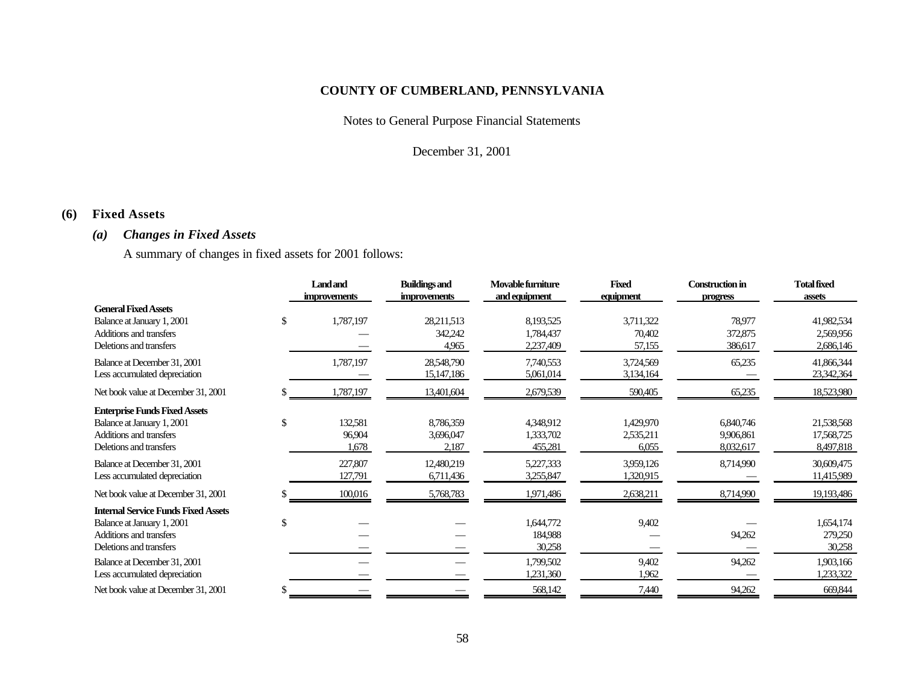**COUNTY OF CUMBERLAND, PENNSYLVANIA**

Notes to General Purpose Financial Statements

December 31, 2001

## (6) Fixed Assets

### *(a) Changes in Fixed Assets*

A summary of changes in fixed assets for 2001 follows:

| | Land and improvements | Buildings and improvements | Movable furniture and equipment | Fixed equipment | Construction in progress | Total fixed assets |
|---|---|---|---|---|---|---|
| **General Fixed Assets** | | | | | | |
| Balance at January 1, 2001 | $ 1,787,197 | 28,211,513 | 8,193,525 | 3,711,322 | 78,977 | 41,982,534 |
| Additions and transfers | — | 342,242 | 1,784,437 | 70,402 | 372,875 | 2,569,956 |
| Deletions and transfers | — | 4,965 | 2,237,409 | 57,155 | 386,617 | 2,686,146 |
| Balance at December 31, 2001 | 1,787,197 | 28,548,790 | 7,740,553 | 3,724,569 | 65,235 | 41,866,344 |
| Less accumulated depreciation | — | 15,147,186 | 5,061,014 | 3,134,164 | — | 23,342,364 |
| Net book value at December 31, 2001 | $ 1,787,197 | 13,401,604 | 2,679,539 | 590,405 | 65,235 | 18,523,980 |
| **Enterprise Funds Fixed Assets** | | | | | | |
| Balance at January 1, 2001 | $ 132,581 | 8,786,359 | 4,348,912 | 1,429,970 | 6,840,746 | 21,538,568 |
| Additions and transfers | 96,904 | 3,696,047 | 1,333,702 | 2,535,211 | 9,906,861 | 17,568,725 |
| Deletions and transfers | 1,678 | 2,187 | 455,281 | 6,055 | 8,032,617 | 8,497,818 |
| Balance at December 31, 2001 | 227,807 | 12,480,219 | 5,227,333 | 3,959,126 | 8,714,990 | 30,609,475 |
| Less accumulated depreciation | 127,791 | 6,711,436 | 3,255,847 | 1,320,915 | — | 11,415,989 |
| Net book value at December 31, 2001 | $ 100,016 | 5,768,783 | 1,971,486 | 2,638,211 | 8,714,990 | 19,193,486 |
| **Internal Service Funds Fixed Assets** | | | | | | |
| Balance at January 1, 2001 | $ — | — | 1,644,772 | 9,402 | — | 1,654,174 |
| Additions and transfers | — | — | 184,988 | — | 94,262 | 279,250 |
| Deletions and transfers | — | — | 30,258 | — | — | 30,258 |
| Balance at December 31, 2001 | — | — | 1,799,502 | 9,402 | 94,262 | 1,903,166 |
| Less accumulated depreciation | — | — | 1,231,360 | 1,962 | — | 1,233,322 |
| Net book value at December 31, 2001 | $ — | — | 568,142 | 7,440 | 94,262 | 669,844 |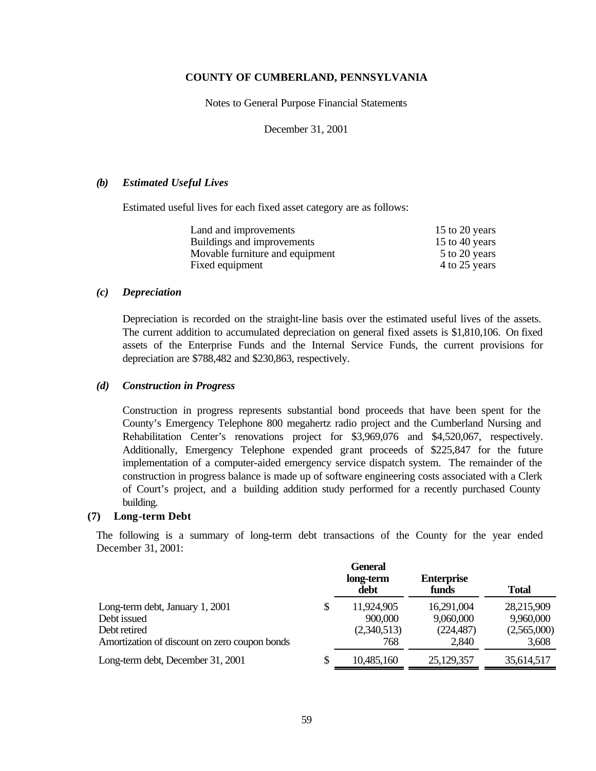**COUNTY OF CUMBERLAND, PENNSYLVANIA**

Notes to General Purpose Financial Statements

December 31, 2001

***(b) Estimated Useful Lives***

Estimated useful lives for each fixed asset category are as follows:

| | |
|---|---|
| Land and improvements | 15 to 20 years |
| Buildings and improvements | 15 to 40 years |
| Movable furniture and equipment | 5 to 20 years |
| Fixed equipment | 4 to 25 years |

***(c) Depreciation***

Depreciation is recorded on the straight-line basis over the estimated useful lives of the assets. The current addition to accumulated depreciation on general fixed assets is $1,810,106. On fixed assets of the Enterprise Funds and the Internal Service Funds, the current provisions for depreciation are $788,482 and $230,863, respectively.

***(d) Construction in Progress***

Construction in progress represents substantial bond proceeds that have been spent for the County's Emergency Telephone 800 megahertz radio project and the Cumberland Nursing and Rehabilitation Center's renovations project for $3,969,076 and $4,520,067, respectively. Additionally, Emergency Telephone expended grant proceeds of $225,847 for the implementation of a computer-aided emergency service dispatch system. The remainder of the construction in progress balance is made up of software engineering costs associated with a Clerk of Court's project, and a building addition study performed for a recently purchased County building.

## (7) Long-term Debt

The following is a summary of long-term debt transactions of the County for the year ended December 31, 2001:

| | General long-term debt | Enterprise funds | Total |
|---|---|---|---|
| Long-term debt, January 1, 2001 | $ 11,924,905 | 16,291,004 | 28,215,909 |
| Debt issued | 900,000 | 9,060,000 | 9,960,000 |
| Debt retired | (2,340,513) | (224,487) | (2,565,000) |
| Amortization of discount on zero coupon bonds | 768 | 2,840 | 3,608 |
| Long-term debt, December 31, 2001 | $ 10,485,160 | 25,129,357 | 35,614,517 |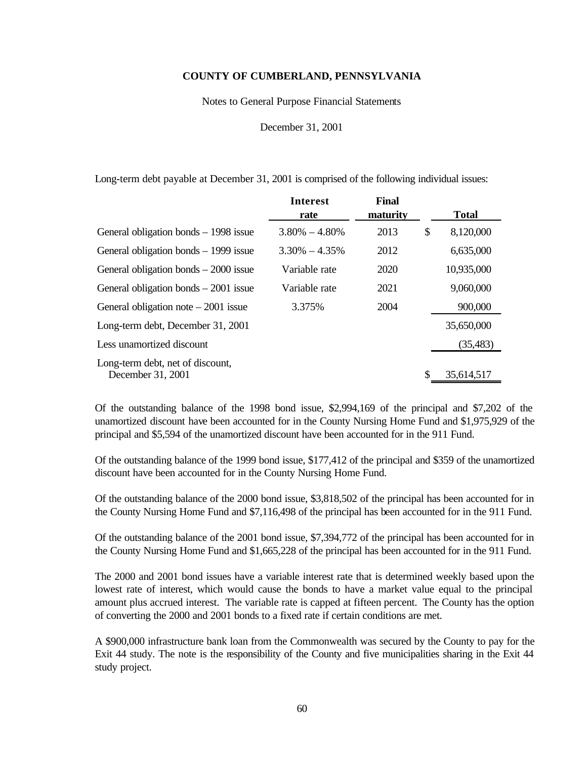**COUNTY OF CUMBERLAND, PENNSYLVANIA**

Notes to General Purpose Financial Statements

December 31, 2001

Long-term debt payable at December 31, 2001 is comprised of the following individual issues:

| | Interest rate | Final maturity | Total |
|---|---|---|---|
| General obligation bonds – 1998 issue | 3.80% – 4.80% | 2013 | $ 8,120,000 |
| General obligation bonds – 1999 issue | 3.30% – 4.35% | 2012 | 6,635,000 |
| General obligation bonds – 2000 issue | Variable rate | 2020 | 10,935,000 |
| General obligation bonds – 2001 issue | Variable rate | 2021 | 9,060,000 |
| General obligation note – 2001 issue | 3.375% | 2004 | 900,000 |
| Long-term debt, December 31, 2001 | | | 35,650,000 |
| Less unamortized discount | | | (35,483) |
| Long-term debt, net of discount, December 31, 2001 | | | $ 35,614,517 |

Of the outstanding balance of the 1998 bond issue, $2,994,169 of the principal and $7,202 of the unamortized discount have been accounted for in the County Nursing Home Fund and $1,975,929 of the principal and $5,594 of the unamortized discount have been accounted for in the 911 Fund.

Of the outstanding balance of the 1999 bond issue, $177,412 of the principal and $359 of the unamortized discount have been accounted for in the County Nursing Home Fund.

Of the outstanding balance of the 2000 bond issue, $3,818,502 of the principal has been accounted for in the County Nursing Home Fund and $7,116,498 of the principal has been accounted for in the 911 Fund.

Of the outstanding balance of the 2001 bond issue, $7,394,772 of the principal has been accounted for in the County Nursing Home Fund and $1,665,228 of the principal has been accounted for in the 911 Fund.

The 2000 and 2001 bond issues have a variable interest rate that is determined weekly based upon the lowest rate of interest, which would cause the bonds to have a market value equal to the principal amount plus accrued interest. The variable rate is capped at fifteen percent. The County has the option of converting the 2000 and 2001 bonds to a fixed rate if certain conditions are met.

A $900,000 infrastructure bank loan from the Commonwealth was secured by the County to pay for the Exit 44 study. The note is the responsibility of the County and five municipalities sharing in the Exit 44 study project.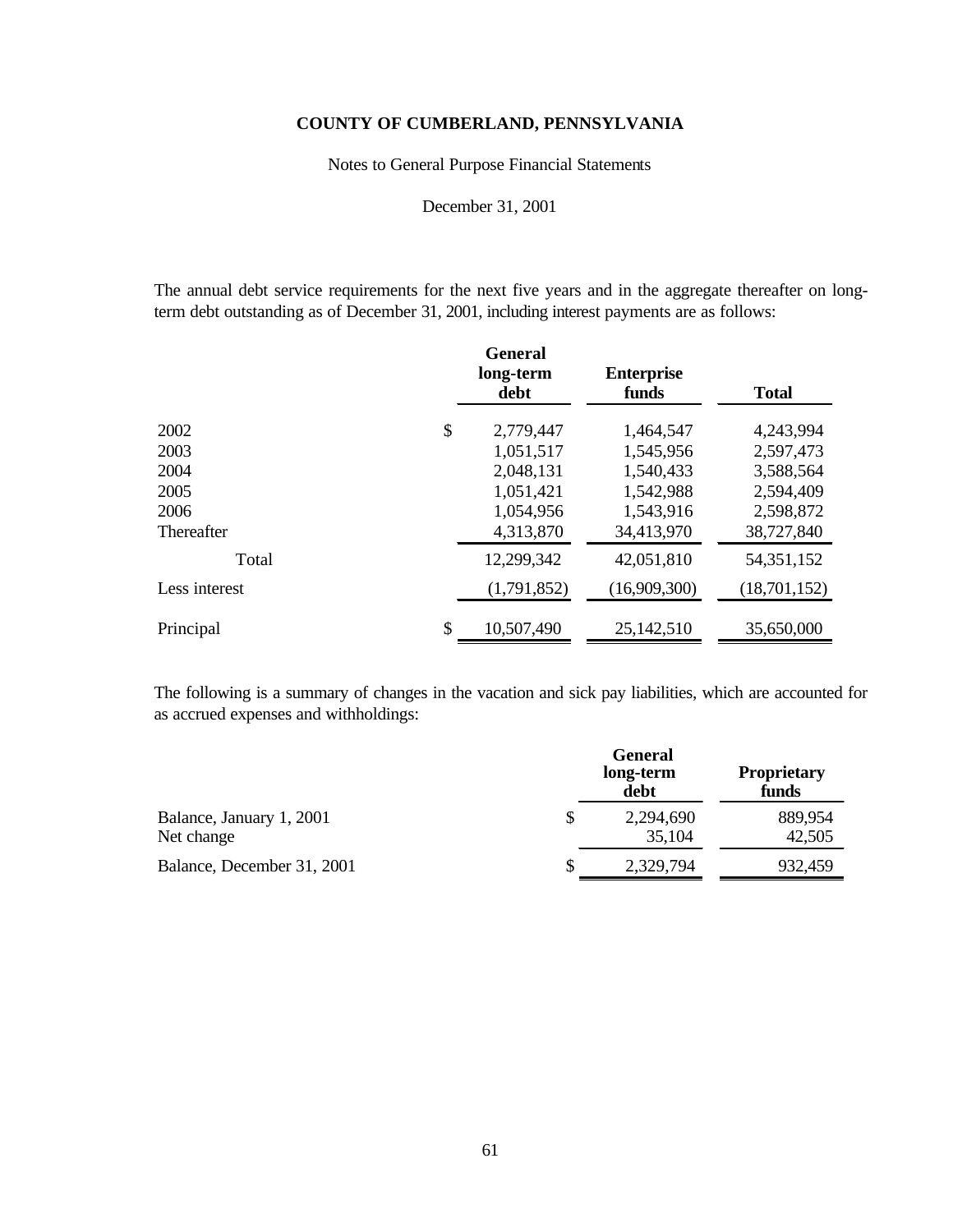**COUNTY OF CUMBERLAND, PENNSYLVANIA**

Notes to General Purpose Financial Statements

December 31, 2001

The annual debt service requirements for the next five years and in the aggregate thereafter on long-term debt outstanding as of December 31, 2001, including interest payments are as follows:

| | General long-term debt | Enterprise funds | Total |
|---|---|---|---|
| 2002 | $ 2,779,447 | 1,464,547 | 4,243,994 |
| 2003 | 1,051,517 | 1,545,956 | 2,597,473 |
| 2004 | 2,048,131 | 1,540,433 | 3,588,564 |
| 2005 | 1,051,421 | 1,542,988 | 2,594,409 |
| 2006 | 1,054,956 | 1,543,916 | 2,598,872 |
| Thereafter | 4,313,870 | 34,413,970 | 38,727,840 |
| Total | 12,299,342 | 42,051,810 | 54,351,152 |
| Less interest | (1,791,852) | (16,909,300) | (18,701,152) |
| Principal | $ 10,507,490 | 25,142,510 | 35,650,000 |

The following is a summary of changes in the vacation and sick pay liabilities, which are accounted for as accrued expenses and withholdings:

| | General long-term debt | Proprietary funds |
|---|---|---|
| Balance, January 1, 2001 | $ 2,294,690 | 889,954 |
| Net change | 35,104 | 42,505 |
| Balance, December 31, 2001 | $ 2,329,794 | 932,459 |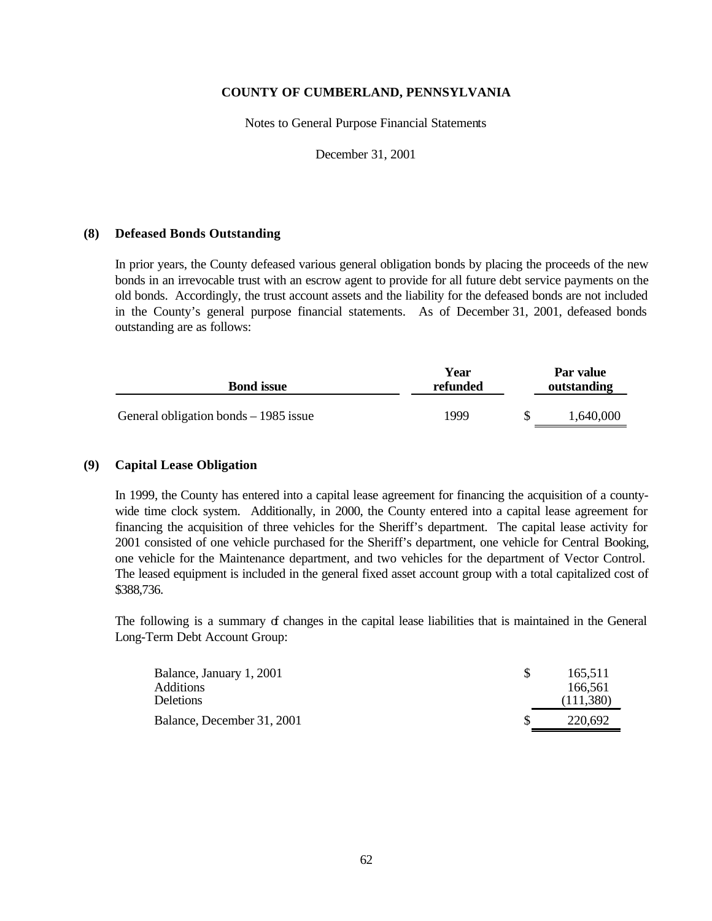**COUNTY OF CUMBERLAND, PENNSYLVANIA**

Notes to General Purpose Financial Statements

December 31, 2001

## (8) Defeased Bonds Outstanding

In prior years, the County defeased various general obligation bonds by placing the proceeds of the new bonds in an irrevocable trust with an escrow agent to provide for all future debt service payments on the old bonds. Accordingly, the trust account assets and the liability for the defeased bonds are not included in the County's general purpose financial statements. As of December 31, 2001, defeased bonds outstanding are as follows:

| Bond issue | Year refunded | Par value outstanding |
|---|---|---|
| General obligation bonds – 1985 issue | 1999 | $ 1,640,000 |

## (9) Capital Lease Obligation

In 1999, the County has entered into a capital lease agreement for financing the acquisition of a county-wide time clock system. Additionally, in 2000, the County entered into a capital lease agreement for financing the acquisition of three vehicles for the Sheriff's department. The capital lease activity for 2001 consisted of one vehicle purchased for the Sheriff's department, one vehicle for Central Booking, one vehicle for the Maintenance department, and two vehicles for the department of Vector Control. The leased equipment is included in the general fixed asset account group with a total capitalized cost of $388,736.

The following is a summary of changes in the capital lease liabilities that is maintained in the General Long-Term Debt Account Group:

| | |
|---|---|
| Balance, January 1, 2001 | $ 165,511 |
| Additions | 166,561 |
| Deletions | (111,380) |
| Balance, December 31, 2001 | $ 220,692 |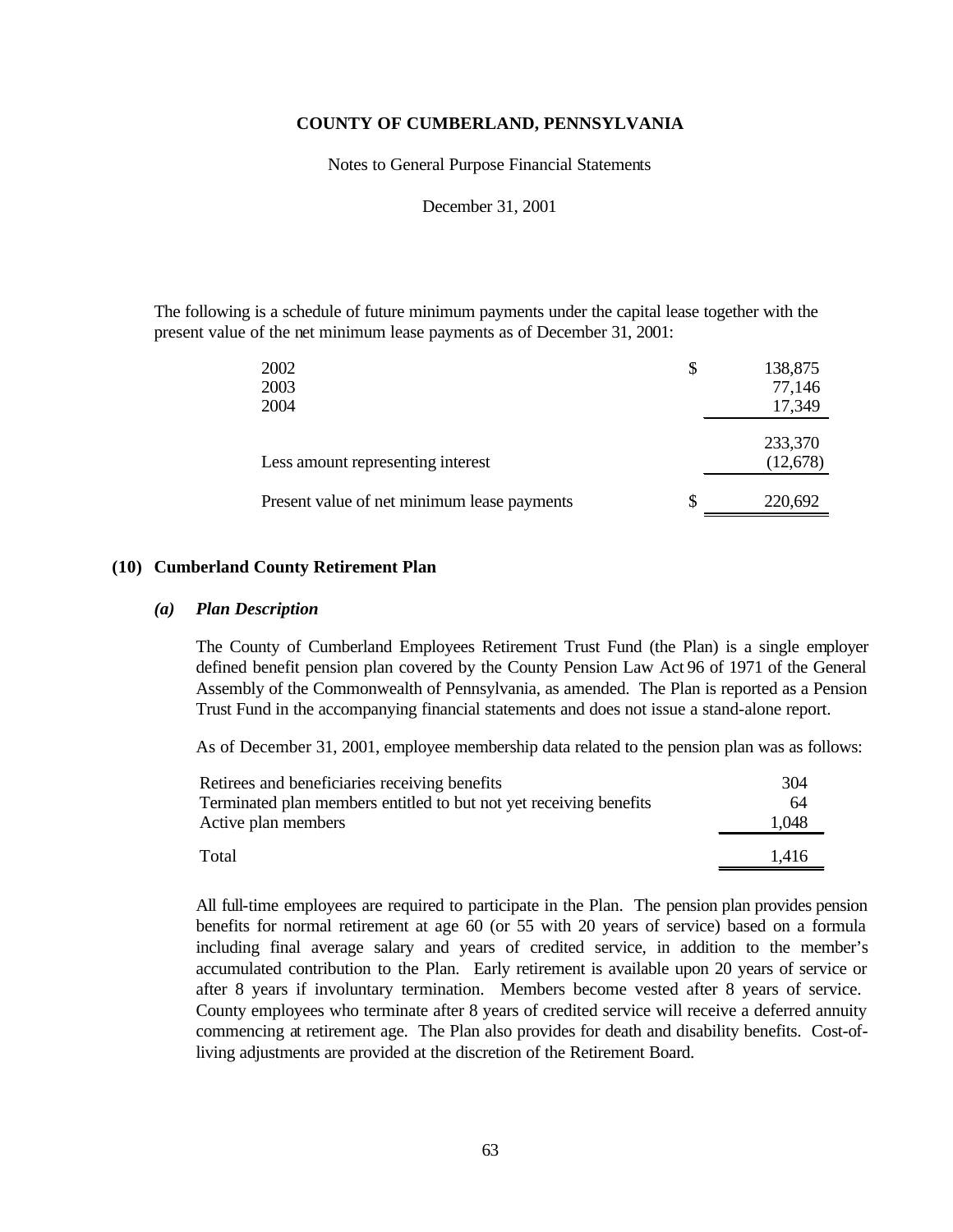The following is a schedule of future minimum payments under the capital lease together with the present value of the net minimum lease payments as of December 31, 2001:

| | | |
|---|---|---|
| 2002 | $ | 138,875 |
| 2003 | | 77,146 |
| 2004 | | 17,349 |
| | | 233,370 |
| Less amount representing interest | | (12,678) |
| Present value of net minimum lease payments | $ | 220,692 |

## (10) Cumberland County Retirement Plan

### *(a) Plan Description*

The County of Cumberland Employees Retirement Trust Fund (the Plan) is a single employer defined benefit pension plan covered by the County Pension Law Act 96 of 1971 of the General Assembly of the Commonwealth of Pennsylvania, as amended. The Plan is reported as a Pension Trust Fund in the accompanying financial statements and does not issue a stand-alone report.

As of December 31, 2001, employee membership data related to the pension plan was as follows:

| | |
|---|---|
| Retirees and beneficiaries receiving benefits | 304 |
| Terminated plan members entitled to but not yet receiving benefits | 64 |
| Active plan members | 1,048 |
| Total | 1,416 |

All full-time employees are required to participate in the Plan. The pension plan provides pension benefits for normal retirement at age 60 (or 55 with 20 years of service) based on a formula including final average salary and years of credited service, in addition to the member's accumulated contribution to the Plan. Early retirement is available upon 20 years of service or after 8 years if involuntary termination. Members become vested after 8 years of service. County employees who terminate after 8 years of credited service will receive a deferred annuity commencing at retirement age. The Plan also provides for death and disability benefits. Cost-of-living adjustments are provided at the discretion of the Retirement Board.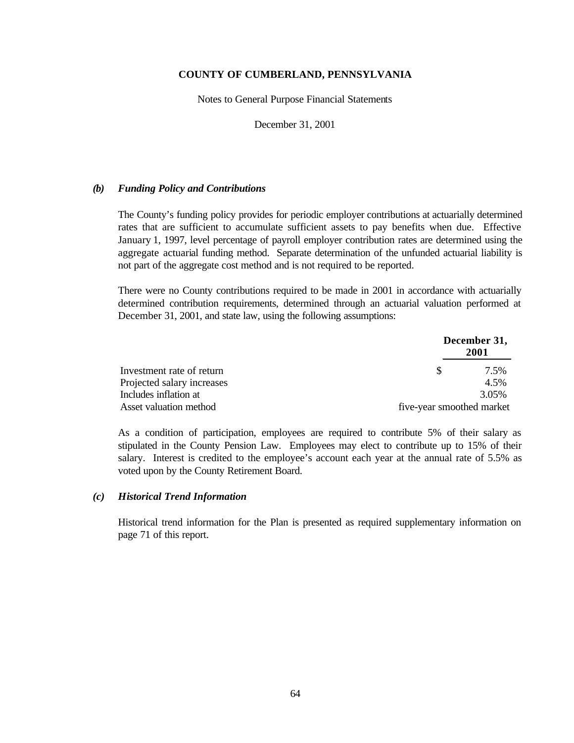COUNTY OF CUMBERLAND, PENNSYLVANIA

Notes to General Purpose Financial Statements

December 31, 2001

***(b) Funding Policy and Contributions***

The County's funding policy provides for periodic employer contributions at actuarially determined rates that are sufficient to accumulate sufficient assets to pay benefits when due. Effective January 1, 1997, level percentage of payroll employer contribution rates are determined using the aggregate actuarial funding method. Separate determination of the unfunded actuarial liability is not part of the aggregate cost method and is not required to be reported.

There were no County contributions required to be made in 2001 in accordance with actuarially determined contribution requirements, determined through an actuarial valuation performed at December 31, 2001, and state law, using the following assumptions:

| | | December 31, 2001 |
|---|---|---|
| Investment rate of return | $ | 7.5% |
| Projected salary increases | | 4.5% |
| Includes inflation at | | 3.05% |
| Asset valuation method | | five-year smoothed market |

As a condition of participation, employees are required to contribute 5% of their salary as stipulated in the County Pension Law. Employees may elect to contribute up to 15% of their salary. Interest is credited to the employee's account each year at the annual rate of 5.5% as voted upon by the County Retirement Board.

***(c) Historical Trend Information***

Historical trend information for the Plan is presented as required supplementary information on page 71 of this report.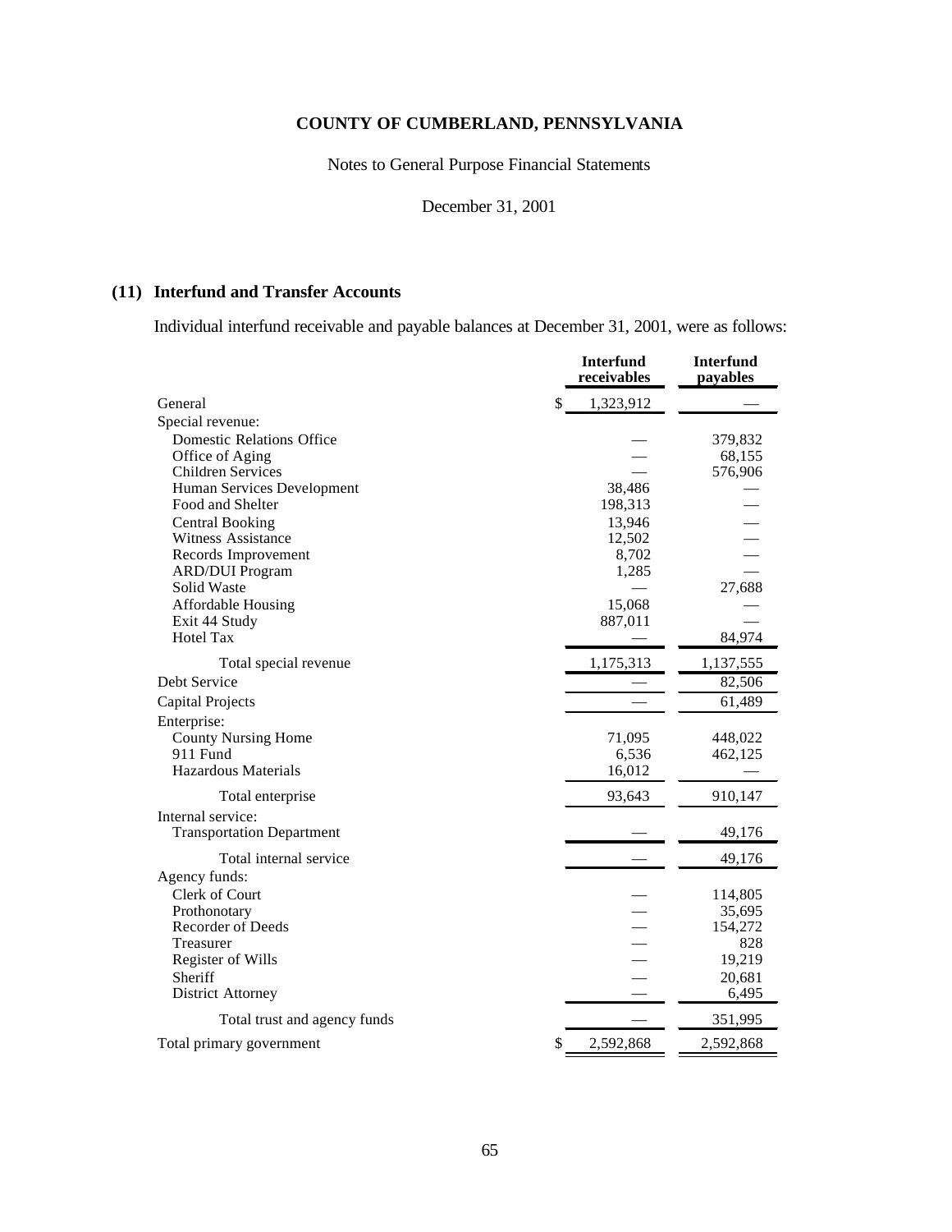# COUNTY OF CUMBERLAND, PENNSYLVANIA

Notes to General Purpose Financial Statements

December 31, 2001

## (11) Interfund and Transfer Accounts

Individual interfund receivable and payable balances at December 31, 2001, were as follows:

| | Interfund receivables | Interfund payables |
|---|---|---|
| General | $ 1,323,912 | — |
| Special revenue: | | |
| Domestic Relations Office | — | 379,832 |
| Office of Aging | — | 68,155 |
| Children Services | — | 576,906 |
| Human Services Development | 38,486 | — |
| Food and Shelter | 198,313 | — |
| Central Booking | 13,946 | — |
| Witness Assistance | 12,502 | — |
| Records Improvement | 8,702 | — |
| ARD/DUI Program | 1,285 | — |
| Solid Waste | — | 27,688 |
| Affordable Housing | 15,068 | — |
| Exit 44 Study | 887,011 | — |
| Hotel Tax | — | 84,974 |
| Total special revenue | 1,175,313 | 1,137,555 |
| Debt Service | — | 82,506 |
| Capital Projects | — | 61,489 |
| Enterprise: | | |
| County Nursing Home | 71,095 | 448,022 |
| 911 Fund | 6,536 | 462,125 |
| Hazardous Materials | 16,012 | — |
| Total enterprise | 93,643 | 910,147 |
| Internal service: | | |
| Transportation Department | — | 49,176 |
| Total internal service | — | 49,176 |
| Agency funds: | | |
| Clerk of Court | — | 114,805 |
| Prothonotary | — | 35,695 |
| Recorder of Deeds | — | 154,272 |
| Treasurer | — | 828 |
| Register of Wills | — | 19,219 |
| Sheriff | — | 20,681 |
| District Attorney | — | 6,495 |
| Total trust and agency funds | — | 351,995 |
| Total primary government | $ 2,592,868 | 2,592,868 |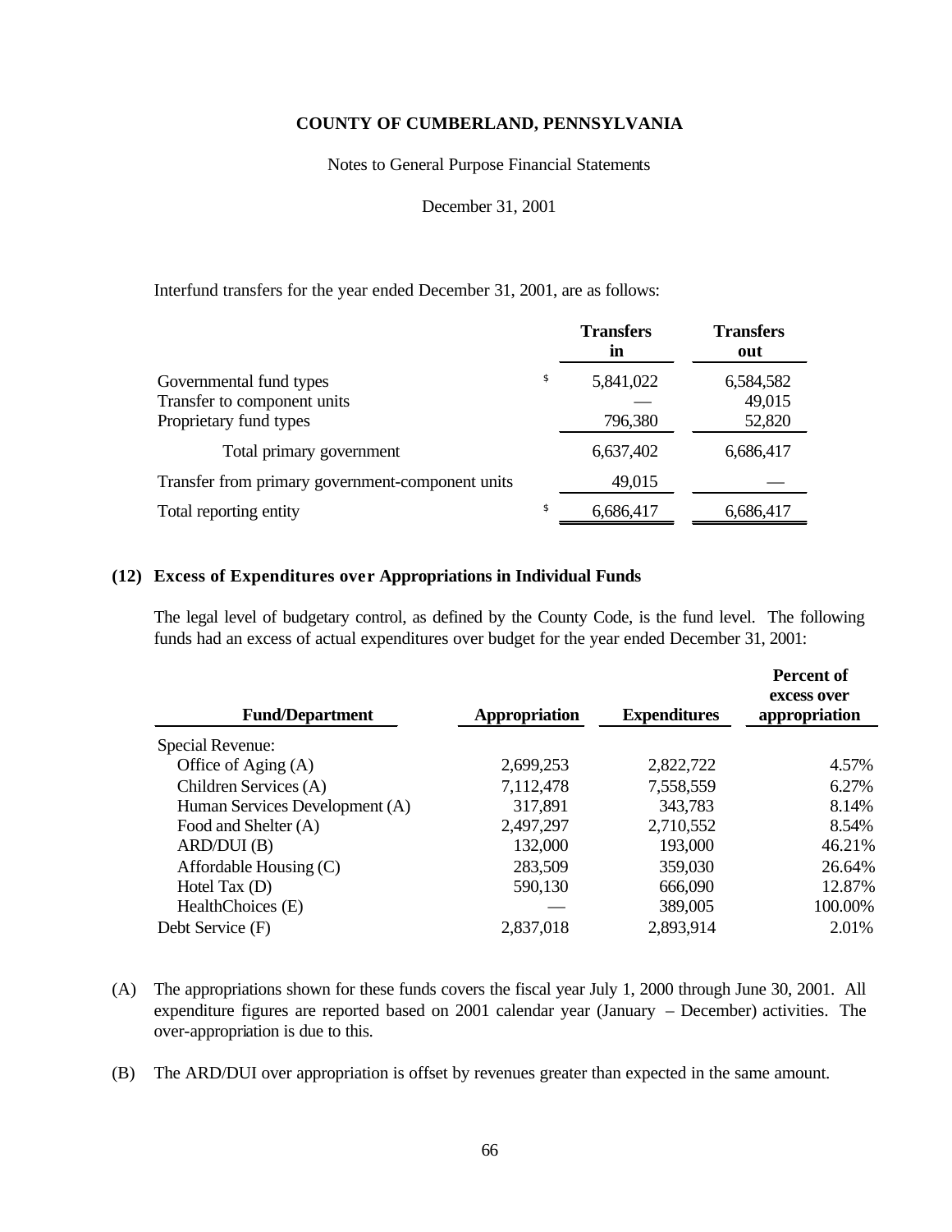COUNTY OF CUMBERLAND, PENNSYLVANIA

Notes to General Purpose Financial Statements

December 31, 2001

Interfund transfers for the year ended December 31, 2001, are as follows:

| | Transfers in | Transfers out |
|---|---|---|
| Governmental fund types | $ 5,841,022 | 6,584,582 |
| Transfer to component units | — | 49,015 |
| Proprietary fund types | 796,380 | 52,820 |
| Total primary government | 6,637,402 | 6,686,417 |
| Transfer from primary government-component units | 49,015 | — |
| Total reporting entity | $ 6,686,417 | 6,686,417 |

## (12) Excess of Expenditures over Appropriations in Individual Funds

The legal level of budgetary control, as defined by the County Code, is the fund level. The following funds had an excess of actual expenditures over budget for the year ended December 31, 2001:

| Fund/Department | Appropriation | Expenditures | Percent of excess over appropriation |
|---|---|---|---|
| Special Revenue: | | | |
| Office of Aging (A) | 2,699,253 | 2,822,722 | 4.57% |
| Children Services (A) | 7,112,478 | 7,558,559 | 6.27% |
| Human Services Development (A) | 317,891 | 343,783 | 8.14% |
| Food and Shelter (A) | 2,497,297 | 2,710,552 | 8.54% |
| ARD/DUI (B) | 132,000 | 193,000 | 46.21% |
| Affordable Housing (C) | 283,509 | 359,030 | 26.64% |
| Hotel Tax (D) | 590,130 | 666,090 | 12.87% |
| HealthChoices (E) | — | 389,005 | 100.00% |
| Debt Service (F) | 2,837,018 | 2,893,914 | 2.01% |

(A) The appropriations shown for these funds covers the fiscal year July 1, 2000 through June 30, 2001. All expenditure figures are reported based on 2001 calendar year (January – December) activities. The over-appropriation is due to this.

(B) The ARD/DUI over appropriation is offset by revenues greater than expected in the same amount.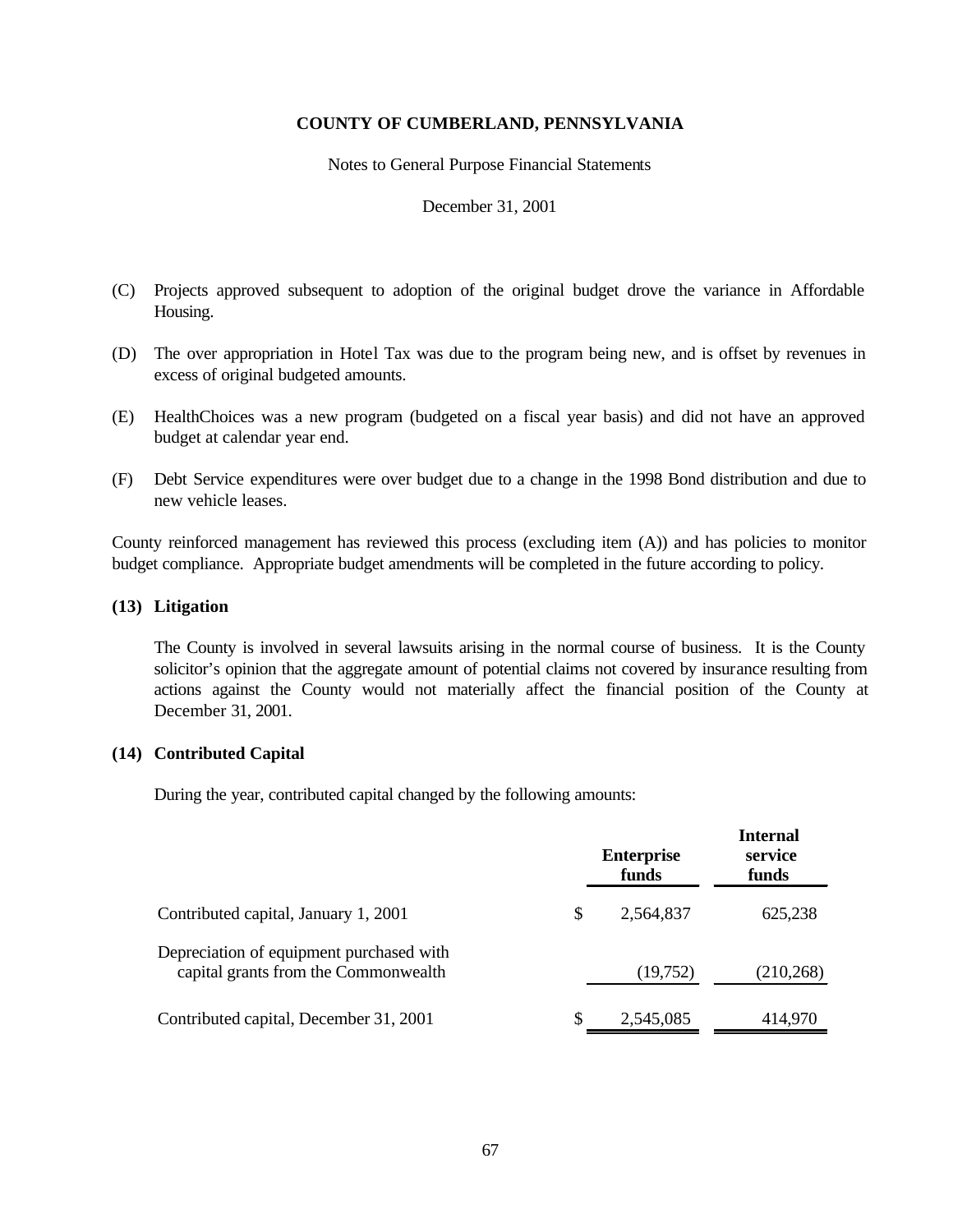(C) Projects approved subsequent to adoption of the original budget drove the variance in Affordable Housing.

(D) The over appropriation in Hotel Tax was due to the program being new, and is offset by revenues in excess of original budgeted amounts.

(E) HealthChoices was a new program (budgeted on a fiscal year basis) and did not have an approved budget at calendar year end.

(F) Debt Service expenditures were over budget due to a change in the 1998 Bond distribution and due to new vehicle leases.

County reinforced management has reviewed this process (excluding item (A)) and has policies to monitor budget compliance. Appropriate budget amendments will be completed in the future according to policy.

**(13) Litigation**

The County is involved in several lawsuits arising in the normal course of business. It is the County solicitor's opinion that the aggregate amount of potential claims not covered by insurance resulting from actions against the County would not materially affect the financial position of the County at December 31, 2001.

**(14) Contributed Capital**

During the year, contributed capital changed by the following amounts:

| | Enterprise funds | Internal service funds |
|---|---|---|
| Contributed capital, January 1, 2001 | $ 2,564,837 | 625,238 |
| Depreciation of equipment purchased with capital grants from the Commonwealth | (19,752) | (210,268) |
| Contributed capital, December 31, 2001 | $ 2,545,085 | 414,970 |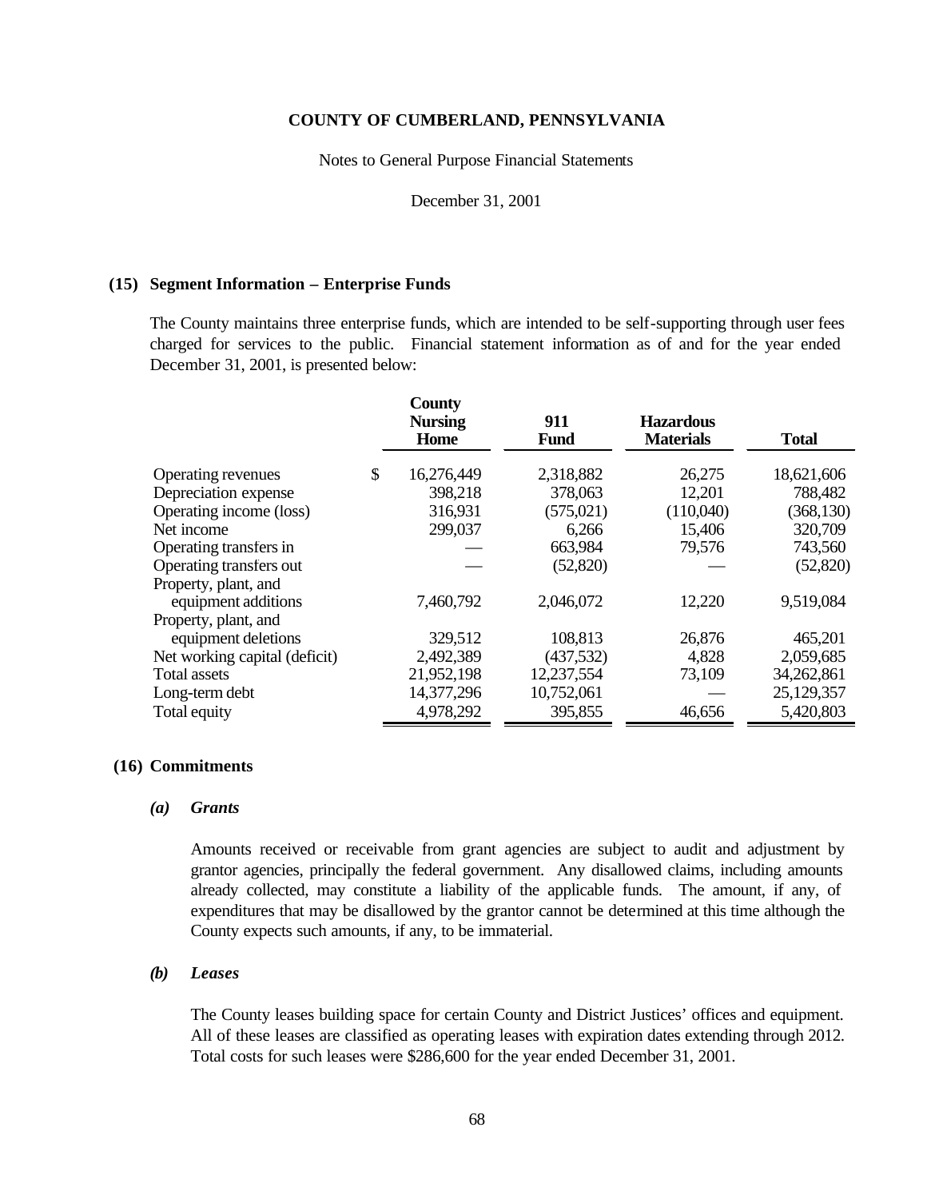COUNTY OF CUMBERLAND, PENNSYLVANIA

Notes to General Purpose Financial Statements

December 31, 2001

## (15) Segment Information – Enterprise Funds

The County maintains three enterprise funds, which are intended to be self-supporting through user fees charged for services to the public. Financial statement information as of and for the year ended December 31, 2001, is presented below:

| | County Nursing Home | 911 Fund | Hazardous Materials | Total |
|---|---|---|---|---|
| Operating revenues | $ 16,276,449 | 2,318,882 | 26,275 | 18,621,606 |
| Depreciation expense | 398,218 | 378,063 | 12,201 | 788,482 |
| Operating income (loss) | 316,931 | (575,021) | (110,040) | (368,130) |
| Net income | 299,037 | 6,266 | 15,406 | 320,709 |
| Operating transfers in | — | 663,984 | 79,576 | 743,560 |
| Operating transfers out | — | (52,820) | — | (52,820) |
| Property, plant, and equipment additions | 7,460,792 | 2,046,072 | 12,220 | 9,519,084 |
| Property, plant, and equipment deletions | 329,512 | 108,813 | 26,876 | 465,201 |
| Net working capital (deficit) | 2,492,389 | (437,532) | 4,828 | 2,059,685 |
| Total assets | 21,952,198 | 12,237,554 | 73,109 | 34,262,861 |
| Long-term debt | 14,377,296 | 10,752,061 | — | 25,129,357 |
| Total equity | 4,978,292 | 395,855 | 46,656 | 5,420,803 |

## (16) Commitments

### *(a) Grants*

Amounts received or receivable from grant agencies are subject to audit and adjustment by grantor agencies, principally the federal government. Any disallowed claims, including amounts already collected, may constitute a liability of the applicable funds. The amount, if any, of expenditures that may be disallowed by the grantor cannot be determined at this time although the County expects such amounts, if any, to be immaterial.

### *(b) Leases*

The County leases building space for certain County and District Justices' offices and equipment. All of these leases are classified as operating leases with expiration dates extending through 2012. Total costs for such leases were $286,600 for the year ended December 31, 2001.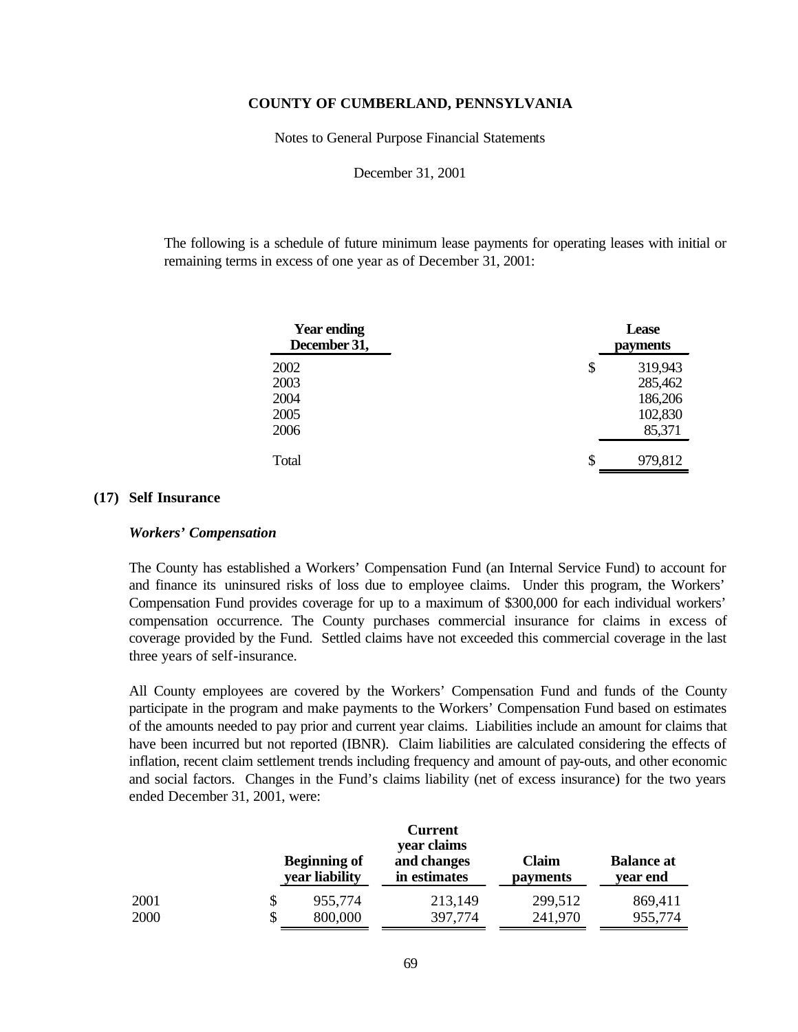The following is a schedule of future minimum lease payments for operating leases with initial or remaining terms in excess of one year as of December 31, 2001:

| Year ending December 31, | Lease payments |
|---|---|
| 2002 | $ 319,943 |
| 2003 | 285,462 |
| 2004 | 186,206 |
| 2005 | 102,830 |
| 2006 | 85,371 |
| Total | $ 979,812 |

## (17) Self Insurance

### *Workers' Compensation*

The County has established a Workers' Compensation Fund (an Internal Service Fund) to account for and finance its uninsured risks of loss due to employee claims. Under this program, the Workers' Compensation Fund provides coverage for up to a maximum of $300,000 for each individual workers' compensation occurrence. The County purchases commercial insurance for claims in excess of coverage provided by the Fund. Settled claims have not exceeded this commercial coverage in the last three years of self-insurance.

All County employees are covered by the Workers' Compensation Fund and funds of the County participate in the program and make payments to the Workers' Compensation Fund based on estimates of the amounts needed to pay prior and current year claims. Liabilities include an amount for claims that have been incurred but not reported (IBNR). Claim liabilities are calculated considering the effects of inflation, recent claim settlement trends including frequency and amount of pay-outs, and other economic and social factors. Changes in the Fund's claims liability (net of excess insurance) for the two years ended December 31, 2001, were:

| | Beginning of year liability | Current year claims and changes in estimates | Claim payments | Balance at year end |
|---|---|---|---|---|
| 2001 | $ 955,774 | 213,149 | 299,512 | 869,411 |
| 2000 | $ 800,000 | 397,774 | 241,970 | 955,774 |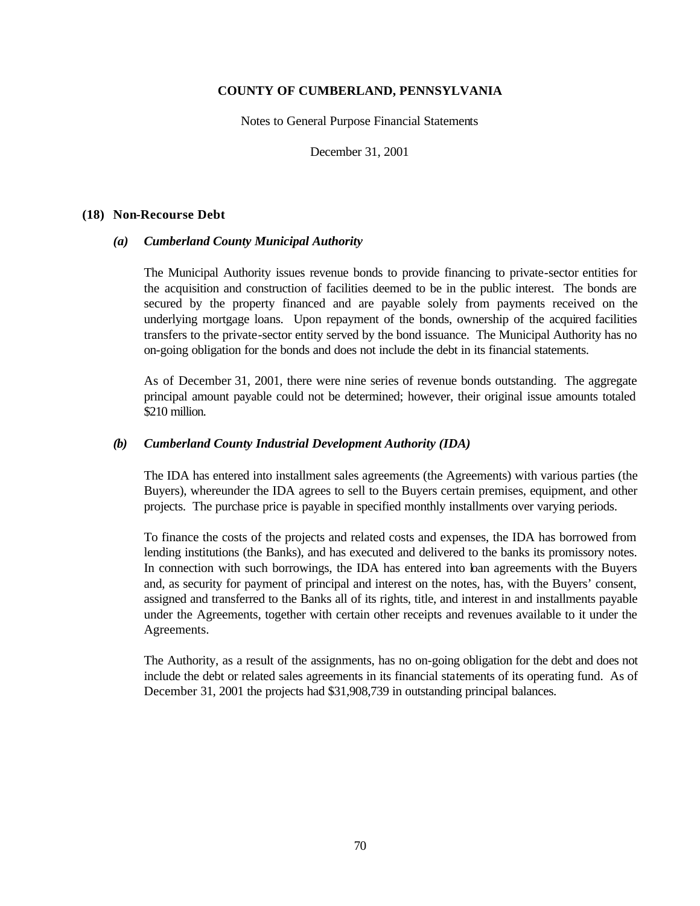## (18) Non-Recourse Debt

### *(a) Cumberland County Municipal Authority*

The Municipal Authority issues revenue bonds to provide financing to private-sector entities for the acquisition and construction of facilities deemed to be in the public interest. The bonds are secured by the property financed and are payable solely from payments received on the underlying mortgage loans. Upon repayment of the bonds, ownership of the acquired facilities transfers to the private-sector entity served by the bond issuance. The Municipal Authority has no on-going obligation for the bonds and does not include the debt in its financial statements.

As of December 31, 2001, there were nine series of revenue bonds outstanding. The aggregate principal amount payable could not be determined; however, their original issue amounts totaled $210 million.

### *(b) Cumberland County Industrial Development Authority (IDA)*

The IDA has entered into installment sales agreements (the Agreements) with various parties (the Buyers), whereunder the IDA agrees to sell to the Buyers certain premises, equipment, and other projects. The purchase price is payable in specified monthly installments over varying periods.

To finance the costs of the projects and related costs and expenses, the IDA has borrowed from lending institutions (the Banks), and has executed and delivered to the banks its promissory notes. In connection with such borrowings, the IDA has entered into loan agreements with the Buyers and, as security for payment of principal and interest on the notes, has, with the Buyers' consent, assigned and transferred to the Banks all of its rights, title, and interest in and installments payable under the Agreements, together with certain other receipts and revenues available to it under the Agreements.

The Authority, as a result of the assignments, has no on-going obligation for the debt and does not include the debt or related sales agreements in its financial statements of its operating fund. As of December 31, 2001 the projects had $31,908,739 in outstanding principal balances.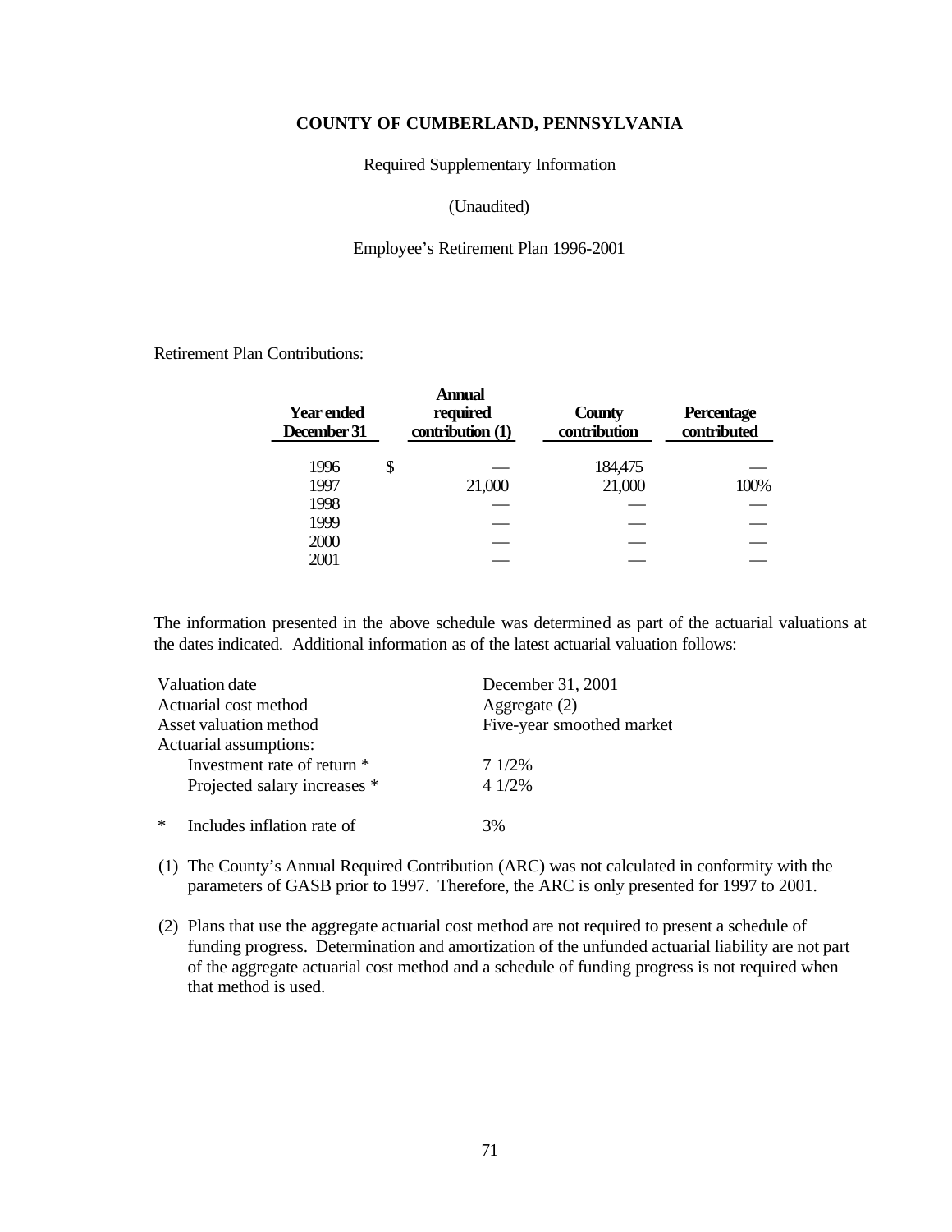**COUNTY OF CUMBERLAND, PENNSYLVANIA**

Required Supplementary Information

(Unaudited)

Employee's Retirement Plan 1996-2001

Retirement Plan Contributions:

| Year ended December 31 | Annual required contribution (1) | County contribution | Percentage contributed |
|---|---|---|---|
| 1996 | $ — | 184,475 | — |
| 1997 | 21,000 | 21,000 | 100% |
| 1998 | — | — | — |
| 1999 | — | — | — |
| 2000 | — | — | — |
| 2001 | — | — | — |

The information presented in the above schedule was determined as part of the actuarial valuations at the dates indicated. Additional information as of the latest actuarial valuation follows:

| | |
|---|---|
| Valuation date | December 31, 2001 |
| Actuarial cost method | Aggregate (2) |
| Asset valuation method | Five-year smoothed market |
| Actuarial assumptions: | |
| Investment rate of return * | 7 1/2% |
| Projected salary increases * | 4 1/2% |
| * Includes inflation rate of | 3% |

(1) The County's Annual Required Contribution (ARC) was not calculated in conformity with the parameters of GASB prior to 1997. Therefore, the ARC is only presented for 1997 to 2001.

(2) Plans that use the aggregate actuarial cost method are not required to present a schedule of funding progress. Determination and amortization of the unfunded actuarial liability are not part of the aggregate actuarial cost method and a schedule of funding progress is not required when that method is used.